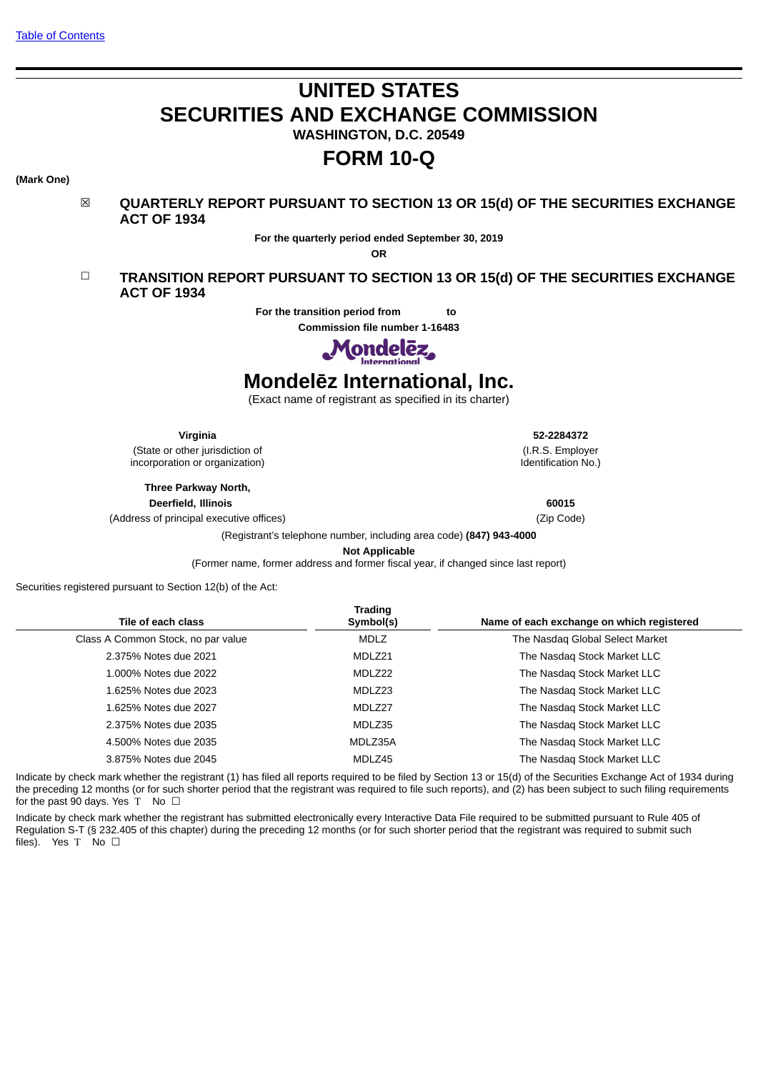[Table of Contents](#)

# UNITED STATES
# SECURITIES AND EXCHANGE COMMISSION
**WASHINGTON, D.C. 20549**

# FORM 10-Q

**(Mark One)**

☒ **QUARTERLY REPORT PURSUANT TO SECTION 13 OR 15(d) OF THE SECURITIES EXCHANGE ACT OF 1934**

**For the quarterly period ended September 30, 2019**

**OR**

☐ **TRANSITION REPORT PURSUANT TO SECTION 13 OR 15(d) OF THE SECURITIES EXCHANGE ACT OF 1934**

**For the transition period from to**

**Commission file number 1-16483**

# Mondelēz International, Inc.
(Exact name of registrant as specified in its charter)

| **Virginia** | **52-2284372** |
|---|---|
| (State or other jurisdiction of incorporation or organization) | (I.R.S. Employer Identification No.) |
| **Three Parkway North, Deerfield, Illinois** | **60015** |
| (Address of principal executive offices) | (Zip Code) |

(Registrant's telephone number, including area code) **(847) 943-4000**

**Not Applicable**
(Former name, former address and former fiscal year, if changed since last report)

Securities registered pursuant to Section 12(b) of the Act:

| Tile of each class | Trading Symbol(s) | Name of each exchange on which registered |
|---|---|---|
| Class A Common Stock, no par value | MDLZ | The Nasdaq Global Select Market |
| 2.375% Notes due 2021 | MDLZ21 | The Nasdaq Stock Market LLC |
| 1.000% Notes due 2022 | MDLZ22 | The Nasdaq Stock Market LLC |
| 1.625% Notes due 2023 | MDLZ23 | The Nasdaq Stock Market LLC |
| 1.625% Notes due 2027 | MDLZ27 | The Nasdaq Stock Market LLC |
| 2.375% Notes due 2035 | MDLZ35 | The Nasdaq Stock Market LLC |
| 4.500% Notes due 2035 | MDLZ35A | The Nasdaq Stock Market LLC |
| 3.875% Notes due 2045 | MDLZ45 | The Nasdaq Stock Market LLC |

Indicate by check mark whether the registrant (1) has filed all reports required to be filed by Section 13 or 15(d) of the Securities Exchange Act of 1934 during the preceding 12 months (or for such shorter period that the registrant was required to file such reports), and (2) has been subject to such filing requirements for the past 90 days. Yes T No ☐

Indicate by check mark whether the registrant has submitted electronically every Interactive Data File required to be submitted pursuant to Rule 405 of Regulation S-T (§ 232.405 of this chapter) during the preceding 12 months (or for such shorter period that the registrant was required to submit such files). Yes T No ☐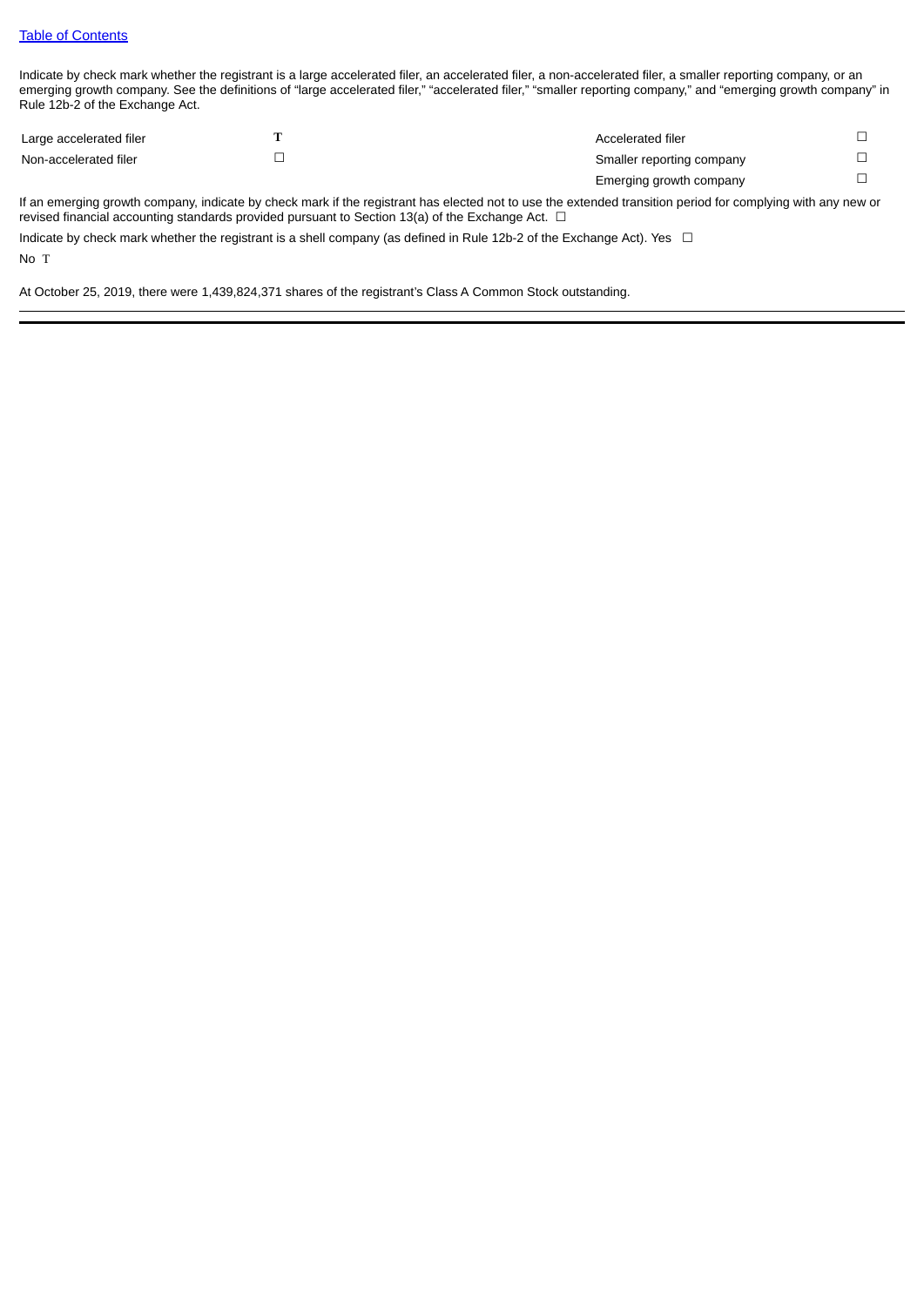[Table of Contents]

Indicate by check mark whether the registrant is a large accelerated filer, an accelerated filer, a non-accelerated filer, a smaller reporting company, or an emerging growth company. See the definitions of “large accelerated filer,” “accelerated filer,” “smaller reporting company,” and “emerging growth company” in Rule 12b-2 of the Exchange Act.

| | | | |
|---|---|---|---|
| Large accelerated filer | T | Accelerated filer | ☐ |
| Non-accelerated filer | ☐ | Smaller reporting company | ☐ |
| | | Emerging growth company | ☐ |

If an emerging growth company, indicate by check mark if the registrant has elected not to use the extended transition period for complying with any new or revised financial accounting standards provided pursuant to Section 13(a) of the Exchange Act. ☐

Indicate by check mark whether the registrant is a shell company (as defined in Rule 12b-2 of the Exchange Act). Yes ☐

No T

At October 25, 2019, there were 1,439,824,371 shares of the registrant’s Class A Common Stock outstanding.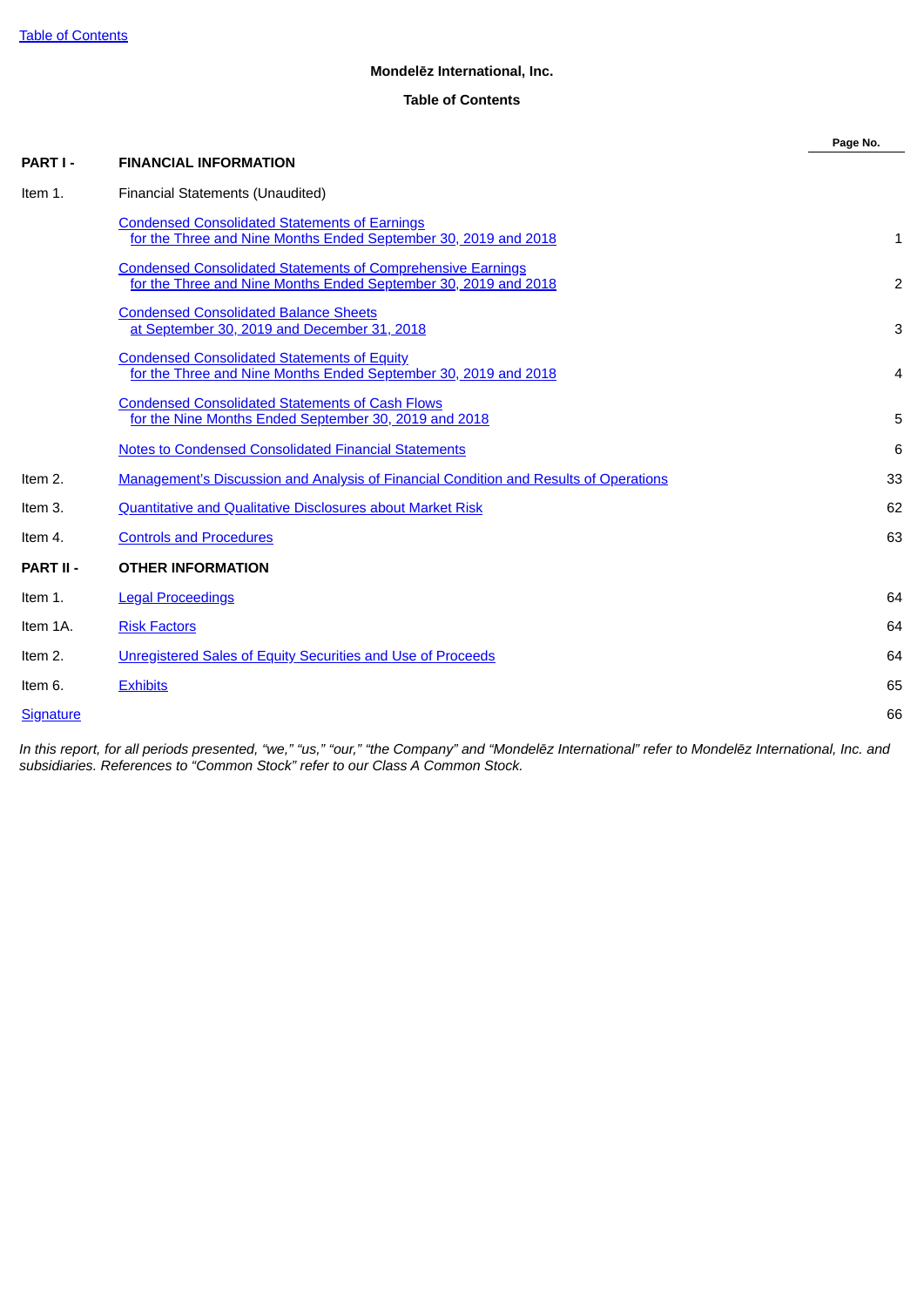[Table of Contents]

**Mondelēz International, Inc.**

**Table of Contents**

| | | Page No. |
|---|---|---|
| **PART I -** | **FINANCIAL INFORMATION** | |
| Item 1. | Financial Statements (Unaudited) | |
| | Condensed Consolidated Statements of Earnings for the Three and Nine Months Ended September 30, 2019 and 2018 | 1 |
| | Condensed Consolidated Statements of Comprehensive Earnings for the Three and Nine Months Ended September 30, 2019 and 2018 | 2 |
| | Condensed Consolidated Balance Sheets at September 30, 2019 and December 31, 2018 | 3 |
| | Condensed Consolidated Statements of Equity for the Three and Nine Months Ended September 30, 2019 and 2018 | 4 |
| | Condensed Consolidated Statements of Cash Flows for the Nine Months Ended September 30, 2019 and 2018 | 5 |
| | Notes to Condensed Consolidated Financial Statements | 6 |
| Item 2. | Management's Discussion and Analysis of Financial Condition and Results of Operations | 33 |
| Item 3. | Quantitative and Qualitative Disclosures about Market Risk | 62 |
| Item 4. | Controls and Procedures | 63 |
| **PART II -** | **OTHER INFORMATION** | |
| Item 1. | Legal Proceedings | 64 |
| Item 1A. | Risk Factors | 64 |
| Item 2. | Unregistered Sales of Equity Securities and Use of Proceeds | 64 |
| Item 6. | Exhibits | 65 |
| Signature | | 66 |

*In this report, for all periods presented, "we," "us," "our," "the Company" and "Mondelēz International" refer to Mondelēz International, Inc. and subsidiaries. References to "Common Stock" refer to our Class A Common Stock.*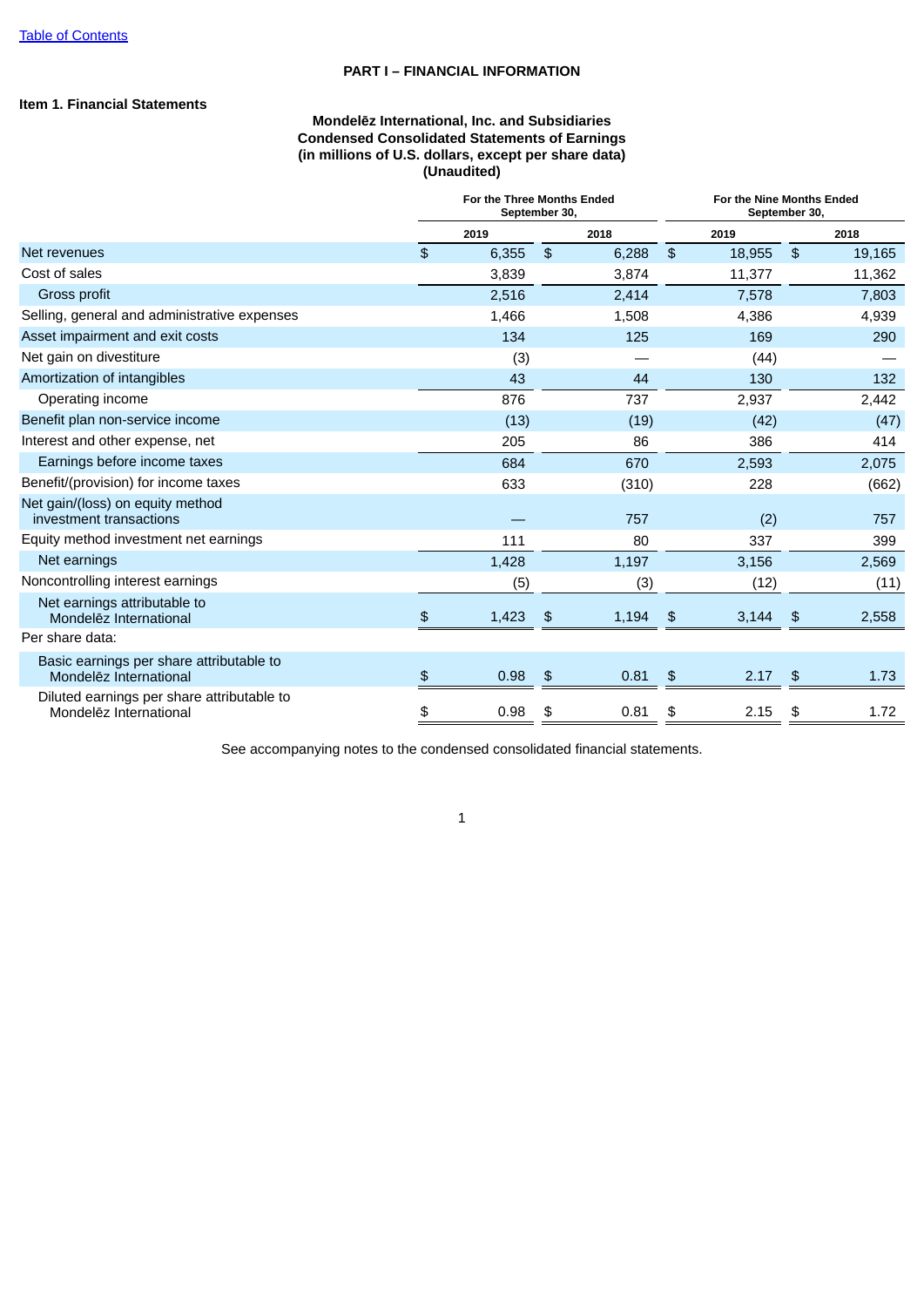Table of Contents

# PART I – FINANCIAL INFORMATION

## Item 1. Financial Statements

### Mondelēz International, Inc. and Subsidiaries
### Condensed Consolidated Statements of Earnings
### (in millions of U.S. dollars, except per share data)
### (Unaudited)

| | For the Three Months Ended September 30, | | For the Nine Months Ended September 30, | |
|---|---|---|---|---|
| | 2019 | 2018 | 2019 | 2018 |
| Net revenues | $ 6,355 | $ 6,288 | $ 18,955 | $ 19,165 |
| Cost of sales | 3,839 | 3,874 | 11,377 | 11,362 |
| Gross profit | 2,516 | 2,414 | 7,578 | 7,803 |
| Selling, general and administrative expenses | 1,466 | 1,508 | 4,386 | 4,939 |
| Asset impairment and exit costs | 134 | 125 | 169 | 290 |
| Net gain on divestiture | (3) | — | (44) | — |
| Amortization of intangibles | 43 | 44 | 130 | 132 |
| Operating income | 876 | 737 | 2,937 | 2,442 |
| Benefit plan non-service income | (13) | (19) | (42) | (47) |
| Interest and other expense, net | 205 | 86 | 386 | 414 |
| Earnings before income taxes | 684 | 670 | 2,593 | 2,075 |
| Benefit/(provision) for income taxes | 633 | (310) | 228 | (662) |
| Net gain/(loss) on equity method investment transactions | — | 757 | (2) | 757 |
| Equity method investment net earnings | 111 | 80 | 337 | 399 |
| Net earnings | 1,428 | 1,197 | 3,156 | 2,569 |
| Noncontrolling interest earnings | (5) | (3) | (12) | (11) |
| Net earnings attributable to Mondelēz International | $ 1,423 | $ 1,194 | $ 3,144 | $ 2,558 |
| Per share data: | | | | |
| Basic earnings per share attributable to Mondelēz International | $ 0.98 | $ 0.81 | $ 2.17 | $ 1.73 |
| Diluted earnings per share attributable to Mondelēz International | $ 0.98 | $ 0.81 | $ 2.15 | $ 1.72 |

See accompanying notes to the condensed consolidated financial statements.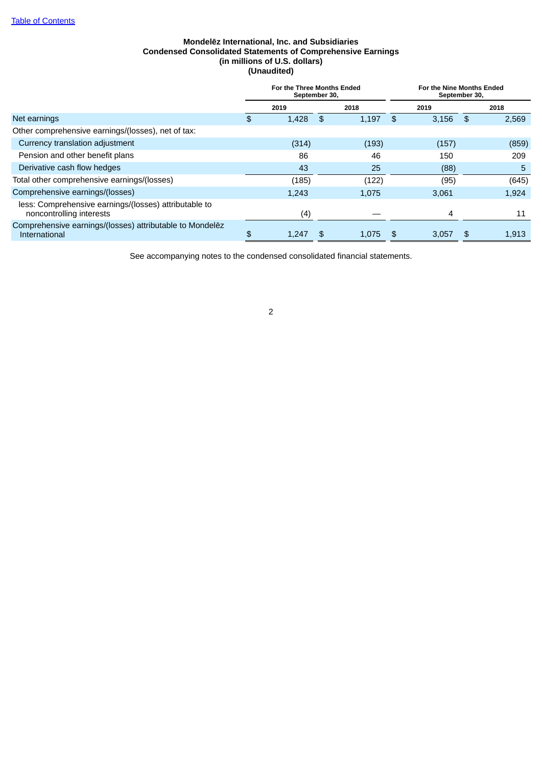[Table of Contents]

**Mondelēz International, Inc. and Subsidiaries**
**Condensed Consolidated Statements of Comprehensive Earnings**
**(in millions of U.S. dollars)**
**(Unaudited)**

| | For the Three Months Ended September 30, | | For the Nine Months Ended September 30, | |
|---|---|---|---|---|
| | 2019 | 2018 | 2019 | 2018 |
| Net earnings | $ 1,428 | $ 1,197 | $ 3,156 | $ 2,569 |
| Other comprehensive earnings/(losses), net of tax: | | | | |
| Currency translation adjustment | (314) | (193) | (157) | (859) |
| Pension and other benefit plans | 86 | 46 | 150 | 209 |
| Derivative cash flow hedges | 43 | 25 | (88) | 5 |
| Total other comprehensive earnings/(losses) | (185) | (122) | (95) | (645) |
| Comprehensive earnings/(losses) | 1,243 | 1,075 | 3,061 | 1,924 |
| less: Comprehensive earnings/(losses) attributable to noncontrolling interests | (4) | — | 4 | 11 |
| Comprehensive earnings/(losses) attributable to Mondelēz International | $ 1,247 | $ 1,075 | $ 3,057 | $ 1,913 |

See accompanying notes to the condensed consolidated financial statements.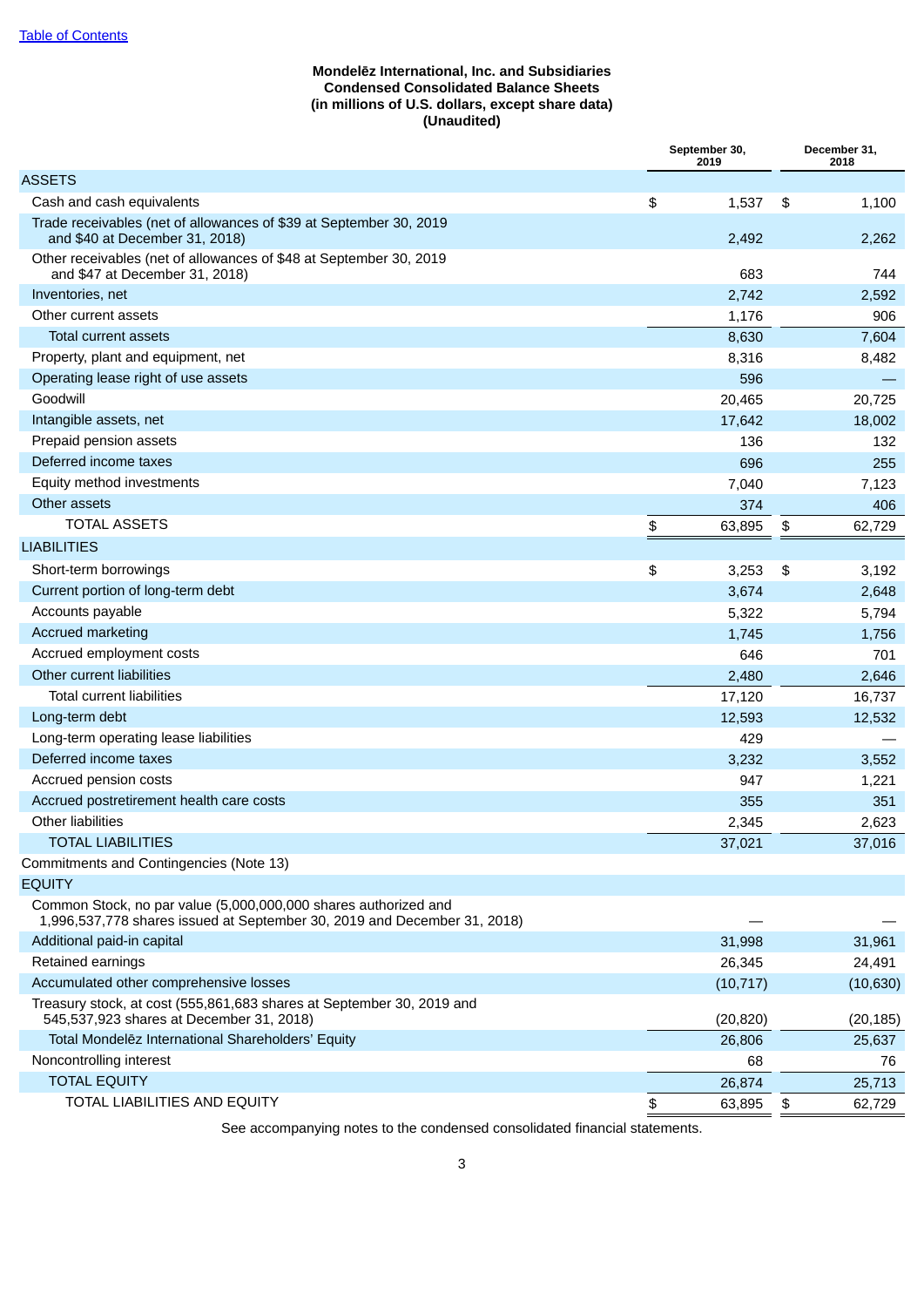Table of Contents

**Mondelēz International, Inc. and Subsidiaries**
**Condensed Consolidated Balance Sheets**
**(in millions of U.S. dollars, except share data)**
**(Unaudited)**

| | September 30, 2019 | December 31, 2018 |
|---|---|---|
| ASSETS | | |
| Cash and cash equivalents | $ 1,537 | $ 1,100 |
| Trade receivables (net of allowances of $39 at September 30, 2019 and $40 at December 31, 2018) | 2,492 | 2,262 |
| Other receivables (net of allowances of $48 at September 30, 2019 and $47 at December 31, 2018) | 683 | 744 |
| Inventories, net | 2,742 | 2,592 |
| Other current assets | 1,176 | 906 |
| Total current assets | 8,630 | 7,604 |
| Property, plant and equipment, net | 8,316 | 8,482 |
| Operating lease right of use assets | 596 | — |
| Goodwill | 20,465 | 20,725 |
| Intangible assets, net | 17,642 | 18,002 |
| Prepaid pension assets | 136 | 132 |
| Deferred income taxes | 696 | 255 |
| Equity method investments | 7,040 | 7,123 |
| Other assets | 374 | 406 |
| TOTAL ASSETS | $ 63,895 | $ 62,729 |
| LIABILITIES | | |
| Short-term borrowings | $ 3,253 | $ 3,192 |
| Current portion of long-term debt | 3,674 | 2,648 |
| Accounts payable | 5,322 | 5,794 |
| Accrued marketing | 1,745 | 1,756 |
| Accrued employment costs | 646 | 701 |
| Other current liabilities | 2,480 | 2,646 |
| Total current liabilities | 17,120 | 16,737 |
| Long-term debt | 12,593 | 12,532 |
| Long-term operating lease liabilities | 429 | — |
| Deferred income taxes | 3,232 | 3,552 |
| Accrued pension costs | 947 | 1,221 |
| Accrued postretirement health care costs | 355 | 351 |
| Other liabilities | 2,345 | 2,623 |
| TOTAL LIABILITIES | 37,021 | 37,016 |
| Commitments and Contingencies (Note 13) | | |
| EQUITY | | |
| Common Stock, no par value (5,000,000,000 shares authorized and 1,996,537,778 shares issued at September 30, 2019 and December 31, 2018) | — | — |
| Additional paid-in capital | 31,998 | 31,961 |
| Retained earnings | 26,345 | 24,491 |
| Accumulated other comprehensive losses | (10,717) | (10,630) |
| Treasury stock, at cost (555,861,683 shares at September 30, 2019 and 545,537,923 shares at December 31, 2018) | (20,820) | (20,185) |
| Total Mondelēz International Shareholders' Equity | 26,806 | 25,637 |
| Noncontrolling interest | 68 | 76 |
| TOTAL EQUITY | 26,874 | 25,713 |
| TOTAL LIABILITIES AND EQUITY | $ 63,895 | $ 62,729 |

See accompanying notes to the condensed consolidated financial statements.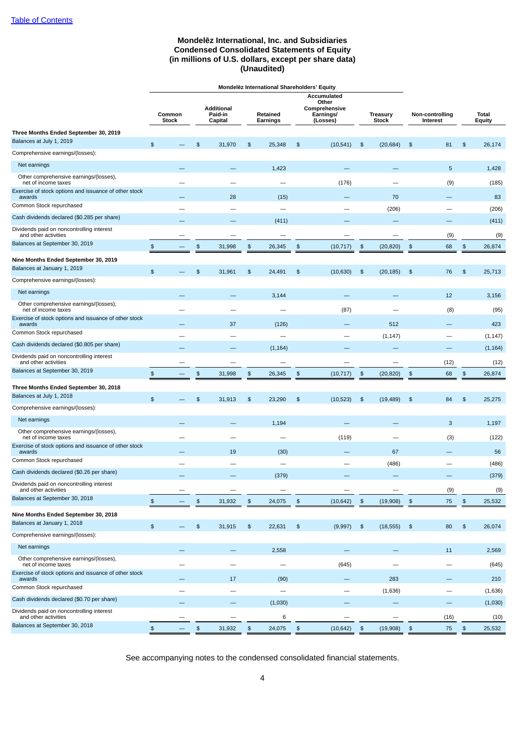Table of Contents

# Mondelēz International, Inc. and Subsidiaries
## Condensed Consolidated Statements of Equity
### (in millions of U.S. dollars, except per share data)
### (Unaudited)

| | Mondelēz International Shareholders' Equity | | | | | | |
|---|---|---|---|---|---|---|---|
| | Common Stock | Additional Paid-in Capital | Retained Earnings | Accumulated Other Comprehensive Earnings/ (Losses) | Treasury Stock | Non-controlling Interest | Total Equity |
| **Three Months Ended September 30, 2019** | | | | | | | |
| Balances at July 1, 2019 | $ — | $ 31,970 | $ 25,348 | $ (10,541) | $ (20,684) | $ 81 | $ 26,174 |
| Comprehensive earnings/(losses): | | | | | | | |
| Net earnings | — | — | 1,423 | — | — | 5 | 1,428 |
| Other comprehensive earnings/(losses), net of income taxes | — | — | — | (176) | — | (9) | (185) |
| Exercise of stock options and issuance of other stock awards | — | 28 | (15) | — | 70 | — | 83 |
| Common Stock repurchased | — | — | — | — | (206) | — | (206) |
| Cash dividends declared ($0.285 per share) | — | — | (411) | — | — | — | (411) |
| Dividends paid on noncontrolling interest and other activities | — | — | — | — | — | (9) | (9) |
| Balances at September 30, 2019 | $ — | $ 31,998 | $ 26,345 | $ (10,717) | $ (20,820) | $ 68 | $ 26,874 |
| **Nine Months Ended September 30, 2019** | | | | | | | |
| Balances at January 1, 2019 | $ — | $ 31,961 | $ 24,491 | $ (10,630) | $ (20,185) | $ 76 | $ 25,713 |
| Comprehensive earnings/(losses): | | | | | | | |
| Net earnings | — | — | 3,144 | — | — | 12 | 3,156 |
| Other comprehensive earnings/(losses), net of income taxes | — | — | — | (87) | — | (8) | (95) |
| Exercise of stock options and issuance of other stock awards | — | 37 | (126) | — | 512 | — | 423 |
| Common Stock repurchased | — | — | — | — | (1,147) | — | (1,147) |
| Cash dividends declared ($0.805 per share) | — | — | (1,164) | — | — | — | (1,164) |
| Dividends paid on noncontrolling interest and other activities | — | — | — | — | — | (12) | (12) |
| Balances at September 30, 2019 | $ — | $ 31,998 | $ 26,345 | $ (10,717) | $ (20,820) | $ 68 | $ 26,874 |
| **Three Months Ended September 30, 2018** | | | | | | | |
| Balances at July 1, 2018 | $ — | $ 31,913 | $ 23,290 | $ (10,523) | $ (19,489) | $ 84 | $ 25,275 |
| Comprehensive earnings/(losses): | | | | | | | |
| Net earnings | — | — | 1,194 | — | — | 3 | 1,197 |
| Other comprehensive earnings/(losses), net of income taxes | — | — | — | (119) | — | (3) | (122) |
| Exercise of stock options and issuance of other stock awards | — | 19 | (30) | — | 67 | — | 56 |
| Common Stock repurchased | — | — | — | — | (486) | — | (486) |
| Cash dividends declared ($0.26 per share) | — | — | (379) | — | — | — | (379) |
| Dividends paid on noncontrolling interest and other activities | — | — | — | — | — | (9) | (9) |
| Balances at September 30, 2018 | $ — | $ 31,932 | $ 24,075 | $ (10,642) | $ (19,908) | $ 75 | $ 25,532 |
| **Nine Months Ended September 30, 2018** | | | | | | | |
| Balances at January 1, 2018 | $ — | $ 31,915 | $ 22,631 | $ (9,997) | $ (18,555) | $ 80 | $ 26,074 |
| Comprehensive earnings/(losses): | | | | | | | |
| Net earnings | — | — | 2,558 | — | — | 11 | 2,569 |
| Other comprehensive earnings/(losses), net of income taxes | — | — | — | (645) | — | — | (645) |
| Exercise of stock options and issuance of other stock awards | — | 17 | (90) | — | 283 | — | 210 |
| Common Stock repurchased | — | — | — | — | (1,636) | — | (1,636) |
| Cash dividends declared ($0.70 per share) | — | — | (1,030) | — | — | — | (1,030) |
| Dividends paid on noncontrolling interest and other activities | — | — | 6 | — | — | (16) | (10) |
| Balances at September 30, 2018 | $ — | $ 31,932 | $ 24,075 | $ (10,642) | $ (19,908) | $ 75 | $ 25,532 |

See accompanying notes to the condensed consolidated financial statements.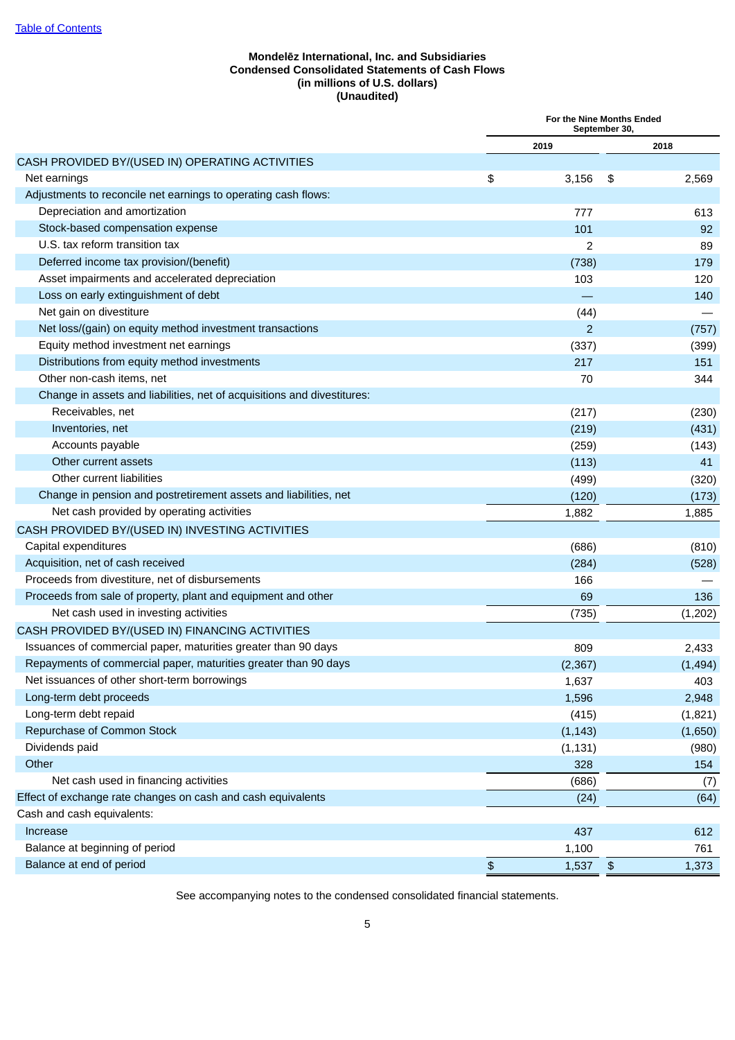[Table of Contents](#)

**Mondelēz International, Inc. and Subsidiaries**
**Condensed Consolidated Statements of Cash Flows**
**(in millions of U.S. dollars)**
**(Unaudited)**

| | For the Nine Months Ended September 30, | |
|---|---|---|
| | **2019** | **2018** |
| CASH PROVIDED BY/(USED IN) OPERATING ACTIVITIES | | |
| Net earnings | $ 3,156 | $ 2,569 |
| Adjustments to reconcile net earnings to operating cash flows: | | |
| Depreciation and amortization | 777 | 613 |
| Stock-based compensation expense | 101 | 92 |
| U.S. tax reform transition tax | 2 | 89 |
| Deferred income tax provision/(benefit) | (738) | 179 |
| Asset impairments and accelerated depreciation | 103 | 120 |
| Loss on early extinguishment of debt | — | 140 |
| Net gain on divestiture | (44) | — |
| Net loss/(gain) on equity method investment transactions | 2 | (757) |
| Equity method investment net earnings | (337) | (399) |
| Distributions from equity method investments | 217 | 151 |
| Other non-cash items, net | 70 | 344 |
| Change in assets and liabilities, net of acquisitions and divestitures: | | |
| Receivables, net | (217) | (230) |
| Inventories, net | (219) | (431) |
| Accounts payable | (259) | (143) |
| Other current assets | (113) | 41 |
| Other current liabilities | (499) | (320) |
| Change in pension and postretirement assets and liabilities, net | (120) | (173) |
| Net cash provided by operating activities | 1,882 | 1,885 |
| CASH PROVIDED BY/(USED IN) INVESTING ACTIVITIES | | |
| Capital expenditures | (686) | (810) |
| Acquisition, net of cash received | (284) | (528) |
| Proceeds from divestiture, net of disbursements | 166 | — |
| Proceeds from sale of property, plant and equipment and other | 69 | 136 |
| Net cash used in investing activities | (735) | (1,202) |
| CASH PROVIDED BY/(USED IN) FINANCING ACTIVITIES | | |
| Issuances of commercial paper, maturities greater than 90 days | 809 | 2,433 |
| Repayments of commercial paper, maturities greater than 90 days | (2,367) | (1,494) |
| Net issuances of other short-term borrowings | 1,637 | 403 |
| Long-term debt proceeds | 1,596 | 2,948 |
| Long-term debt repaid | (415) | (1,821) |
| Repurchase of Common Stock | (1,143) | (1,650) |
| Dividends paid | (1,131) | (980) |
| Other | 328 | 154 |
| Net cash used in financing activities | (686) | (7) |
| Effect of exchange rate changes on cash and cash equivalents | (24) | (64) |
| Cash and cash equivalents: | | |
| Increase | 437 | 612 |
| Balance at beginning of period | 1,100 | 761 |
| Balance at end of period | $ 1,537 | $ 1,373 |

See accompanying notes to the condensed consolidated financial statements.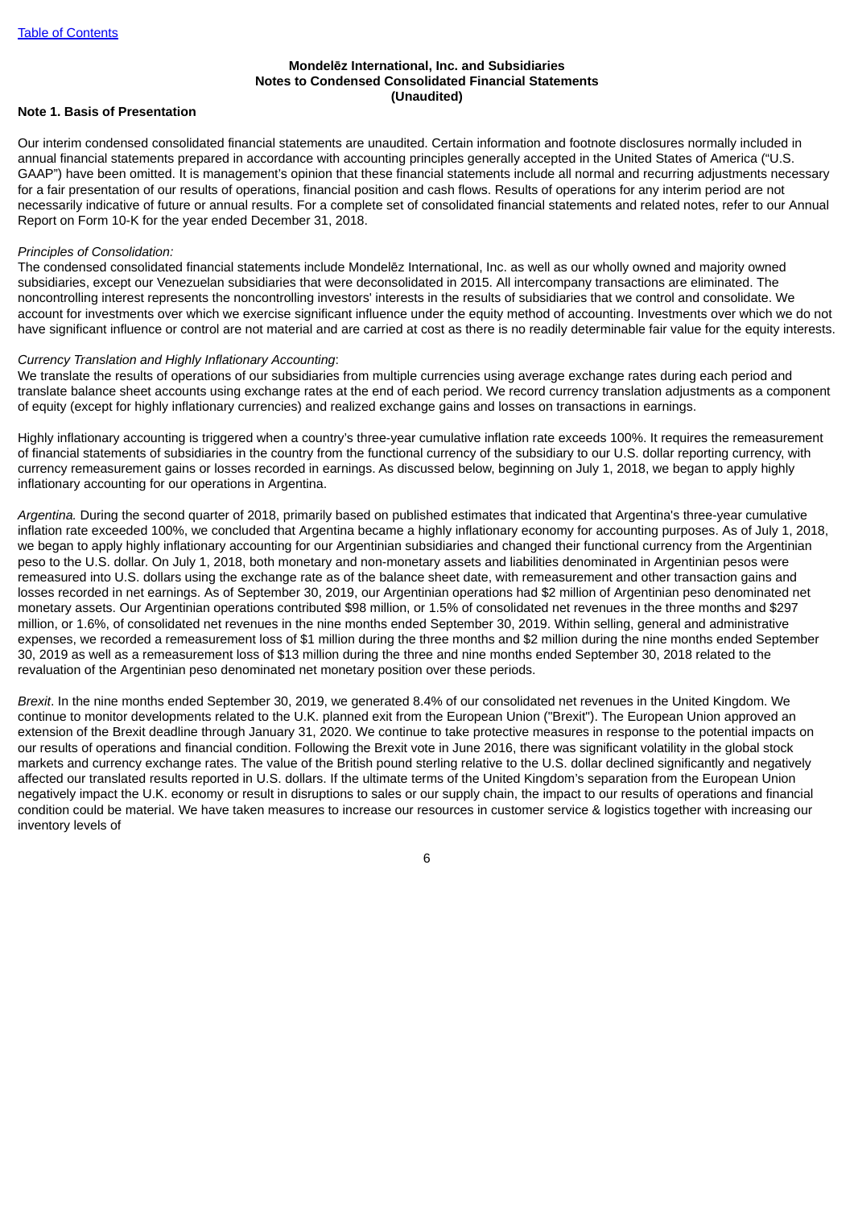**Mondelēz International, Inc. and Subsidiaries**
**Notes to Condensed Consolidated Financial Statements**
**(Unaudited)**

### Note 1. Basis of Presentation

Our interim condensed consolidated financial statements are unaudited. Certain information and footnote disclosures normally included in annual financial statements prepared in accordance with accounting principles generally accepted in the United States of America ("U.S. GAAP") have been omitted. It is management's opinion that these financial statements include all normal and recurring adjustments necessary for a fair presentation of our results of operations, financial position and cash flows. Results of operations for any interim period are not necessarily indicative of future or annual results. For a complete set of consolidated financial statements and related notes, refer to our Annual Report on Form 10-K for the year ended December 31, 2018.

*Principles of Consolidation:*
The condensed consolidated financial statements include Mondelēz International, Inc. as well as our wholly owned and majority owned subsidiaries, except our Venezuelan subsidiaries that were deconsolidated in 2015. All intercompany transactions are eliminated. The noncontrolling interest represents the noncontrolling investors' interests in the results of subsidiaries that we control and consolidate. We account for investments over which we exercise significant influence under the equity method of accounting. Investments over which we do not have significant influence or control are not material and are carried at cost as there is no readily determinable fair value for the equity interests.

*Currency Translation and Highly Inflationary Accounting*:
We translate the results of operations of our subsidiaries from multiple currencies using average exchange rates during each period and translate balance sheet accounts using exchange rates at the end of each period. We record currency translation adjustments as a component of equity (except for highly inflationary currencies) and realized exchange gains and losses on transactions in earnings.

Highly inflationary accounting is triggered when a country's three-year cumulative inflation rate exceeds 100%. It requires the remeasurement of financial statements of subsidiaries in the country from the functional currency of the subsidiary to our U.S. dollar reporting currency, with currency remeasurement gains or losses recorded in earnings. As discussed below, beginning on July 1, 2018, we began to apply highly inflationary accounting for our operations in Argentina.

*Argentina.* During the second quarter of 2018, primarily based on published estimates that indicated that Argentina's three-year cumulative inflation rate exceeded 100%, we concluded that Argentina became a highly inflationary economy for accounting purposes. As of July 1, 2018, we began to apply highly inflationary accounting for our Argentinian subsidiaries and changed their functional currency from the Argentinian peso to the U.S. dollar. On July 1, 2018, both monetary and non-monetary assets and liabilities denominated in Argentinian pesos were remeasured into U.S. dollars using the exchange rate as of the balance sheet date, with remeasurement and other transaction gains and losses recorded in net earnings. As of September 30, 2019, our Argentinian operations had $2 million of Argentinian peso denominated net monetary assets. Our Argentinian operations contributed $98 million, or 1.5% of consolidated net revenues in the three months and $297 million, or 1.6%, of consolidated net revenues in the nine months ended September 30, 2019. Within selling, general and administrative expenses, we recorded a remeasurement loss of $1 million during the three months and $2 million during the nine months ended September 30, 2019 as well as a remeasurement loss of $13 million during the three and nine months ended September 30, 2018 related to the revaluation of the Argentinian peso denominated net monetary position over these periods.

*Brexit*. In the nine months ended September 30, 2019, we generated 8.4% of our consolidated net revenues in the United Kingdom. We continue to monitor developments related to the U.K. planned exit from the European Union ("Brexit"). The European Union approved an extension of the Brexit deadline through January 31, 2020. We continue to take protective measures in response to the potential impacts on our results of operations and financial condition. Following the Brexit vote in June 2016, there was significant volatility in the global stock markets and currency exchange rates. The value of the British pound sterling relative to the U.S. dollar declined significantly and negatively affected our translated results reported in U.S. dollars. If the ultimate terms of the United Kingdom's separation from the European Union negatively impact the U.K. economy or result in disruptions to sales or our supply chain, the impact to our results of operations and financial condition could be material. We have taken measures to increase our resources in customer service & logistics together with increasing our inventory levels of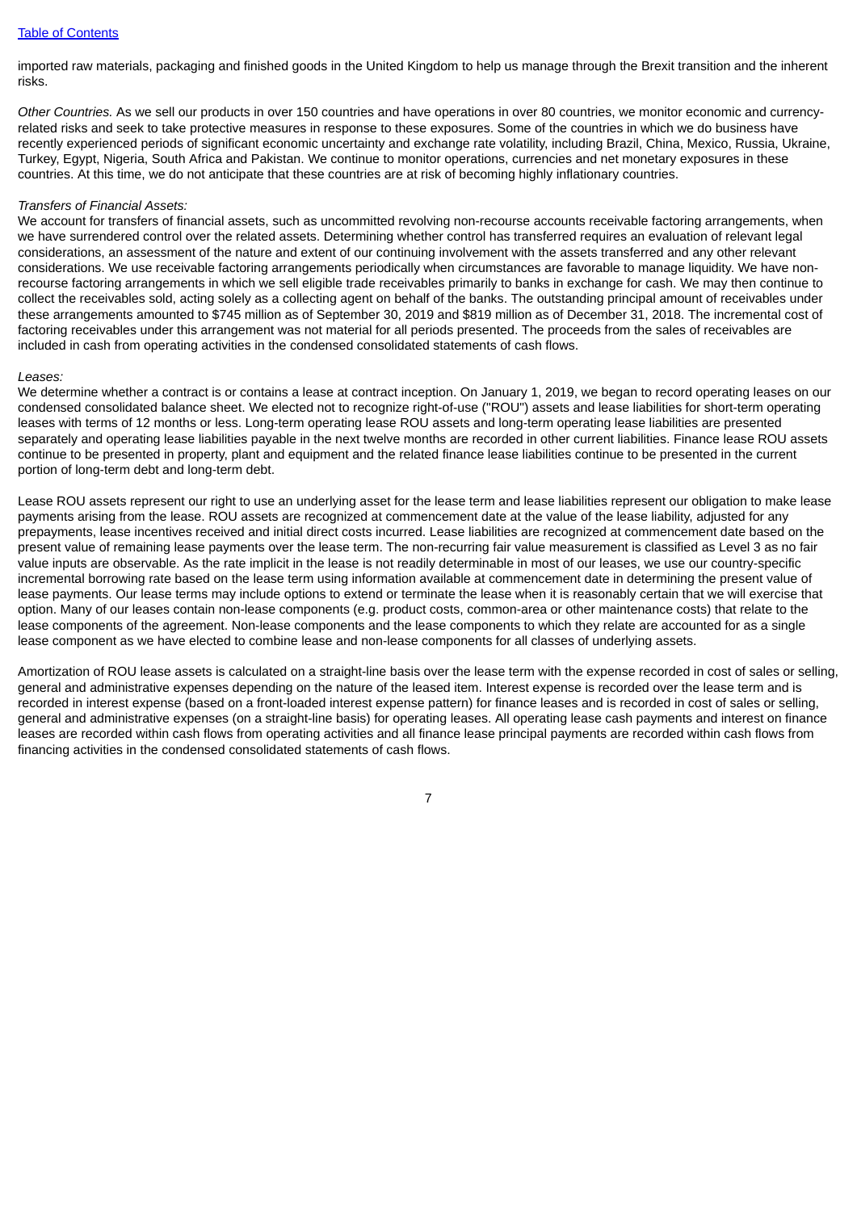imported raw materials, packaging and finished goods in the United Kingdom to help us manage through the Brexit transition and the inherent risks.

*Other Countries.* As we sell our products in over 150 countries and have operations in over 80 countries, we monitor economic and currency-related risks and seek to take protective measures in response to these exposures. Some of the countries in which we do business have recently experienced periods of significant economic uncertainty and exchange rate volatility, including Brazil, China, Mexico, Russia, Ukraine, Turkey, Egypt, Nigeria, South Africa and Pakistan. We continue to monitor operations, currencies and net monetary exposures in these countries. At this time, we do not anticipate that these countries are at risk of becoming highly inflationary countries.

*Transfers of Financial Assets:*

We account for transfers of financial assets, such as uncommitted revolving non-recourse accounts receivable factoring arrangements, when we have surrendered control over the related assets. Determining whether control has transferred requires an evaluation of relevant legal considerations, an assessment of the nature and extent of our continuing involvement with the assets transferred and any other relevant considerations. We use receivable factoring arrangements periodically when circumstances are favorable to manage liquidity. We have non-recourse factoring arrangements in which we sell eligible trade receivables primarily to banks in exchange for cash. We may then continue to collect the receivables sold, acting solely as a collecting agent on behalf of the banks. The outstanding principal amount of receivables under these arrangements amounted to $745 million as of September 30, 2019 and $819 million as of December 31, 2018. The incremental cost of factoring receivables under this arrangement was not material for all periods presented. The proceeds from the sales of receivables are included in cash from operating activities in the condensed consolidated statements of cash flows.

*Leases:*

We determine whether a contract is or contains a lease at contract inception. On January 1, 2019, we began to record operating leases on our condensed consolidated balance sheet. We elected not to recognize right-of-use ("ROU") assets and lease liabilities for short-term operating leases with terms of 12 months or less. Long-term operating lease ROU assets and long-term operating lease liabilities are presented separately and operating lease liabilities payable in the next twelve months are recorded in other current liabilities. Finance lease ROU assets continue to be presented in property, plant and equipment and the related finance lease liabilities continue to be presented in the current portion of long-term debt and long-term debt.

Lease ROU assets represent our right to use an underlying asset for the lease term and lease liabilities represent our obligation to make lease payments arising from the lease. ROU assets are recognized at commencement date at the value of the lease liability, adjusted for any prepayments, lease incentives received and initial direct costs incurred. Lease liabilities are recognized at commencement date based on the present value of remaining lease payments over the lease term. The non-recurring fair value measurement is classified as Level 3 as no fair value inputs are observable. As the rate implicit in the lease is not readily determinable in most of our leases, we use our country-specific incremental borrowing rate based on the lease term using information available at commencement date in determining the present value of lease payments. Our lease terms may include options to extend or terminate the lease when it is reasonably certain that we will exercise that option. Many of our leases contain non-lease components (e.g. product costs, common-area or other maintenance costs) that relate to the lease components of the agreement. Non-lease components and the lease components to which they relate are accounted for as a single lease component as we have elected to combine lease and non-lease components for all classes of underlying assets.

Amortization of ROU lease assets is calculated on a straight-line basis over the lease term with the expense recorded in cost of sales or selling, general and administrative expenses depending on the nature of the leased item. Interest expense is recorded over the lease term and is recorded in interest expense (based on a front-loaded interest expense pattern) for finance leases and is recorded in cost of sales or selling, general and administrative expenses (on a straight-line basis) for operating leases. All operating lease cash payments and interest on finance leases are recorded within cash flows from operating activities and all finance lease principal payments are recorded within cash flows from financing activities in the condensed consolidated statements of cash flows.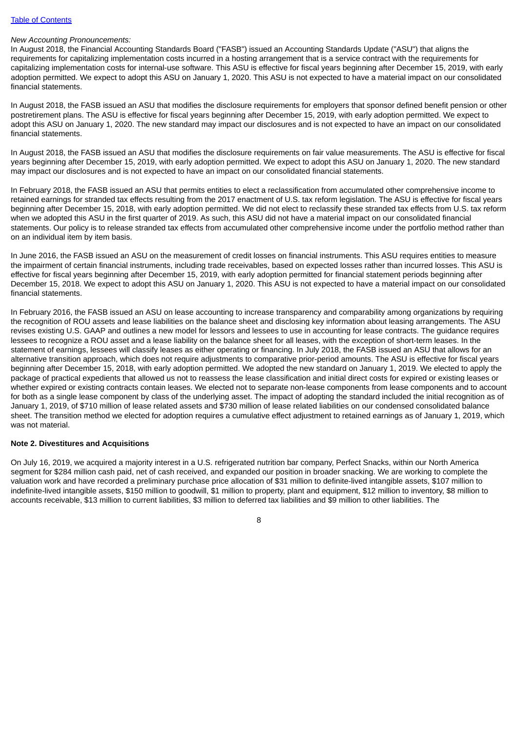*New Accounting Pronouncements:*
In August 2018, the Financial Accounting Standards Board ("FASB") issued an Accounting Standards Update ("ASU") that aligns the requirements for capitalizing implementation costs incurred in a hosting arrangement that is a service contract with the requirements for capitalizing implementation costs for internal-use software. This ASU is effective for fiscal years beginning after December 15, 2019, with early adoption permitted. We expect to adopt this ASU on January 1, 2020. This ASU is not expected to have a material impact on our consolidated financial statements.

In August 2018, the FASB issued an ASU that modifies the disclosure requirements for employers that sponsor defined benefit pension or other postretirement plans. The ASU is effective for fiscal years beginning after December 15, 2019, with early adoption permitted. We expect to adopt this ASU on January 1, 2020. The new standard may impact our disclosures and is not expected to have an impact on our consolidated financial statements.

In August 2018, the FASB issued an ASU that modifies the disclosure requirements on fair value measurements. The ASU is effective for fiscal years beginning after December 15, 2019, with early adoption permitted. We expect to adopt this ASU on January 1, 2020. The new standard may impact our disclosures and is not expected to have an impact on our consolidated financial statements.

In February 2018, the FASB issued an ASU that permits entities to elect a reclassification from accumulated other comprehensive income to retained earnings for stranded tax effects resulting from the 2017 enactment of U.S. tax reform legislation. The ASU is effective for fiscal years beginning after December 15, 2018, with early adoption permitted. We did not elect to reclassify these stranded tax effects from U.S. tax reform when we adopted this ASU in the first quarter of 2019. As such, this ASU did not have a material impact on our consolidated financial statements. Our policy is to release stranded tax effects from accumulated other comprehensive income under the portfolio method rather than on an individual item by item basis.

In June 2016, the FASB issued an ASU on the measurement of credit losses on financial instruments. This ASU requires entities to measure the impairment of certain financial instruments, including trade receivables, based on expected losses rather than incurred losses. This ASU is effective for fiscal years beginning after December 15, 2019, with early adoption permitted for financial statement periods beginning after December 15, 2018. We expect to adopt this ASU on January 1, 2020. This ASU is not expected to have a material impact on our consolidated financial statements.

In February 2016, the FASB issued an ASU on lease accounting to increase transparency and comparability among organizations by requiring the recognition of ROU assets and lease liabilities on the balance sheet and disclosing key information about leasing arrangements. The ASU revises existing U.S. GAAP and outlines a new model for lessors and lessees to use in accounting for lease contracts. The guidance requires lessees to recognize a ROU asset and a lease liability on the balance sheet for all leases, with the exception of short-term leases. In the statement of earnings, lessees will classify leases as either operating or financing. In July 2018, the FASB issued an ASU that allows for an alternative transition approach, which does not require adjustments to comparative prior-period amounts. The ASU is effective for fiscal years beginning after December 15, 2018, with early adoption permitted. We adopted the new standard on January 1, 2019. We elected to apply the package of practical expedients that allowed us not to reassess the lease classification and initial direct costs for expired or existing leases or whether expired or existing contracts contain leases. We elected not to separate non-lease components from lease components and to account for both as a single lease component by class of the underlying asset. The impact of adopting the standard included the initial recognition as of January 1, 2019, of $710 million of lease related assets and $730 million of lease related liabilities on our condensed consolidated balance sheet. The transition method we elected for adoption requires a cumulative effect adjustment to retained earnings as of January 1, 2019, which was not material.

**Note 2. Divestitures and Acquisitions**

On July 16, 2019, we acquired a majority interest in a U.S. refrigerated nutrition bar company, Perfect Snacks, within our North America segment for $284 million cash paid, net of cash received, and expanded our position in broader snacking. We are working to complete the valuation work and have recorded a preliminary purchase price allocation of $31 million to definite-lived intangible assets, $107 million to indefinite-lived intangible assets, $150 million to goodwill, $1 million to property, plant and equipment, $12 million to inventory, $8 million to accounts receivable, $13 million to current liabilities, $3 million to deferred tax liabilities and $9 million to other liabilities. The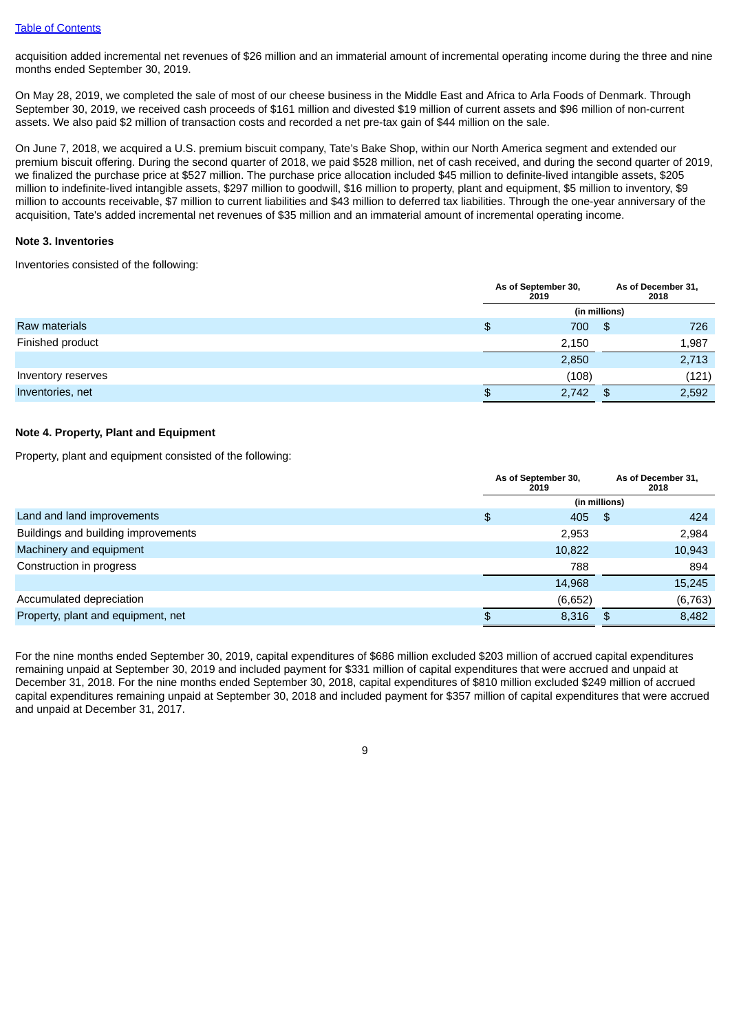acquisition added incremental net revenues of $26 million and an immaterial amount of incremental operating income during the three and nine months ended September 30, 2019.

On May 28, 2019, we completed the sale of most of our cheese business in the Middle East and Africa to Arla Foods of Denmark. Through September 30, 2019, we received cash proceeds of $161 million and divested $19 million of current assets and $96 million of non-current assets. We also paid $2 million of transaction costs and recorded a net pre-tax gain of $44 million on the sale.

On June 7, 2018, we acquired a U.S. premium biscuit company, Tate's Bake Shop, within our North America segment and extended our premium biscuit offering. During the second quarter of 2018, we paid $528 million, net of cash received, and during the second quarter of 2019, we finalized the purchase price at $527 million. The purchase price allocation included $45 million to definite-lived intangible assets, $205 million to indefinite-lived intangible assets, $297 million to goodwill, $16 million to property, plant and equipment, $5 million to inventory, $9 million to accounts receivable, $7 million to current liabilities and $43 million to deferred tax liabilities. Through the one-year anniversary of the acquisition, Tate's added incremental net revenues of $35 million and an immaterial amount of incremental operating income.

**Note 3. Inventories**

Inventories consisted of the following:

| | As of September 30, 2019 | As of December 31, 2018 |
|---|---|---|
| | (in millions) | |
| Raw materials | $ 700 | $ 726 |
| Finished product | 2,150 | 1,987 |
| | 2,850 | 2,713 |
| Inventory reserves | (108) | (121) |
| Inventories, net | $ 2,742 | $ 2,592 |

**Note 4. Property, Plant and Equipment**

Property, plant and equipment consisted of the following:

| | As of September 30, 2019 | As of December 31, 2018 |
|---|---|---|
| | (in millions) | |
| Land and land improvements | $ 405 | $ 424 |
| Buildings and building improvements | 2,953 | 2,984 |
| Machinery and equipment | 10,822 | 10,943 |
| Construction in progress | 788 | 894 |
| | 14,968 | 15,245 |
| Accumulated depreciation | (6,652) | (6,763) |
| Property, plant and equipment, net | $ 8,316 | $ 8,482 |

For the nine months ended September 30, 2019, capital expenditures of $686 million excluded $203 million of accrued capital expenditures remaining unpaid at September 30, 2019 and included payment for $331 million of capital expenditures that were accrued and unpaid at December 31, 2018. For the nine months ended September 30, 2018, capital expenditures of $810 million excluded $249 million of accrued capital expenditures remaining unpaid at September 30, 2018 and included payment for $357 million of capital expenditures that were accrued and unpaid at December 31, 2017.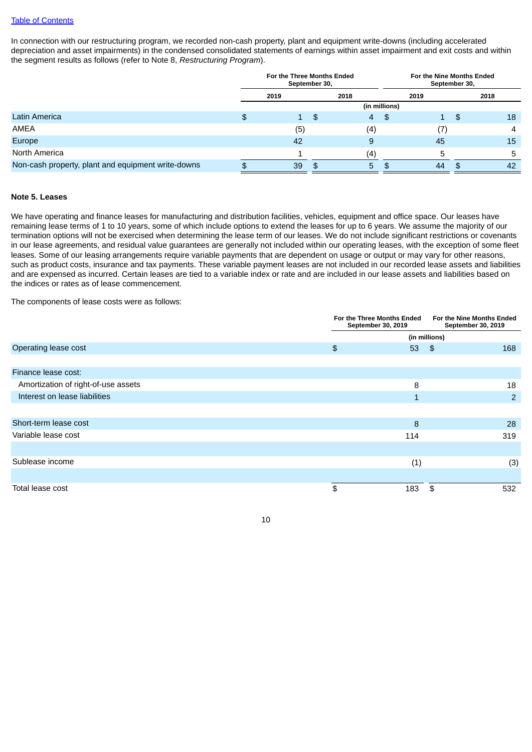[Table of Contents](#)

In connection with our restructuring program, we recorded non-cash property, plant and equipment write-downs (including accelerated depreciation and asset impairments) in the condensed consolidated statements of earnings within asset impairment and exit costs and within the segment results as follows (refer to Note 8, *Restructuring Program*).

| | For the Three Months Ended September 30, | | For the Nine Months Ended September 30, | |
|---|---|---|---|---|
| | 2019 | 2018 | 2019 | 2018 |
| | (in millions) | | | |
| Latin America | $ 1 | $ 4 | $ 1 | $ 18 |
| AMEA | (5) | (4) | (7) | 4 |
| Europe | 42 | 9 | 45 | 15 |
| North America | 1 | (4) | 5 | 5 |
| Non-cash property, plant and equipment write-downs | $ 39 | $ 5 | $ 44 | $ 42 |

**Note 5. Leases**

We have operating and finance leases for manufacturing and distribution facilities, vehicles, equipment and office space. Our leases have remaining lease terms of 1 to 10 years, some of which include options to extend the leases for up to 6 years. We assume the majority of our termination options will not be exercised when determining the lease term of our leases. We do not include significant restrictions or covenants in our lease agreements, and residual value guarantees are generally not included within our operating leases, with the exception of some fleet leases. Some of our leasing arrangements require variable payments that are dependent on usage or output or may vary for other reasons, such as product costs, insurance and tax payments. These variable payment leases are not included in our recorded lease assets and liabilities and are expensed as incurred. Certain leases are tied to a variable index or rate and are included in our lease assets and liabilities based on the indices or rates as of lease commencement.

The components of lease costs were as follows:

| | For the Three Months Ended September 30, 2019 | For the Nine Months Ended September 30, 2019 |
|---|---|---|
| | (in millions) | |
| Operating lease cost | $ 53 | $ 168 |
| | | |
| Finance lease cost: | | |
| Amortization of right-of-use assets | 8 | 18 |
| Interest on lease liabilities | 1 | 2 |
| | | |
| Short-term lease cost | 8 | 28 |
| Variable lease cost | 114 | 319 |
| | | |
| Sublease income | (1) | (3) |
| | | |
| Total lease cost | $ 183 | $ 532 |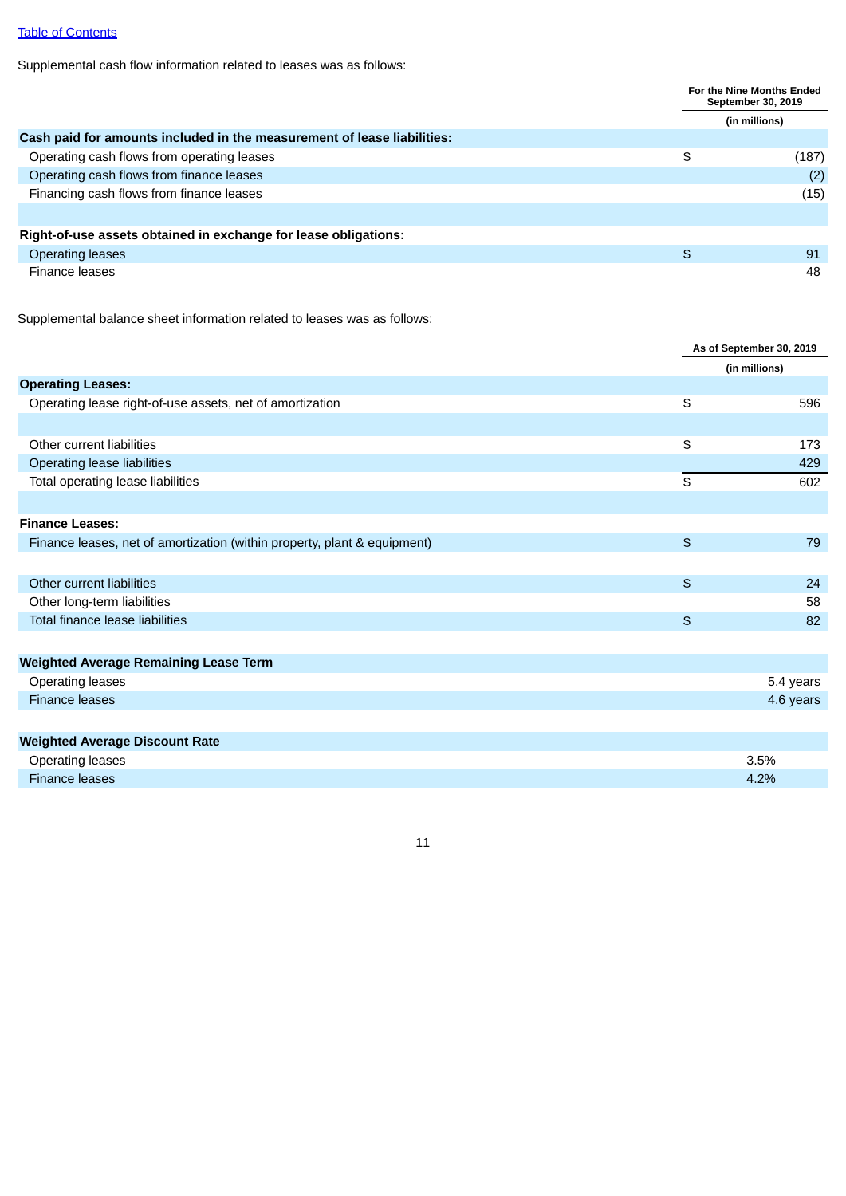[Table of Contents]

Supplemental cash flow information related to leases was as follows:

| | For the Nine Months Ended September 30, 2019 |
|---|---|
| | (in millions) |
| **Cash paid for amounts included in the measurement of lease liabilities:** | |
| Operating cash flows from operating leases | $ (187) |
| Operating cash flows from finance leases | (2) |
| Financing cash flows from finance leases | (15) |
| | |
| **Right-of-use assets obtained in exchange for lease obligations:** | |
| Operating leases | $ 91 |
| Finance leases | 48 |

Supplemental balance sheet information related to leases was as follows:

| | As of September 30, 2019 |
|---|---|
| | (in millions) |
| **Operating Leases:** | |
| Operating lease right-of-use assets, net of amortization | $ 596 |
| | |
| Other current liabilities | $ 173 |
| Operating lease liabilities | 429 |
| Total operating lease liabilities | $ 602 |
| | |
| **Finance Leases:** | |
| Finance leases, net of amortization (within property, plant & equipment) | $ 79 |
| | |
| Other current liabilities | $ 24 |
| Other long-term liabilities | 58 |
| Total finance lease liabilities | $ 82 |
| | |
| **Weighted Average Remaining Lease Term** | |
| Operating leases | 5.4 years |
| Finance leases | 4.6 years |
| | |
| **Weighted Average Discount Rate** | |
| Operating leases | 3.5% |
| Finance leases | 4.2% |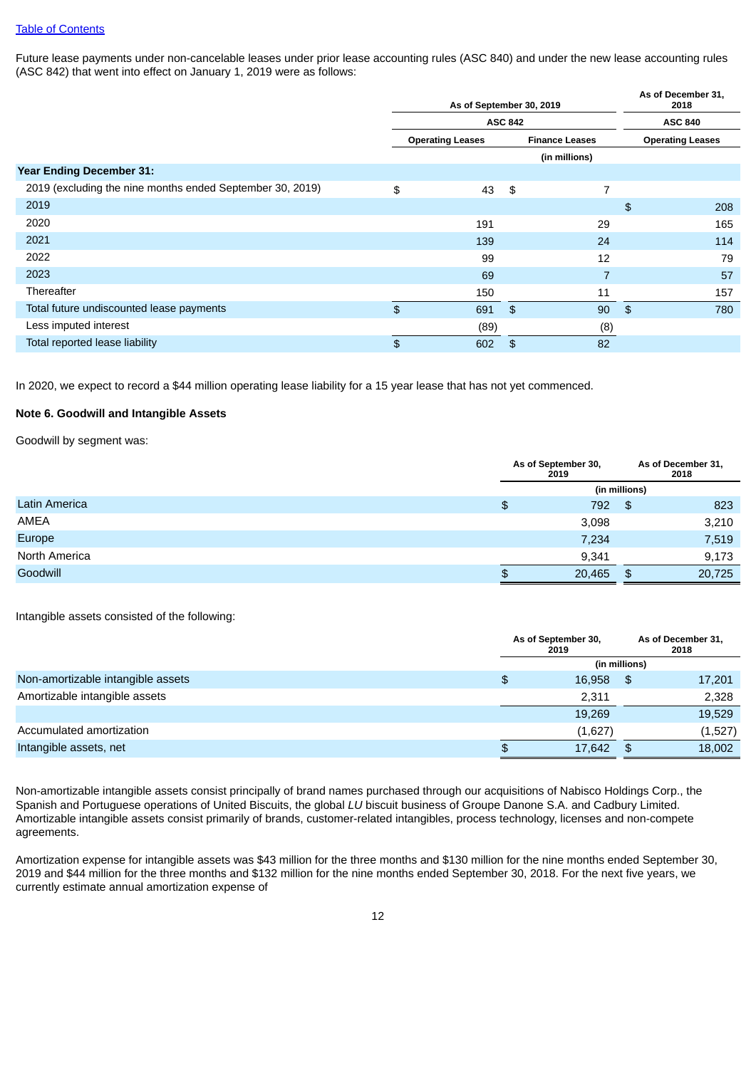Table of Contents

Future lease payments under non-cancelable leases under prior lease accounting rules (ASC 840) and under the new lease accounting rules (ASC 842) that went into effect on January 1, 2019 were as follows:

| | As of September 30, 2019 | | As of December 31, 2018 |
|---|---|---|---|
| | ASC 842 | | ASC 840 |
| | Operating Leases | Finance Leases | Operating Leases |
| | (in millions) | | |
| **Year Ending December 31:** | | | |
| 2019 (excluding the nine months ended September 30, 2019) | $ 43 | $ 7 | |
| 2019 | | | $ 208 |
| 2020 | 191 | 29 | 165 |
| 2021 | 139 | 24 | 114 |
| 2022 | 99 | 12 | 79 |
| 2023 | 69 | 7 | 57 |
| Thereafter | 150 | 11 | 157 |
| Total future undiscounted lease payments | $ 691 | $ 90 | $ 780 |
| Less imputed interest | (89) | (8) | |
| Total reported lease liability | $ 602 | $ 82 | |

In 2020, we expect to record a $44 million operating lease liability for a 15 year lease that has not yet commenced.

**Note 6. Goodwill and Intangible Assets**

Goodwill by segment was:

| | As of September 30, 2019 | As of December 31, 2018 |
|---|---|---|
| | (in millions) | |
| Latin America | $ 792 | $ 823 |
| AMEA | 3,098 | 3,210 |
| Europe | 7,234 | 7,519 |
| North America | 9,341 | 9,173 |
| Goodwill | $ 20,465 | $ 20,725 |

Intangible assets consisted of the following:

| | As of September 30, 2019 | As of December 31, 2018 |
|---|---|---|
| | (in millions) | |
| Non-amortizable intangible assets | $ 16,958 | $ 17,201 |
| Amortizable intangible assets | 2,311 | 2,328 |
| | 19,269 | 19,529 |
| Accumulated amortization | (1,627) | (1,527) |
| Intangible assets, net | $ 17,642 | $ 18,002 |

Non-amortizable intangible assets consist principally of brand names purchased through our acquisitions of Nabisco Holdings Corp., the Spanish and Portuguese operations of United Biscuits, the global *LU* biscuit business of Groupe Danone S.A. and Cadbury Limited. Amortizable intangible assets consist primarily of brands, customer-related intangibles, process technology, licenses and non-compete agreements.

Amortization expense for intangible assets was $43 million for the three months and $130 million for the nine months ended September 30, 2019 and $44 million for the three months and $132 million for the nine months ended September 30, 2018. For the next five years, we currently estimate annual amortization expense of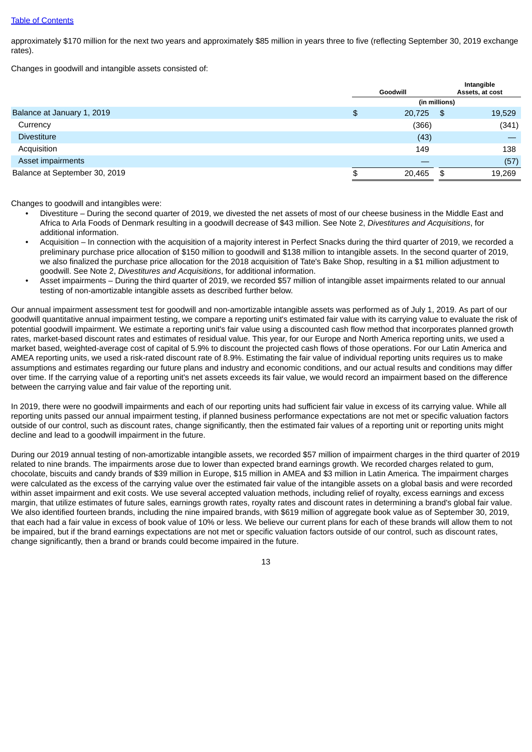approximately $170 million for the next two years and approximately $85 million in years three to five (reflecting September 30, 2019 exchange rates).

Changes in goodwill and intangible assets consisted of:

| | Goodwill | Intangible Assets, at cost |
|---|---|---|
| | (in millions) | |
| Balance at January 1, 2019 | $ 20,725 | $ 19,529 |
| Currency | (366) | (341) |
| Divestiture | (43) | — |
| Acquisition | 149 | 138 |
| Asset impairments | — | (57) |
| Balance at September 30, 2019 | $ 20,465 | $ 19,269 |

Changes to goodwill and intangibles were:

- Divestiture – During the second quarter of 2019, we divested the net assets of most of our cheese business in the Middle East and Africa to Arla Foods of Denmark resulting in a goodwill decrease of $43 million. See Note 2, *Divestitures and Acquisitions*, for additional information.
- Acquisition – In connection with the acquisition of a majority interest in Perfect Snacks during the third quarter of 2019, we recorded a preliminary purchase price allocation of $150 million to goodwill and $138 million to intangible assets. In the second quarter of 2019, we also finalized the purchase price allocation for the 2018 acquisition of Tate's Bake Shop, resulting in a $1 million adjustment to goodwill. See Note 2, *Divestitures and Acquisitions*, for additional information.
- Asset impairments – During the third quarter of 2019, we recorded $57 million of intangible asset impairments related to our annual testing of non-amortizable intangible assets as described further below.

Our annual impairment assessment test for goodwill and non-amortizable intangible assets was performed as of July 1, 2019. As part of our goodwill quantitative annual impairment testing, we compare a reporting unit's estimated fair value with its carrying value to evaluate the risk of potential goodwill impairment. We estimate a reporting unit's fair value using a discounted cash flow method that incorporates planned growth rates, market-based discount rates and estimates of residual value. This year, for our Europe and North America reporting units, we used a market based, weighted-average cost of capital of 5.9% to discount the projected cash flows of those operations. For our Latin America and AMEA reporting units, we used a risk-rated discount rate of 8.9%. Estimating the fair value of individual reporting units requires us to make assumptions and estimates regarding our future plans and industry and economic conditions, and our actual results and conditions may differ over time. If the carrying value of a reporting unit's net assets exceeds its fair value, we would record an impairment based on the difference between the carrying value and fair value of the reporting unit.

In 2019, there were no goodwill impairments and each of our reporting units had sufficient fair value in excess of its carrying value. While all reporting units passed our annual impairment testing, if planned business performance expectations are not met or specific valuation factors outside of our control, such as discount rates, change significantly, then the estimated fair values of a reporting unit or reporting units might decline and lead to a goodwill impairment in the future.

During our 2019 annual testing of non-amortizable intangible assets, we recorded $57 million of impairment charges in the third quarter of 2019 related to nine brands. The impairments arose due to lower than expected brand earnings growth. We recorded charges related to gum, chocolate, biscuits and candy brands of $39 million in Europe, $15 million in AMEA and $3 million in Latin America. The impairment charges were calculated as the excess of the carrying value over the estimated fair value of the intangible assets on a global basis and were recorded within asset impairment and exit costs. We use several accepted valuation methods, including relief of royalty, excess earnings and excess margin, that utilize estimates of future sales, earnings growth rates, royalty rates and discount rates in determining a brand's global fair value. We also identified fourteen brands, including the nine impaired brands, with $619 million of aggregate book value as of September 30, 2019, that each had a fair value in excess of book value of 10% or less. We believe our current plans for each of these brands will allow them to not be impaired, but if the brand earnings expectations are not met or specific valuation factors outside of our control, such as discount rates, change significantly, then a brand or brands could become impaired in the future.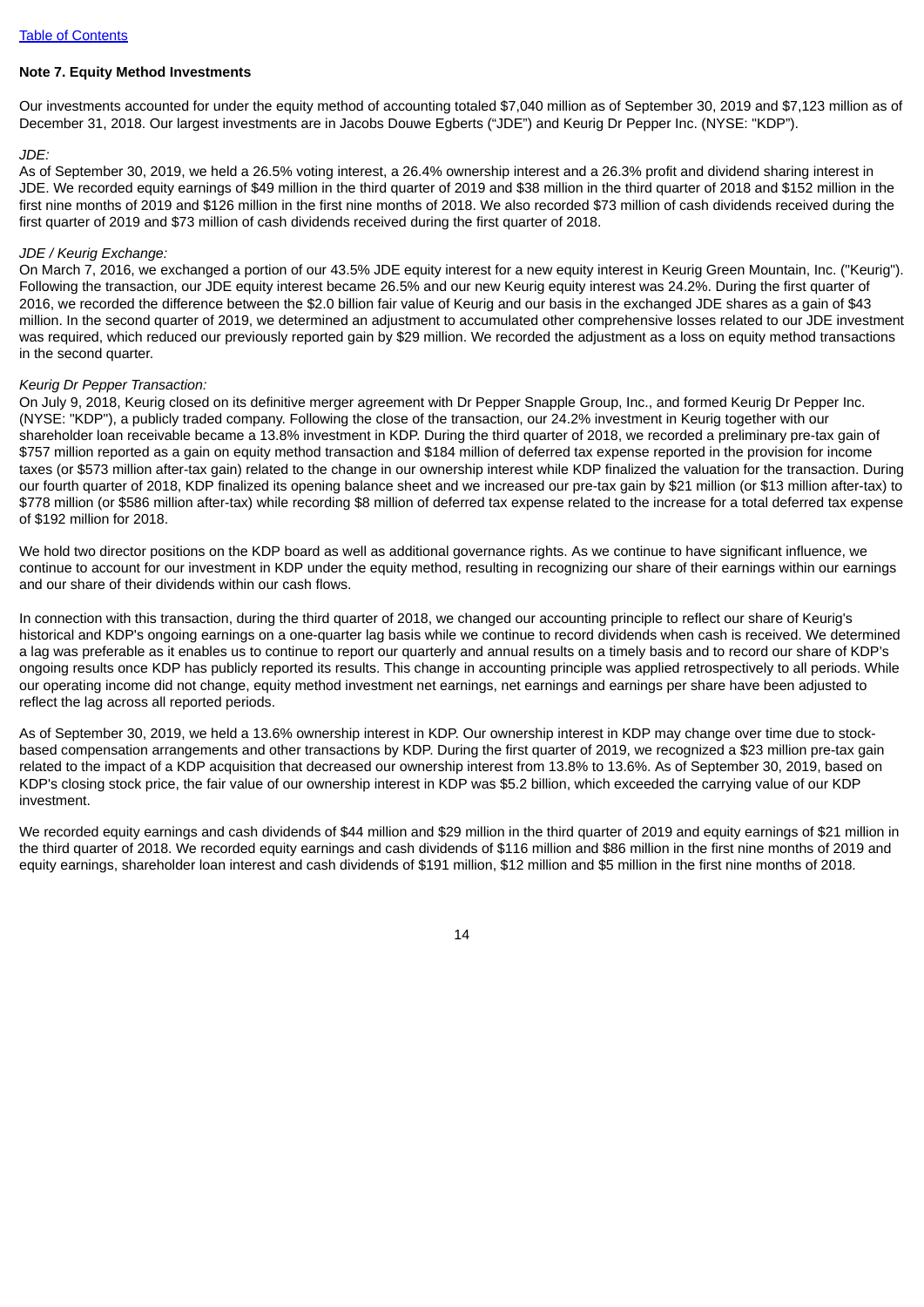Table of Contents

**Note 7. Equity Method Investments**

Our investments accounted for under the equity method of accounting totaled $7,040 million as of September 30, 2019 and $7,123 million as of December 31, 2018. Our largest investments are in Jacobs Douwe Egberts ("JDE") and Keurig Dr Pepper Inc. (NYSE: "KDP").

*JDE:*

As of September 30, 2019, we held a 26.5% voting interest, a 26.4% ownership interest and a 26.3% profit and dividend sharing interest in JDE. We recorded equity earnings of $49 million in the third quarter of 2019 and $38 million in the third quarter of 2018 and $152 million in the first nine months of 2019 and $126 million in the first nine months of 2018. We also recorded $73 million of cash dividends received during the first quarter of 2019 and $73 million of cash dividends received during the first quarter of 2018.

*JDE / Keurig Exchange:*

On March 7, 2016, we exchanged a portion of our 43.5% JDE equity interest for a new equity interest in Keurig Green Mountain, Inc. ("Keurig"). Following the transaction, our JDE equity interest became 26.5% and our new Keurig equity interest was 24.2%. During the first quarter of 2016, we recorded the difference between the $2.0 billion fair value of Keurig and our basis in the exchanged JDE shares as a gain of $43 million. In the second quarter of 2019, we determined an adjustment to accumulated other comprehensive losses related to our JDE investment was required, which reduced our previously reported gain by $29 million. We recorded the adjustment as a loss on equity method transactions in the second quarter.

*Keurig Dr Pepper Transaction:*

On July 9, 2018, Keurig closed on its definitive merger agreement with Dr Pepper Snapple Group, Inc., and formed Keurig Dr Pepper Inc. (NYSE: "KDP"), a publicly traded company. Following the close of the transaction, our 24.2% investment in Keurig together with our shareholder loan receivable became a 13.8% investment in KDP. During the third quarter of 2018, we recorded a preliminary pre-tax gain of $757 million reported as a gain on equity method transaction and $184 million of deferred tax expense reported in the provision for income taxes (or $573 million after-tax gain) related to the change in our ownership interest while KDP finalized the valuation for the transaction. During our fourth quarter of 2018, KDP finalized its opening balance sheet and we increased our pre-tax gain by $21 million (or $13 million after-tax) to $778 million (or $586 million after-tax) while recording $8 million of deferred tax expense related to the increase for a total deferred tax expense of $192 million for 2018.

We hold two director positions on the KDP board as well as additional governance rights. As we continue to have significant influence, we continue to account for our investment in KDP under the equity method, resulting in recognizing our share of their earnings within our earnings and our share of their dividends within our cash flows.

In connection with this transaction, during the third quarter of 2018, we changed our accounting principle to reflect our share of Keurig's historical and KDP's ongoing earnings on a one-quarter lag basis while we continue to record dividends when cash is received. We determined a lag was preferable as it enables us to continue to report our quarterly and annual results on a timely basis and to record our share of KDP's ongoing results once KDP has publicly reported its results. This change in accounting principle was applied retrospectively to all periods. While our operating income did not change, equity method investment net earnings, net earnings and earnings per share have been adjusted to reflect the lag across all reported periods.

As of September 30, 2019, we held a 13.6% ownership interest in KDP. Our ownership interest in KDP may change over time due to stock-based compensation arrangements and other transactions by KDP. During the first quarter of 2019, we recognized a $23 million pre-tax gain related to the impact of a KDP acquisition that decreased our ownership interest from 13.8% to 13.6%. As of September 30, 2019, based on KDP's closing stock price, the fair value of our ownership interest in KDP was $5.2 billion, which exceeded the carrying value of our KDP investment.

We recorded equity earnings and cash dividends of $44 million and $29 million in the third quarter of 2019 and equity earnings of $21 million in the third quarter of 2018. We recorded equity earnings and cash dividends of $116 million and $86 million in the first nine months of 2019 and equity earnings, shareholder loan interest and cash dividends of $191 million, $12 million and $5 million in the first nine months of 2018.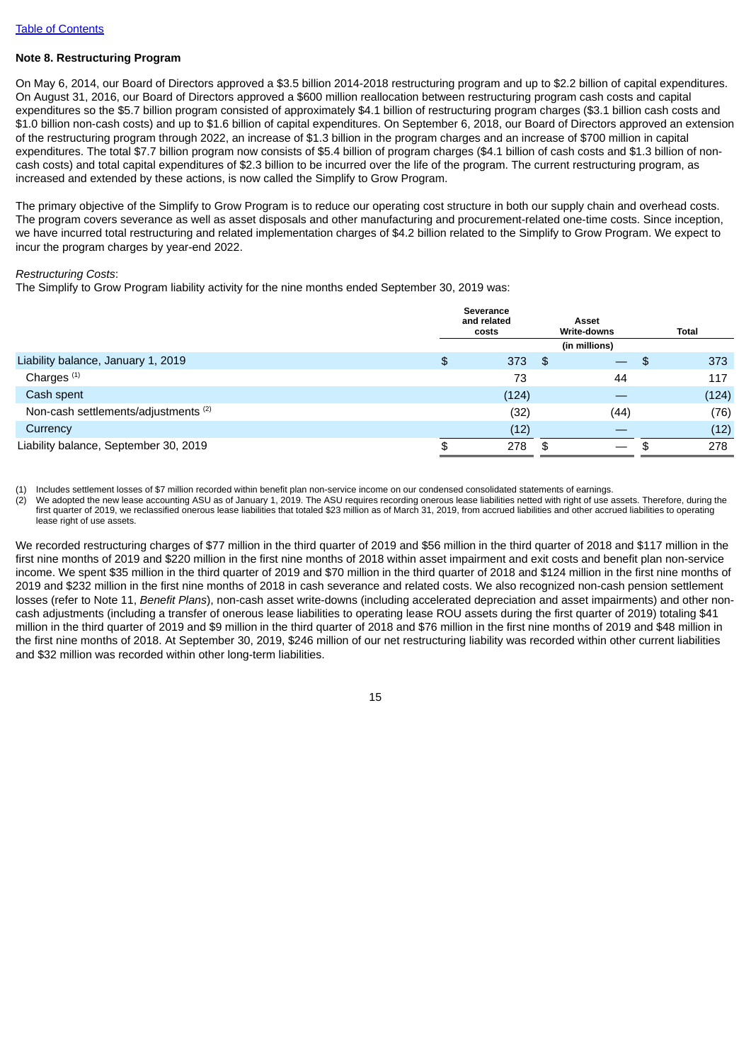[Table of Contents](#)

**Note 8. Restructuring Program**

On May 6, 2014, our Board of Directors approved a $3.5 billion 2014-2018 restructuring program and up to $2.2 billion of capital expenditures. On August 31, 2016, our Board of Directors approved a $600 million reallocation between restructuring program cash costs and capital expenditures so the $5.7 billion program consisted of approximately $4.1 billion of restructuring program charges ($3.1 billion cash costs and $1.0 billion non-cash costs) and up to $1.6 billion of capital expenditures. On September 6, 2018, our Board of Directors approved an extension of the restructuring program through 2022, an increase of $1.3 billion in the program charges and an increase of $700 million in capital expenditures. The total $7.7 billion program now consists of $5.4 billion of program charges ($4.1 billion of cash costs and $1.3 billion of non-cash costs) and total capital expenditures of $2.3 billion to be incurred over the life of the program. The current restructuring program, as increased and extended by these actions, is now called the Simplify to Grow Program.

The primary objective of the Simplify to Grow Program is to reduce our operating cost structure in both our supply chain and overhead costs. The program covers severance as well as asset disposals and other manufacturing and procurement-related one-time costs. Since inception, we have incurred total restructuring and related implementation charges of $4.2 billion related to the Simplify to Grow Program. We expect to incur the program charges by year-end 2022.

*Restructuring Costs*:

The Simplify to Grow Program liability activity for the nine months ended September 30, 2019 was:

| | Severance and related costs | Asset Write-downs | Total |
|---|---|---|---|
| | (in millions) | | |
| Liability balance, January 1, 2019 | $ 373 | $ — | $ 373 |
| Charges [1] | 73 | 44 | 117 |
| Cash spent | (124) | — | (124) |
| Non-cash settlements/adjustments [2] | (32) | (44) | (76) |
| Currency | (12) | — | (12) |
| Liability balance, September 30, 2019 | $ 278 | $ — | $ 278 |

(1) Includes settlement losses of $7 million recorded within benefit plan non-service income on our condensed consolidated statements of earnings.

(2) We adopted the new lease accounting ASU as of January 1, 2019. The ASU requires recording onerous lease liabilities netted with right of use assets. Therefore, during the first quarter of 2019, we reclassified onerous lease liabilities that totaled $23 million as of March 31, 2019, from accrued liabilities and other accrued liabilities to operating lease right of use assets.

We recorded restructuring charges of $77 million in the third quarter of 2019 and $56 million in the third quarter of 2018 and $117 million in the first nine months of 2019 and $220 million in the first nine months of 2018 within asset impairment and exit costs and benefit plan non-service income. We spent $35 million in the third quarter of 2019 and $70 million in the third quarter of 2018 and $124 million in the first nine months of 2019 and $232 million in the first nine months of 2018 in cash severance and related costs. We also recognized non-cash pension settlement losses (refer to Note 11, *Benefit Plans*), non-cash asset write-downs (including accelerated depreciation and asset impairments) and other non-cash adjustments (including a transfer of onerous lease liabilities to operating lease ROU assets during the first quarter of 2019) totaling $41 million in the third quarter of 2019 and $9 million in the third quarter of 2018 and $76 million in the first nine months of 2019 and $48 million in the first nine months of 2018. At September 30, 2019, $246 million of our net restructuring liability was recorded within other current liabilities and $32 million was recorded within other long-term liabilities.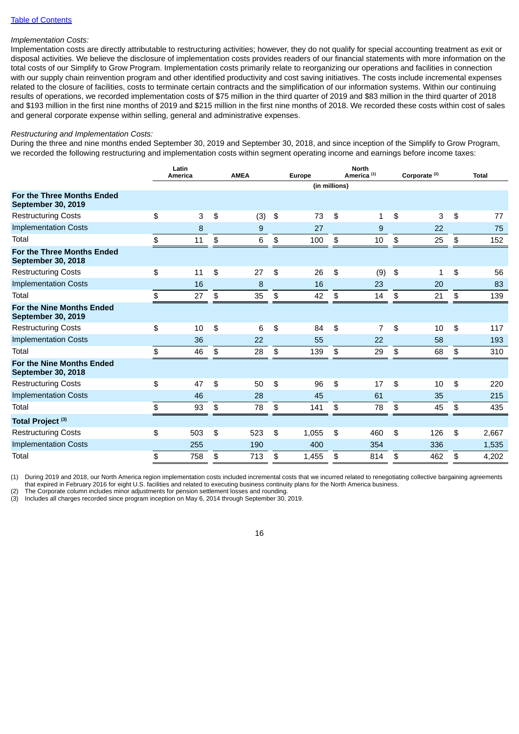[Table of Contents](#)

*Implementation Costs:*

Implementation costs are directly attributable to restructuring activities; however, they do not qualify for special accounting treatment as exit or disposal activities. We believe the disclosure of implementation costs provides readers of our financial statements with more information on the total costs of our Simplify to Grow Program. Implementation costs primarily relate to reorganizing our operations and facilities in connection with our supply chain reinvention program and other identified productivity and cost saving initiatives. The costs include incremental expenses related to the closure of facilities, costs to terminate certain contracts and the simplification of our information systems. Within our continuing results of operations, we recorded implementation costs of $75 million in the third quarter of 2019 and $83 million in the third quarter of 2018 and $193 million in the first nine months of 2019 and $215 million in the first nine months of 2018. We recorded these costs within cost of sales and general corporate expense within selling, general and administrative expenses.

*Restructuring and Implementation Costs:*

During the three and nine months ended September 30, 2019 and September 30, 2018, and since inception of the Simplify to Grow Program, we recorded the following restructuring and implementation costs within segment operating income and earnings before income taxes:

| | Latin America | AMEA | Europe | North America [1] | Corporate [2] | Total |
|---|---|---|---|---|---|---|
| | | | (in millions) | | | |
| **For the Three Months Ended September 30, 2019** | | | | | | |
| Restructuring Costs | $ 3 | $ (3) | $ 73 | $ 1 | $ 3 | $ 77 |
| Implementation Costs | 8 | 9 | 27 | 9 | 22 | 75 |
| Total | $ 11 | $ 6 | $ 100 | $ 10 | $ 25 | $ 152 |
| **For the Three Months Ended September 30, 2018** | | | | | | |
| Restructuring Costs | $ 11 | $ 27 | $ 26 | $ (9) | $ 1 | $ 56 |
| Implementation Costs | 16 | 8 | 16 | 23 | 20 | 83 |
| Total | $ 27 | $ 35 | $ 42 | $ 14 | $ 21 | $ 139 |
| **For the Nine Months Ended September 30, 2019** | | | | | | |
| Restructuring Costs | $ 10 | $ 6 | $ 84 | $ 7 | $ 10 | $ 117 |
| Implementation Costs | 36 | 22 | 55 | 22 | 58 | 193 |
| Total | $ 46 | $ 28 | $ 139 | $ 29 | $ 68 | $ 310 |
| **For the Nine Months Ended September 30, 2018** | | | | | | |
| Restructuring Costs | $ 47 | $ 50 | $ 96 | $ 17 | $ 10 | $ 220 |
| Implementation Costs | 46 | 28 | 45 | 61 | 35 | 215 |
| Total | $ 93 | $ 78 | $ 141 | $ 78 | $ 45 | $ 435 |
| **Total Project [3]** | | | | | | |
| Restructuring Costs | $ 503 | $ 523 | $ 1,055 | $ 460 | $ 126 | $ 2,667 |
| Implementation Costs | 255 | 190 | 400 | 354 | 336 | 1,535 |
| Total | $ 758 | $ 713 | $ 1,455 | $ 814 | $ 462 | $ 4,202 |

(1) During 2019 and 2018, our North America region implementation costs included incremental costs that we incurred related to renegotiating collective bargaining agreements that expired in February 2016 for eight U.S. facilities and related to executing business continuity plans for the North America business.
(2) The Corporate column includes minor adjustments for pension settlement losses and rounding.
(3) Includes all charges recorded since program inception on May 6, 2014 through September 30, 2019.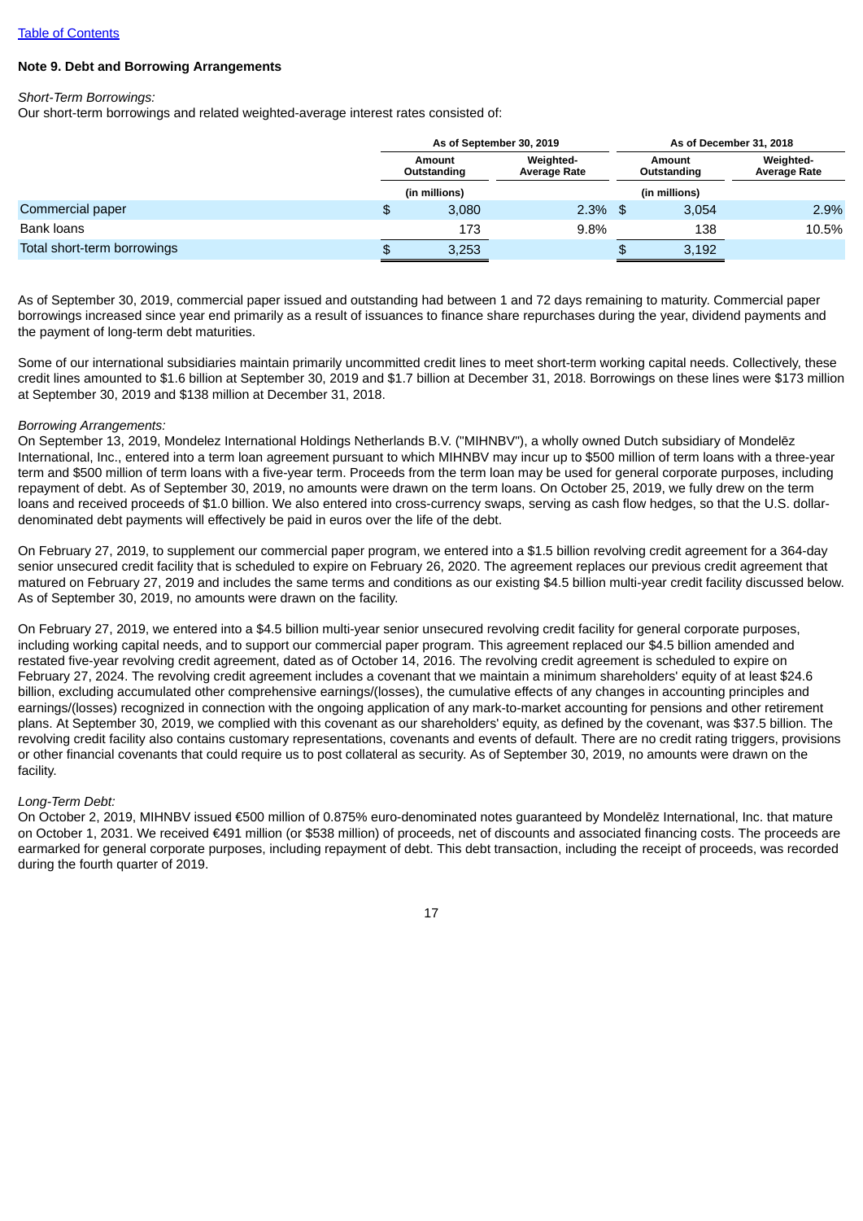Table of Contents

## Note 9. Debt and Borrowing Arrangements

*Short-Term Borrowings:*

Our short-term borrowings and related weighted-average interest rates consisted of:

| | As of September 30, 2019 | | As of December 31, 2018 | |
|---|---|---|---|---|
| | Amount Outstanding | Weighted-Average Rate | Amount Outstanding | Weighted-Average Rate |
| | (in millions) | | (in millions) | |
| Commercial paper | $ 3,080 | 2.3% | $ 3,054 | 2.9% |
| Bank loans | 173 | 9.8% | 138 | 10.5% |
| Total short-term borrowings | $ 3,253 | | $ 3,192 | |

As of September 30, 2019, commercial paper issued and outstanding had between 1 and 72 days remaining to maturity. Commercial paper borrowings increased since year end primarily as a result of issuances to finance share repurchases during the year, dividend payments and the payment of long-term debt maturities.

Some of our international subsidiaries maintain primarily uncommitted credit lines to meet short-term working capital needs. Collectively, these credit lines amounted to $1.6 billion at September 30, 2019 and $1.7 billion at December 31, 2018. Borrowings on these lines were $173 million at September 30, 2019 and $138 million at December 31, 2018.

*Borrowing Arrangements:*

On September 13, 2019, Mondelez International Holdings Netherlands B.V. ("MIHNBV"), a wholly owned Dutch subsidiary of Mondelēz International, Inc., entered into a term loan agreement pursuant to which MIHNBV may incur up to $500 million of term loans with a three-year term and $500 million of term loans with a five-year term. Proceeds from the term loan may be used for general corporate purposes, including repayment of debt. As of September 30, 2019, no amounts were drawn on the term loans. On October 25, 2019, we fully drew on the term loans and received proceeds of $1.0 billion. We also entered into cross-currency swaps, serving as cash flow hedges, so that the U.S. dollar-denominated debt payments will effectively be paid in euros over the life of the debt.

On February 27, 2019, to supplement our commercial paper program, we entered into a $1.5 billion revolving credit agreement for a 364-day senior unsecured credit facility that is scheduled to expire on February 26, 2020. The agreement replaces our previous credit agreement that matured on February 27, 2019 and includes the same terms and conditions as our existing $4.5 billion multi-year credit facility discussed below. As of September 30, 2019, no amounts were drawn on the facility.

On February 27, 2019, we entered into a $4.5 billion multi-year senior unsecured revolving credit facility for general corporate purposes, including working capital needs, and to support our commercial paper program. This agreement replaced our $4.5 billion amended and restated five-year revolving credit agreement, dated as of October 14, 2016. The revolving credit agreement is scheduled to expire on February 27, 2024. The revolving credit agreement includes a covenant that we maintain a minimum shareholders' equity of at least $24.6 billion, excluding accumulated other comprehensive earnings/(losses), the cumulative effects of any changes in accounting principles and earnings/(losses) recognized in connection with the ongoing application of any mark-to-market accounting for pensions and other retirement plans. At September 30, 2019, we complied with this covenant as our shareholders' equity, as defined by the covenant, was $37.5 billion. The revolving credit facility also contains customary representations, covenants and events of default. There are no credit rating triggers, provisions or other financial covenants that could require us to post collateral as security. As of September 30, 2019, no amounts were drawn on the facility.

*Long-Term Debt:*

On October 2, 2019, MIHNBV issued €500 million of 0.875% euro-denominated notes guaranteed by Mondelēz International, Inc. that mature on October 1, 2031. We received €491 million (or $538 million) of proceeds, net of discounts and associated financing costs. The proceeds are earmarked for general corporate purposes, including repayment of debt. This debt transaction, including the receipt of proceeds, was recorded during the fourth quarter of 2019.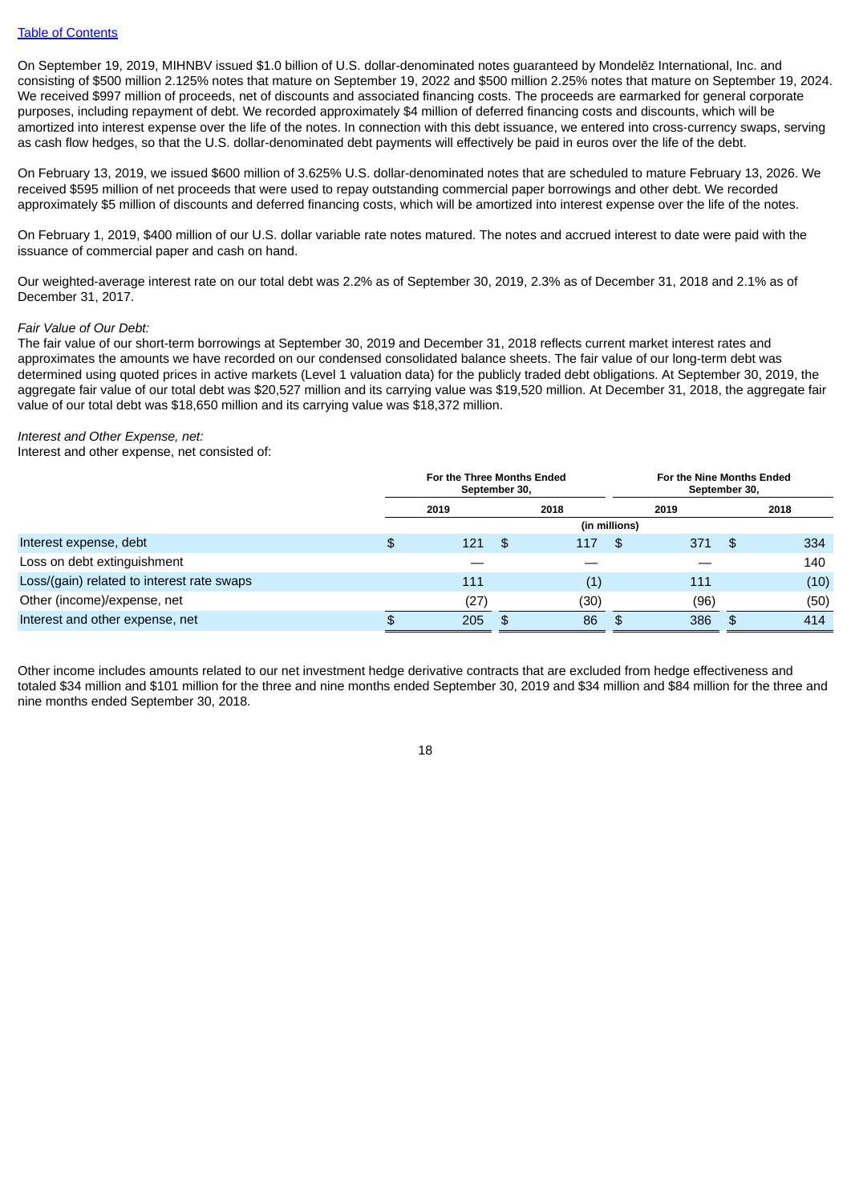On September 19, 2019, MIHNBV issued $1.0 billion of U.S. dollar-denominated notes guaranteed by Mondelēz International, Inc. and consisting of $500 million 2.125% notes that mature on September 19, 2022 and $500 million 2.25% notes that mature on September 19, 2024. We received $997 million of proceeds, net of discounts and associated financing costs. The proceeds are earmarked for general corporate purposes, including repayment of debt. We recorded approximately $4 million of deferred financing costs and discounts, which will be amortized into interest expense over the life of the notes. In connection with this debt issuance, we entered into cross-currency swaps, serving as cash flow hedges, so that the U.S. dollar-denominated debt payments will effectively be paid in euros over the life of the debt.

On February 13, 2019, we issued $600 million of 3.625% U.S. dollar-denominated notes that are scheduled to mature February 13, 2026. We received $595 million of net proceeds that were used to repay outstanding commercial paper borrowings and other debt. We recorded approximately $5 million of discounts and deferred financing costs, which will be amortized into interest expense over the life of the notes.

On February 1, 2019, $400 million of our U.S. dollar variable rate notes matured. The notes and accrued interest to date were paid with the issuance of commercial paper and cash on hand.

Our weighted-average interest rate on our total debt was 2.2% as of September 30, 2019, 2.3% as of December 31, 2018 and 2.1% as of December 31, 2017.

*Fair Value of Our Debt:*

The fair value of our short-term borrowings at September 30, 2019 and December 31, 2018 reflects current market interest rates and approximates the amounts we have recorded on our condensed consolidated balance sheets. The fair value of our long-term debt was determined using quoted prices in active markets (Level 1 valuation data) for the publicly traded debt obligations. At September 30, 2019, the aggregate fair value of our total debt was $20,527 million and its carrying value was $19,520 million. At December 31, 2018, the aggregate fair value of our total debt was $18,650 million and its carrying value was $18,372 million.

*Interest and Other Expense, net:*

Interest and other expense, net consisted of:

| | For the Three Months Ended September 30, | | For the Nine Months Ended September 30, | |
|---|---|---|---|---|
| | 2019 | 2018 | 2019 | 2018 |
| | (in millions) | | | |
| Interest expense, debt | $ 121 | $ 117 | $ 371 | $ 334 |
| Loss on debt extinguishment | — | — | — | 140 |
| Loss/(gain) related to interest rate swaps | 111 | (1) | 111 | (10) |
| Other (income)/expense, net | (27) | (30) | (96) | (50) |
| Interest and other expense, net | $ 205 | $ 86 | $ 386 | $ 414 |

Other income includes amounts related to our net investment hedge derivative contracts that are excluded from hedge effectiveness and totaled $34 million and $101 million for the three and nine months ended September 30, 2019 and $34 million and $84 million for the three and nine months ended September 30, 2018.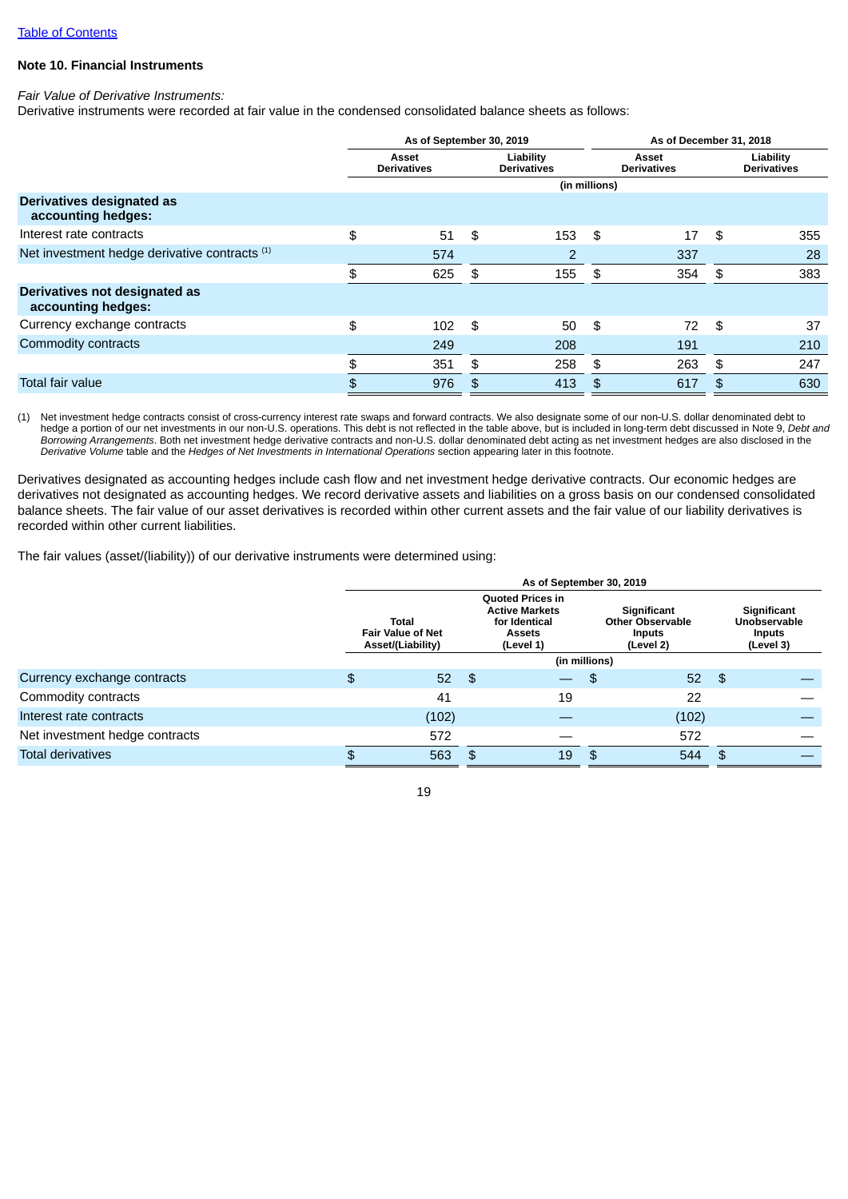Table of Contents

### Note 10. Financial Instruments

*Fair Value of Derivative Instruments:*
Derivative instruments were recorded at fair value in the condensed consolidated balance sheets as follows:

| | As of September 30, 2019 | | As of December 31, 2018 | |
|---|---|---|---|---|
| | Asset Derivatives | Liability Derivatives | Asset Derivatives | Liability Derivatives |
| | (in millions) | | | |
| **Derivatives designated as accounting hedges:** | | | | |
| Interest rate contracts | $ 51 | $ 153 | $ 17 | $ 355 |
| Net investment hedge derivative contracts [(1)] | 574 | 2 | 337 | 28 |
| | $ 625 | $ 155 | $ 354 | $ 383 |
| **Derivatives not designated as accounting hedges:** | | | | |
| Currency exchange contracts | $ 102 | $ 50 | $ 72 | $ 37 |
| Commodity contracts | 249 | 208 | 191 | 210 |
| | $ 351 | $ 258 | $ 263 | $ 247 |
| Total fair value | $ 976 | $ 413 | $ 617 | $ 630 |

(1) Net investment hedge contracts consist of cross-currency interest rate swaps and forward contracts. We also designate some of our non-U.S. dollar denominated debt to hedge a portion of our net investments in our non-U.S. operations. This debt is not reflected in the table above, but is included in long-term debt discussed in Note 9, *Debt and Borrowing Arrangements*. Both net investment hedge derivative contracts and non-U.S. dollar denominated debt acting as net investment hedges are also disclosed in the *Derivative Volume* table and the *Hedges of Net Investments in International Operations* section appearing later in this footnote.

Derivatives designated as accounting hedges include cash flow and net investment hedge derivative contracts. Our economic hedges are derivatives not designated as accounting hedges. We record derivative assets and liabilities on a gross basis on our condensed consolidated balance sheets. The fair value of our asset derivatives is recorded within other current assets and the fair value of our liability derivatives is recorded within other current liabilities.

The fair values (asset/(liability)) of our derivative instruments were determined using:

| | As of September 30, 2019 | | | |
|---|---|---|---|---|
| | Total Fair Value of Net Asset/(Liability) | Quoted Prices in Active Markets for Identical Assets (Level 1) | Significant Other Observable Inputs (Level 2) | Significant Unobservable Inputs (Level 3) |
| | (in millions) | | | |
| Currency exchange contracts | $ 52 | $ — | $ 52 | $ — |
| Commodity contracts | 41 | 19 | 22 | — |
| Interest rate contracts | (102) | — | (102) | — |
| Net investment hedge contracts | 572 | — | 572 | — |
| Total derivatives | $ 563 | $ 19 | $ 544 | $ — |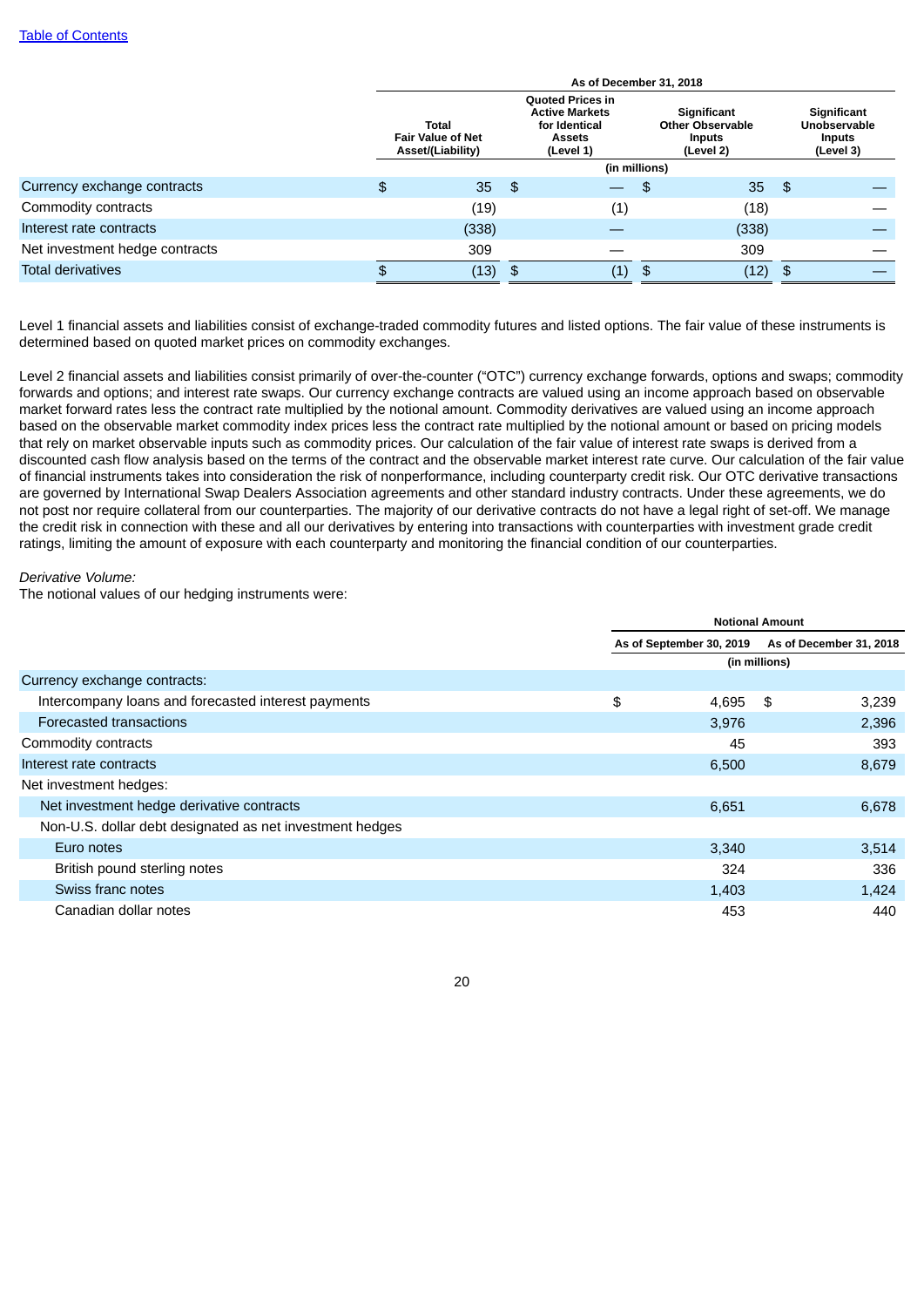| | As of December 31, 2018 | | | |
|---|---|---|---|---|
| | Total Fair Value of Net Asset/(Liability) | Quoted Prices in Active Markets for Identical Assets (Level 1) | Significant Other Observable Inputs (Level 2) | Significant Unobservable Inputs (Level 3) |
| | (in millions) | | | |
| Currency exchange contracts | $ 35 | $ — | $ 35 | $ — |
| Commodity contracts | (19) | (1) | (18) | — |
| Interest rate contracts | (338) | — | (338) | — |
| Net investment hedge contracts | 309 | — | 309 | — |
| Total derivatives | $ (13) | $ (1) | $ (12) | $ — |

Level 1 financial assets and liabilities consist of exchange-traded commodity futures and listed options. The fair value of these instruments is determined based on quoted market prices on commodity exchanges.

Level 2 financial assets and liabilities consist primarily of over-the-counter ("OTC") currency exchange forwards, options and swaps; commodity forwards and options; and interest rate swaps. Our currency exchange contracts are valued using an income approach based on observable market forward rates less the contract rate multiplied by the notional amount. Commodity derivatives are valued using an income approach based on the observable market commodity index prices less the contract rate multiplied by the notional amount or based on pricing models that rely on market observable inputs such as commodity prices. Our calculation of the fair value of interest rate swaps is derived from a discounted cash flow analysis based on the terms of the contract and the observable market interest rate curve. Our calculation of the fair value of financial instruments takes into consideration the risk of nonperformance, including counterparty credit risk. Our OTC derivative transactions are governed by International Swap Dealers Association agreements and other standard industry contracts. Under these agreements, we do not post nor require collateral from our counterparties. The majority of our derivative contracts do not have a legal right of set-off. We manage the credit risk in connection with these and all our derivatives by entering into transactions with counterparties with investment grade credit ratings, limiting the amount of exposure with each counterparty and monitoring the financial condition of our counterparties.

*Derivative Volume:*
The notional values of our hedging instruments were:

| | Notional Amount | |
|---|---|---|
| | As of September 30, 2019 | As of December 31, 2018 |
| | (in millions) | |
| Currency exchange contracts: | | |
| Intercompany loans and forecasted interest payments | $ 4,695 | $ 3,239 |
| Forecasted transactions | 3,976 | 2,396 |
| Commodity contracts | 45 | 393 |
| Interest rate contracts | 6,500 | 8,679 |
| Net investment hedges: | | |
| Net investment hedge derivative contracts | 6,651 | 6,678 |
| Non-U.S. dollar debt designated as net investment hedges | | |
| Euro notes | 3,340 | 3,514 |
| British pound sterling notes | 324 | 336 |
| Swiss franc notes | 1,403 | 1,424 |
| Canadian dollar notes | 453 | 440 |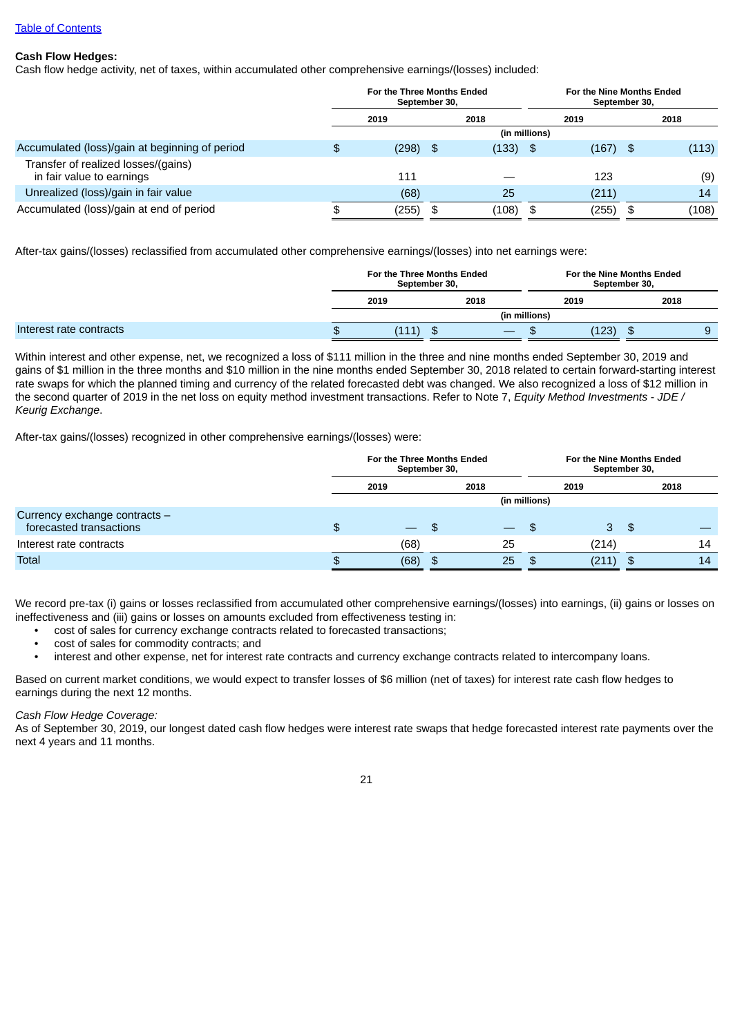[Table of Contents](#)

**Cash Flow Hedges:**
Cash flow hedge activity, net of taxes, within accumulated other comprehensive earnings/(losses) included:

| | For the Three Months Ended September 30, | | For the Nine Months Ended September 30, | |
|---|---|---|---|---|
| | 2019 | 2018 | 2019 | 2018 |
| | (in millions) | | | |
| Accumulated (loss)/gain at beginning of period | $ (298) | $ (133) | $ (167) | $ (113) |
| Transfer of realized losses/(gains) in fair value to earnings | 111 | — | 123 | (9) |
| Unrealized (loss)/gain in fair value | (68) | 25 | (211) | 14 |
| Accumulated (loss)/gain at end of period | $ (255) | $ (108) | $ (255) | $ (108) |

After-tax gains/(losses) reclassified from accumulated other comprehensive earnings/(losses) into net earnings were:

| | For the Three Months Ended September 30, | | For the Nine Months Ended September 30, | |
|---|---|---|---|---|
| | 2019 | 2018 | 2019 | 2018 |
| | (in millions) | | | |
| Interest rate contracts | $ (111) | $ — | $ (123) | $ 9 |

Within interest and other expense, net, we recognized a loss of $111 million in the three and nine months ended September 30, 2019 and gains of $1 million in the three months and $10 million in the nine months ended September 30, 2018 related to certain forward-starting interest rate swaps for which the planned timing and currency of the related forecasted debt was changed. We also recognized a loss of $12 million in the second quarter of 2019 in the net loss on equity method investment transactions. Refer to Note 7, *Equity Method Investments - JDE / Keurig Exchange*.

After-tax gains/(losses) recognized in other comprehensive earnings/(losses) were:

| | For the Three Months Ended September 30, | | For the Nine Months Ended September 30, | |
|---|---|---|---|---|
| | 2019 | 2018 | 2019 | 2018 |
| | (in millions) | | | |
| Currency exchange contracts – forecasted transactions | $ — | $ — | $ 3 | $ — |
| Interest rate contracts | (68) | 25 | (214) | 14 |
| Total | $ (68) | $ 25 | $ (211) | $ 14 |

We record pre-tax (i) gains or losses reclassified from accumulated other comprehensive earnings/(losses) into earnings, (ii) gains or losses on ineffectiveness and (iii) gains or losses on amounts excluded from effectiveness testing in:

- cost of sales for currency exchange contracts related to forecasted transactions;
- cost of sales for commodity contracts; and
- interest and other expense, net for interest rate contracts and currency exchange contracts related to intercompany loans.

Based on current market conditions, we would expect to transfer losses of $6 million (net of taxes) for interest rate cash flow hedges to earnings during the next 12 months.

*Cash Flow Hedge Coverage:*
As of September 30, 2019, our longest dated cash flow hedges were interest rate swaps that hedge forecasted interest rate payments over the next 4 years and 11 months.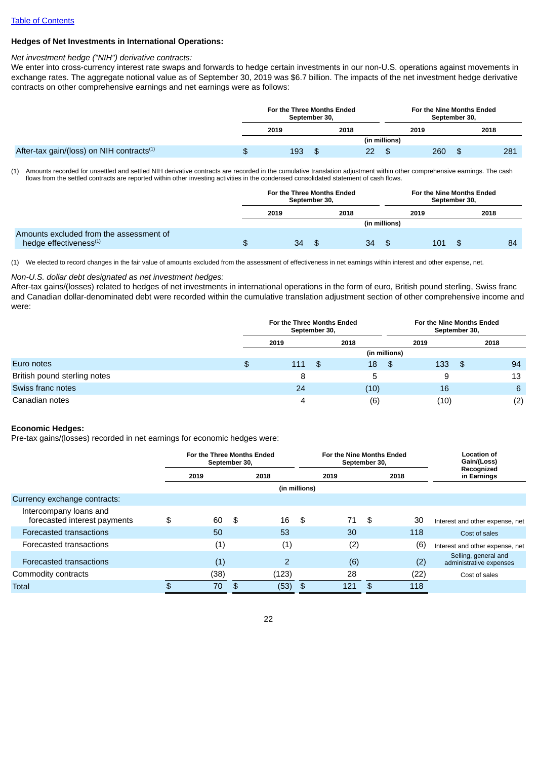[Table of Contents](#)

**Hedges of Net Investments in International Operations:**

*Net investment hedge ("NIH") derivative contracts:*

We enter into cross-currency interest rate swaps and forwards to hedge certain investments in our non-U.S. operations against movements in exchange rates. The aggregate notional value as of September 30, 2019 was $6.7 billion. The impacts of the net investment hedge derivative contracts on other comprehensive earnings and net earnings were as follows:

| | For the Three Months Ended September 30, | | For the Nine Months Ended September 30, | |
|---|---|---|---|---|
| | 2019 | 2018 | 2019 | 2018 |
| | (in millions) | | | |
| After-tax gain/(loss) on NIH contracts[(1)] | $ 193 | $ 22 | $ 260 | $ 281 |

(1) Amounts recorded for unsettled and settled NIH derivative contracts are recorded in the cumulative translation adjustment within other comprehensive earnings. The cash flows from the settled contracts are reported within other investing activities in the condensed consolidated statement of cash flows.

| | For the Three Months Ended September 30, | | For the Nine Months Ended September 30, | |
|---|---|---|---|---|
| | 2019 | 2018 | 2019 | 2018 |
| | (in millions) | | | |
| Amounts excluded from the assessment of hedge effectiveness[(1)] | $ 34 | $ 34 | $ 101 | $ 84 |

(1) We elected to record changes in the fair value of amounts excluded from the assessment of effectiveness in net earnings within interest and other expense, net.

*Non-U.S. dollar debt designated as net investment hedges:*

After-tax gains/(losses) related to hedges of net investments in international operations in the form of euro, British pound sterling, Swiss franc and Canadian dollar-denominated debt were recorded within the cumulative translation adjustment section of other comprehensive income and were:

| | For the Three Months Ended September 30, | | For the Nine Months Ended September 30, | |
|---|---|---|---|---|
| | 2019 | 2018 | 2019 | 2018 |
| | (in millions) | | | |
| Euro notes | $ 111 | $ 18 | $ 133 | $ 94 |
| British pound sterling notes | 8 | 5 | 9 | 13 |
| Swiss franc notes | 24 | (10) | 16 | 6 |
| Canadian notes | 4 | (6) | (10) | (2) |

**Economic Hedges:**

Pre-tax gains/(losses) recorded in net earnings for economic hedges were:

| | For the Three Months Ended September 30, | | For the Nine Months Ended September 30, | | Location of Gain/(Loss) Recognized in Earnings |
|---|---|---|---|---|---|
| | 2019 | 2018 | 2019 | 2018 | |
| | (in millions) | | | | |
| Currency exchange contracts: | | | | | |
| Intercompany loans and forecasted interest payments | $ 60 | $ 16 | $ 71 | $ 30 | Interest and other expense, net |
| Forecasted transactions | 50 | 53 | 30 | 118 | Cost of sales |
| Forecasted transactions | (1) | (1) | (2) | (6) | Interest and other expense, net |
| Forecasted transactions | (1) | 2 | (6) | (2) | Selling, general and administrative expenses |
| Commodity contracts | (38) | (123) | 28 | (22) | Cost of sales |
| Total | $ 70 | $ (53) | $ 121 | $ 118 | |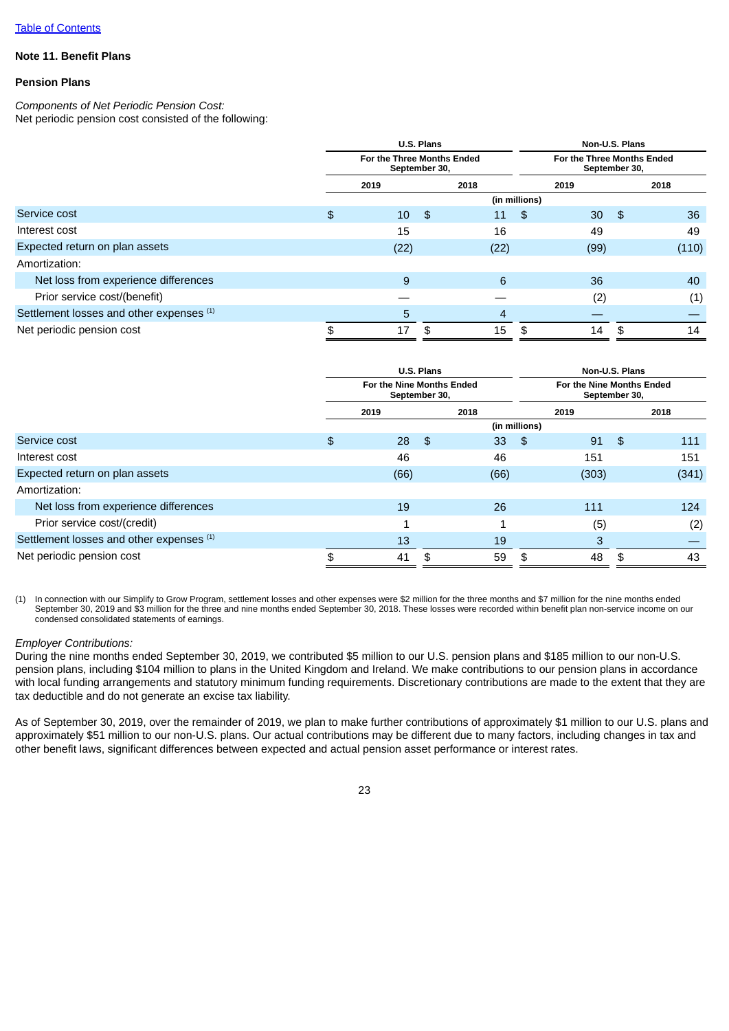[Table of Contents](#)

**Note 11. Benefit Plans**

**Pension Plans**

*Components of Net Periodic Pension Cost:*
Net periodic pension cost consisted of the following:

| | U.S. Plans | | Non-U.S. Plans | |
|---|---|---|---|---|
| | For the Three Months Ended September 30, | | For the Three Months Ended September 30, | |
| | 2019 | 2018 | 2019 | 2018 |
| | (in millions) | | | |
| Service cost | $ 10 | $ 11 | $ 30 | $ 36 |
| Interest cost | 15 | 16 | 49 | 49 |
| Expected return on plan assets | (22) | (22) | (99) | (110) |
| Amortization: | | | | |
| Net loss from experience differences | 9 | 6 | 36 | 40 |
| Prior service cost/(benefit) | — | — | (2) | (1) |
| Settlement losses and other expenses [(1)] | 5 | 4 | — | — |
| Net periodic pension cost | $ 17 | $ 15 | $ 14 | $ 14 |

| | U.S. Plans | | Non-U.S. Plans | |
|---|---|---|---|---|
| | For the Nine Months Ended September 30, | | For the Nine Months Ended September 30, | |
| | 2019 | 2018 | 2019 | 2018 |
| | (in millions) | | | |
| Service cost | $ 28 | $ 33 | $ 91 | $ 111 |
| Interest cost | 46 | 46 | 151 | 151 |
| Expected return on plan assets | (66) | (66) | (303) | (341) |
| Amortization: | | | | |
| Net loss from experience differences | 19 | 26 | 111 | 124 |
| Prior service cost/(credit) | 1 | 1 | (5) | (2) |
| Settlement losses and other expenses [(1)] | 13 | 19 | 3 | — |
| Net periodic pension cost | $ 41 | $ 59 | $ 48 | $ 43 |

(1) In connection with our Simplify to Grow Program, settlement losses and other expenses were $2 million for the three months and $7 million for the nine months ended September 30, 2019 and $3 million for the three and nine months ended September 30, 2018. These losses were recorded within benefit plan non-service income on our condensed consolidated statements of earnings.

*Employer Contributions:*
During the nine months ended September 30, 2019, we contributed $5 million to our U.S. pension plans and $185 million to our non-U.S. pension plans, including $104 million to plans in the United Kingdom and Ireland. We make contributions to our pension plans in accordance with local funding arrangements and statutory minimum funding requirements. Discretionary contributions are made to the extent that they are tax deductible and do not generate an excise tax liability.

As of September 30, 2019, over the remainder of 2019, we plan to make further contributions of approximately $1 million to our U.S. plans and approximately $51 million to our non-U.S. plans. Our actual contributions may be different due to many factors, including changes in tax and other benefit laws, significant differences between expected and actual pension asset performance or interest rates.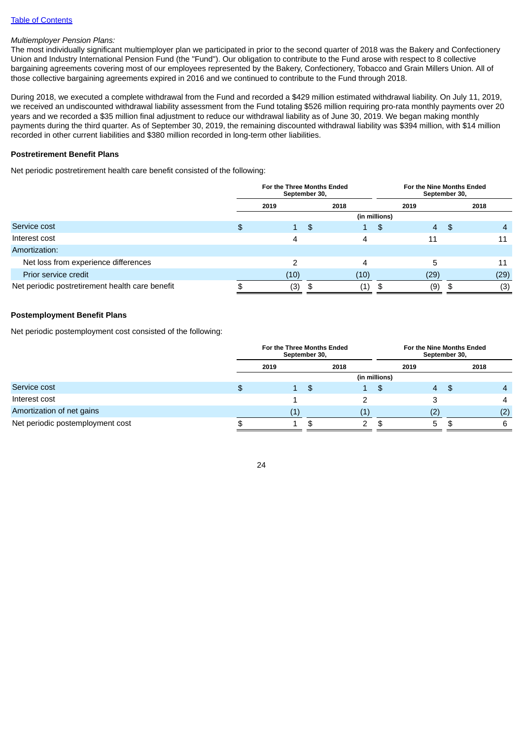*Multiemployer Pension Plans:*

The most individually significant multiemployer plan we participated in prior to the second quarter of 2018 was the Bakery and Confectionery Union and Industry International Pension Fund (the "Fund"). Our obligation to contribute to the Fund arose with respect to 8 collective bargaining agreements covering most of our employees represented by the Bakery, Confectionery, Tobacco and Grain Millers Union. All of those collective bargaining agreements expired in 2016 and we continued to contribute to the Fund through 2018.

During 2018, we executed a complete withdrawal from the Fund and recorded a $429 million estimated withdrawal liability. On July 11, 2019, we received an undiscounted withdrawal liability assessment from the Fund totaling $526 million requiring pro-rata monthly payments over 20 years and we recorded a $35 million final adjustment to reduce our withdrawal liability as of June 30, 2019. We began making monthly payments during the third quarter. As of September 30, 2019, the remaining discounted withdrawal liability was $394 million, with $14 million recorded in other current liabilities and $380 million recorded in long-term other liabilities.

**Postretirement Benefit Plans**

Net periodic postretirement health care benefit consisted of the following:

| | For the Three Months Ended September 30, | | For the Nine Months Ended September 30, | |
|---|---|---|---|---|
| | 2019 | 2018 | 2019 | 2018 |
| | (in millions) | | | |
| Service cost | $ 1 | $ 1 | $ 4 | $ 4 |
| Interest cost | 4 | 4 | 11 | 11 |
| Amortization: | | | | |
| Net loss from experience differences | 2 | 4 | 5 | 11 |
| Prior service credit | (10) | (10) | (29) | (29) |
| Net periodic postretirement health care benefit | $ (3) | $ (1) | $ (9) | $ (3) |

**Postemployment Benefit Plans**

Net periodic postemployment cost consisted of the following:

| | For the Three Months Ended September 30, | | For the Nine Months Ended September 30, | |
|---|---|---|---|---|
| | 2019 | 2018 | 2019 | 2018 |
| | (in millions) | | | |
| Service cost | $ 1 | $ 1 | $ 4 | $ 4 |
| Interest cost | 1 | 2 | 3 | 4 |
| Amortization of net gains | (1) | (1) | (2) | (2) |
| Net periodic postemployment cost | $ 1 | $ 2 | $ 5 | $ 6 |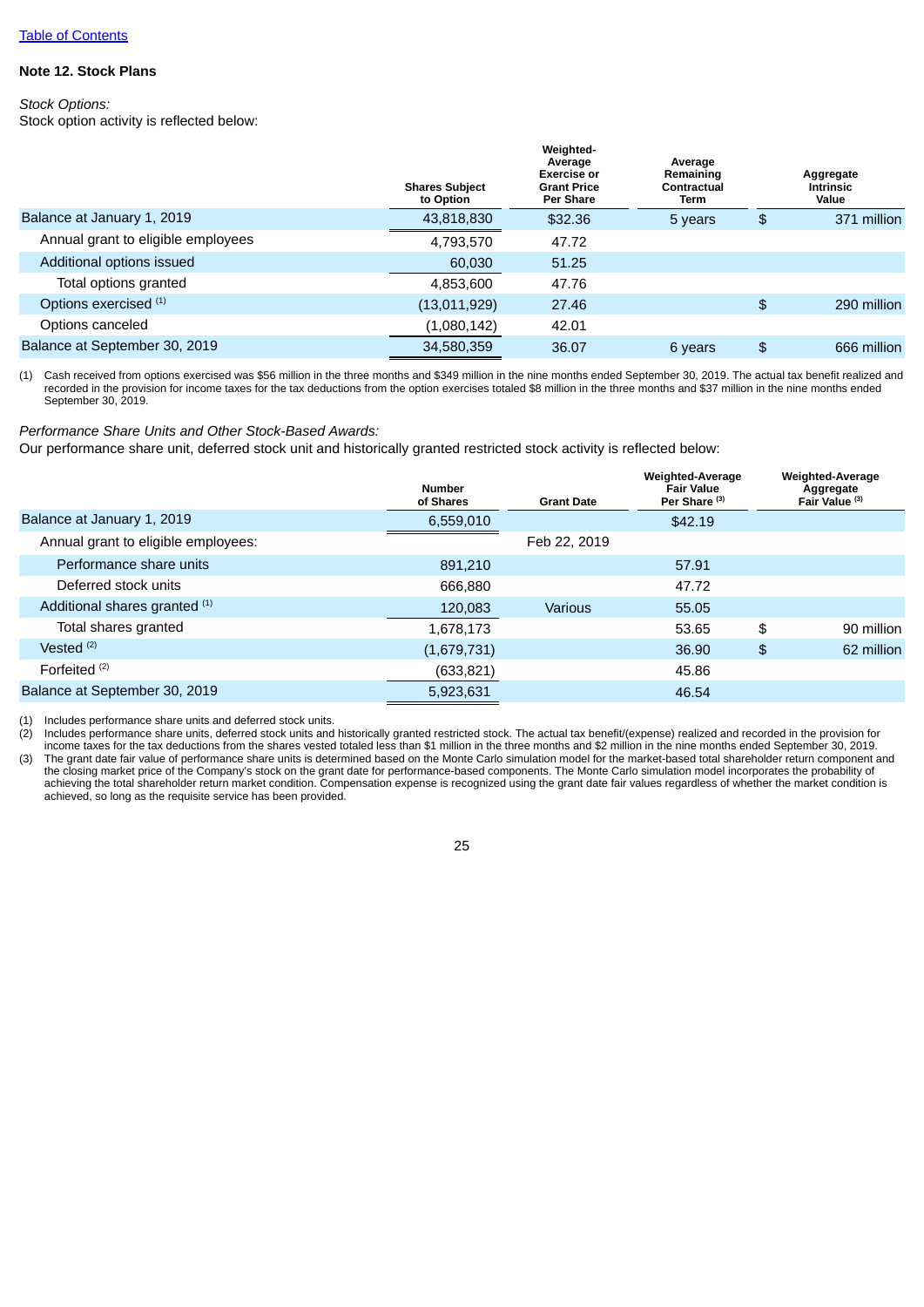[Table of Contents]

## Note 12. Stock Plans

*Stock Options:*
Stock option activity is reflected below:

| | Shares Subject to Option | Weighted-Average Exercise or Grant Price Per Share | Average Remaining Contractual Term | Aggregate Intrinsic Value |
|---|---|---|---|---|
| Balance at January 1, 2019 | 43,818,830 | $32.36 | 5 years | $ 371 million |
| Annual grant to eligible employees | 4,793,570 | 47.72 | | |
| Additional options issued | 60,030 | 51.25 | | |
| Total options granted | 4,853,600 | 47.76 | | |
| Options exercised [(1)] | (13,011,929) | 27.46 | | $ 290 million |
| Options canceled | (1,080,142) | 42.01 | | |
| Balance at September 30, 2019 | 34,580,359 | 36.07 | 6 years | $ 666 million |

(1) Cash received from options exercised was $56 million in the three months and $349 million in the nine months ended September 30, 2019. The actual tax benefit realized and recorded in the provision for income taxes for the tax deductions from the option exercises totaled $8 million in the three months and $37 million in the nine months ended September 30, 2019.

*Performance Share Units and Other Stock-Based Awards:*
Our performance share unit, deferred stock unit and historically granted restricted stock activity is reflected below:

| | Number of Shares | Grant Date | Weighted-Average Fair Value Per Share [(3)] | Weighted-Average Aggregate Fair Value [(3)] |
|---|---|---|---|---|
| Balance at January 1, 2019 | 6,559,010 | | $42.19 | |
| Annual grant to eligible employees: | | Feb 22, 2019 | | |
| Performance share units | 891,210 | | 57.91 | |
| Deferred stock units | 666,880 | | 47.72 | |
| Additional shares granted [(1)] | 120,083 | Various | 55.05 | |
| Total shares granted | 1,678,173 | | 53.65 | $ 90 million |
| Vested [(2)] | (1,679,731) | | 36.90 | $ 62 million |
| Forfeited [(2)] | (633,821) | | 45.86 | |
| Balance at September 30, 2019 | 5,923,631 | | 46.54 | |

(1) Includes performance share units and deferred stock units.
(2) Includes performance share units, deferred stock units and historically granted restricted stock. The actual tax benefit/(expense) realized and recorded in the provision for income taxes for the tax deductions from the shares vested totaled less than $1 million in the three months and $2 million in the nine months ended September 30, 2019.
(3) The grant date fair value of performance share units is determined based on the Monte Carlo simulation model for the market-based total shareholder return component and the closing market price of the Company's stock on the grant date for performance-based components. The Monte Carlo simulation model incorporates the probability of achieving the total shareholder return market condition. Compensation expense is recognized using the grant date fair values regardless of whether the market condition is achieved, so long as the requisite service has been provided.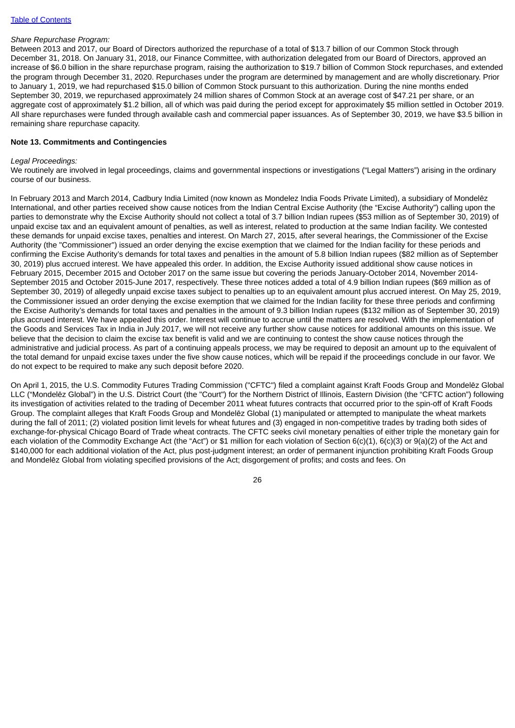*Share Repurchase Program:*

Between 2013 and 2017, our Board of Directors authorized the repurchase of a total of $13.7 billion of our Common Stock through December 31, 2018. On January 31, 2018, our Finance Committee, with authorization delegated from our Board of Directors, approved an increase of $6.0 billion in the share repurchase program, raising the authorization to $19.7 billion of Common Stock repurchases, and extended the program through December 31, 2020. Repurchases under the program are determined by management and are wholly discretionary. Prior to January 1, 2019, we had repurchased $15.0 billion of Common Stock pursuant to this authorization. During the nine months ended September 30, 2019, we repurchased approximately 24 million shares of Common Stock at an average cost of $47.21 per share, or an aggregate cost of approximately $1.2 billion, all of which was paid during the period except for approximately $5 million settled in October 2019. All share repurchases were funded through available cash and commercial paper issuances. As of September 30, 2019, we have $3.5 billion in remaining share repurchase capacity.

**Note 13. Commitments and Contingencies**

*Legal Proceedings:*

We routinely are involved in legal proceedings, claims and governmental inspections or investigations ("Legal Matters") arising in the ordinary course of our business.

In February 2013 and March 2014, Cadbury India Limited (now known as Mondelez India Foods Private Limited), a subsidiary of Mondelēz International, and other parties received show cause notices from the Indian Central Excise Authority (the "Excise Authority") calling upon the parties to demonstrate why the Excise Authority should not collect a total of 3.7 billion Indian rupees ($53 million as of September 30, 2019) of unpaid excise tax and an equivalent amount of penalties, as well as interest, related to production at the same Indian facility. We contested these demands for unpaid excise taxes, penalties and interest. On March 27, 2015, after several hearings, the Commissioner of the Excise Authority (the "Commissioner") issued an order denying the excise exemption that we claimed for the Indian facility for these periods and confirming the Excise Authority's demands for total taxes and penalties in the amount of 5.8 billion Indian rupees ($82 million as of September 30, 2019) plus accrued interest. We have appealed this order. In addition, the Excise Authority issued additional show cause notices in February 2015, December 2015 and October 2017 on the same issue but covering the periods January-October 2014, November 2014-September 2015 and October 2015-June 2017, respectively. These three notices added a total of 4.9 billion Indian rupees ($69 million as of September 30, 2019) of allegedly unpaid excise taxes subject to penalties up to an equivalent amount plus accrued interest. On May 25, 2019, the Commissioner issued an order denying the excise exemption that we claimed for the Indian facility for these three periods and confirming the Excise Authority's demands for total taxes and penalties in the amount of 9.3 billion Indian rupees ($132 million as of September 30, 2019) plus accrued interest. We have appealed this order. Interest will continue to accrue until the matters are resolved. With the implementation of the Goods and Services Tax in India in July 2017, we will not receive any further show cause notices for additional amounts on this issue. We believe that the decision to claim the excise tax benefit is valid and we are continuing to contest the show cause notices through the administrative and judicial process. As part of a continuing appeals process, we may be required to deposit an amount up to the equivalent of the total demand for unpaid excise taxes under the five show cause notices, which will be repaid if the proceedings conclude in our favor. We do not expect to be required to make any such deposit before 2020.

On April 1, 2015, the U.S. Commodity Futures Trading Commission ("CFTC") filed a complaint against Kraft Foods Group and Mondelēz Global LLC ("Mondelēz Global") in the U.S. District Court (the "Court") for the Northern District of Illinois, Eastern Division (the "CFTC action") following its investigation of activities related to the trading of December 2011 wheat futures contracts that occurred prior to the spin-off of Kraft Foods Group. The complaint alleges that Kraft Foods Group and Mondelēz Global (1) manipulated or attempted to manipulate the wheat markets during the fall of 2011; (2) violated position limit levels for wheat futures and (3) engaged in non-competitive trades by trading both sides of exchange-for-physical Chicago Board of Trade wheat contracts. The CFTC seeks civil monetary penalties of either triple the monetary gain for each violation of the Commodity Exchange Act (the "Act") or $1 million for each violation of Section 6(c)(1), 6(c)(3) or 9(a)(2) of the Act and $140,000 for each additional violation of the Act, plus post-judgment interest; an order of permanent injunction prohibiting Kraft Foods Group and Mondelēz Global from violating specified provisions of the Act; disgorgement of profits; and costs and fees. On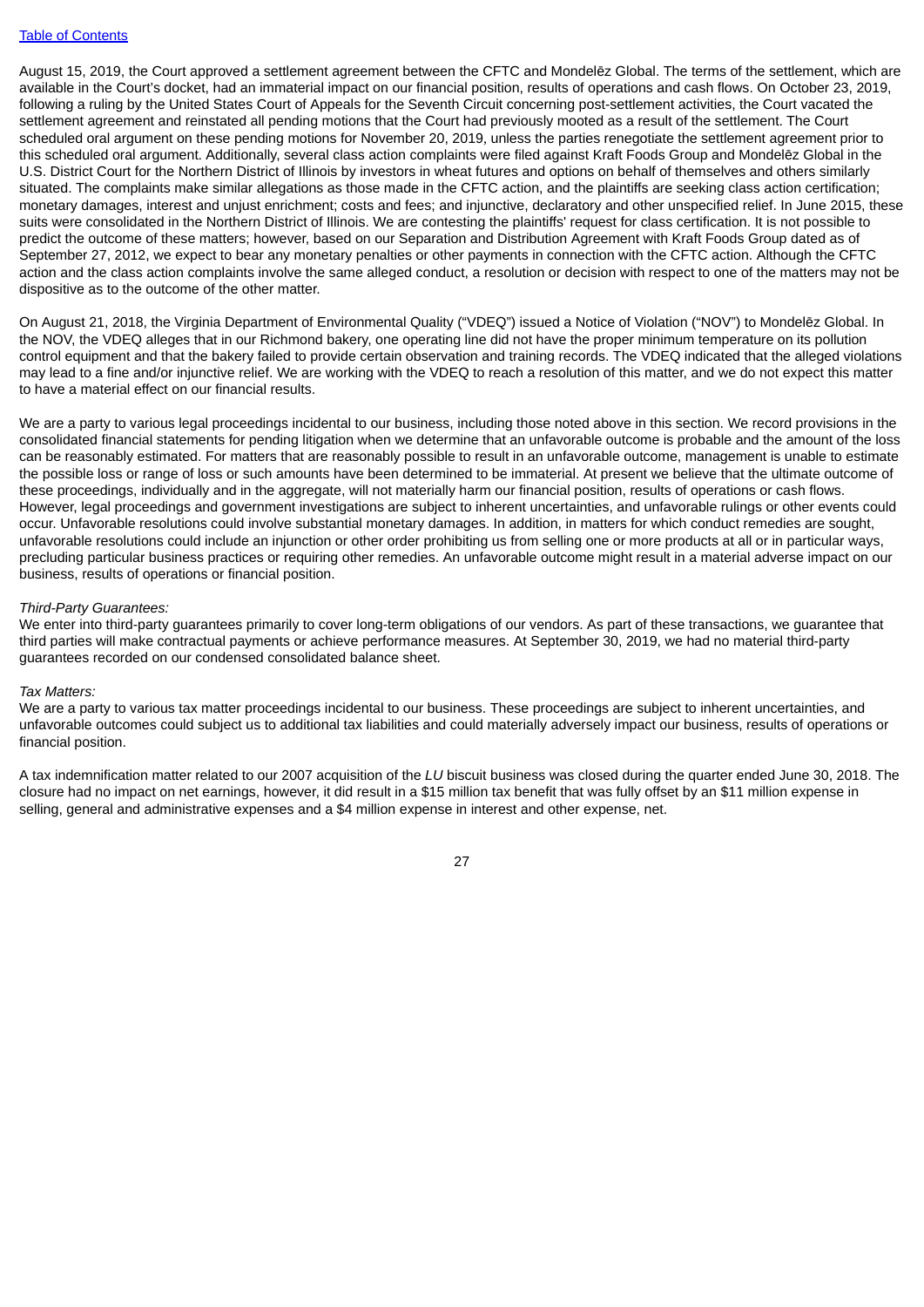August 15, 2019, the Court approved a settlement agreement between the CFTC and Mondelēz Global. The terms of the settlement, which are available in the Court's docket, had an immaterial impact on our financial position, results of operations and cash flows. On October 23, 2019, following a ruling by the United States Court of Appeals for the Seventh Circuit concerning post-settlement activities, the Court vacated the settlement agreement and reinstated all pending motions that the Court had previously mooted as a result of the settlement. The Court scheduled oral argument on these pending motions for November 20, 2019, unless the parties renegotiate the settlement agreement prior to this scheduled oral argument. Additionally, several class action complaints were filed against Kraft Foods Group and Mondelēz Global in the U.S. District Court for the Northern District of Illinois by investors in wheat futures and options on behalf of themselves and others similarly situated. The complaints make similar allegations as those made in the CFTC action, and the plaintiffs are seeking class action certification; monetary damages, interest and unjust enrichment; costs and fees; and injunctive, declaratory and other unspecified relief. In June 2015, these suits were consolidated in the Northern District of Illinois. We are contesting the plaintiffs' request for class certification. It is not possible to predict the outcome of these matters; however, based on our Separation and Distribution Agreement with Kraft Foods Group dated as of September 27, 2012, we expect to bear any monetary penalties or other payments in connection with the CFTC action. Although the CFTC action and the class action complaints involve the same alleged conduct, a resolution or decision with respect to one of the matters may not be dispositive as to the outcome of the other matter.

On August 21, 2018, the Virginia Department of Environmental Quality ("VDEQ") issued a Notice of Violation ("NOV") to Mondelēz Global. In the NOV, the VDEQ alleges that in our Richmond bakery, one operating line did not have the proper minimum temperature on its pollution control equipment and that the bakery failed to provide certain observation and training records. The VDEQ indicated that the alleged violations may lead to a fine and/or injunctive relief. We are working with the VDEQ to reach a resolution of this matter, and we do not expect this matter to have a material effect on our financial results.

We are a party to various legal proceedings incidental to our business, including those noted above in this section. We record provisions in the consolidated financial statements for pending litigation when we determine that an unfavorable outcome is probable and the amount of the loss can be reasonably estimated. For matters that are reasonably possible to result in an unfavorable outcome, management is unable to estimate the possible loss or range of loss or such amounts have been determined to be immaterial. At present we believe that the ultimate outcome of these proceedings, individually and in the aggregate, will not materially harm our financial position, results of operations or cash flows. However, legal proceedings and government investigations are subject to inherent uncertainties, and unfavorable rulings or other events could occur. Unfavorable resolutions could involve substantial monetary damages. In addition, in matters for which conduct remedies are sought, unfavorable resolutions could include an injunction or other order prohibiting us from selling one or more products at all or in particular ways, precluding particular business practices or requiring other remedies. An unfavorable outcome might result in a material adverse impact on our business, results of operations or financial position.

*Third-Party Guarantees:*
We enter into third-party guarantees primarily to cover long-term obligations of our vendors. As part of these transactions, we guarantee that third parties will make contractual payments or achieve performance measures. At September 30, 2019, we had no material third-party guarantees recorded on our condensed consolidated balance sheet.

*Tax Matters:*
We are a party to various tax matter proceedings incidental to our business. These proceedings are subject to inherent uncertainties, and unfavorable outcomes could subject us to additional tax liabilities and could materially adversely impact our business, results of operations or financial position.

A tax indemnification matter related to our 2007 acquisition of the *LU* biscuit business was closed during the quarter ended June 30, 2018. The closure had no impact on net earnings, however, it did result in a $15 million tax benefit that was fully offset by an $11 million expense in selling, general and administrative expenses and a $4 million expense in interest and other expense, net.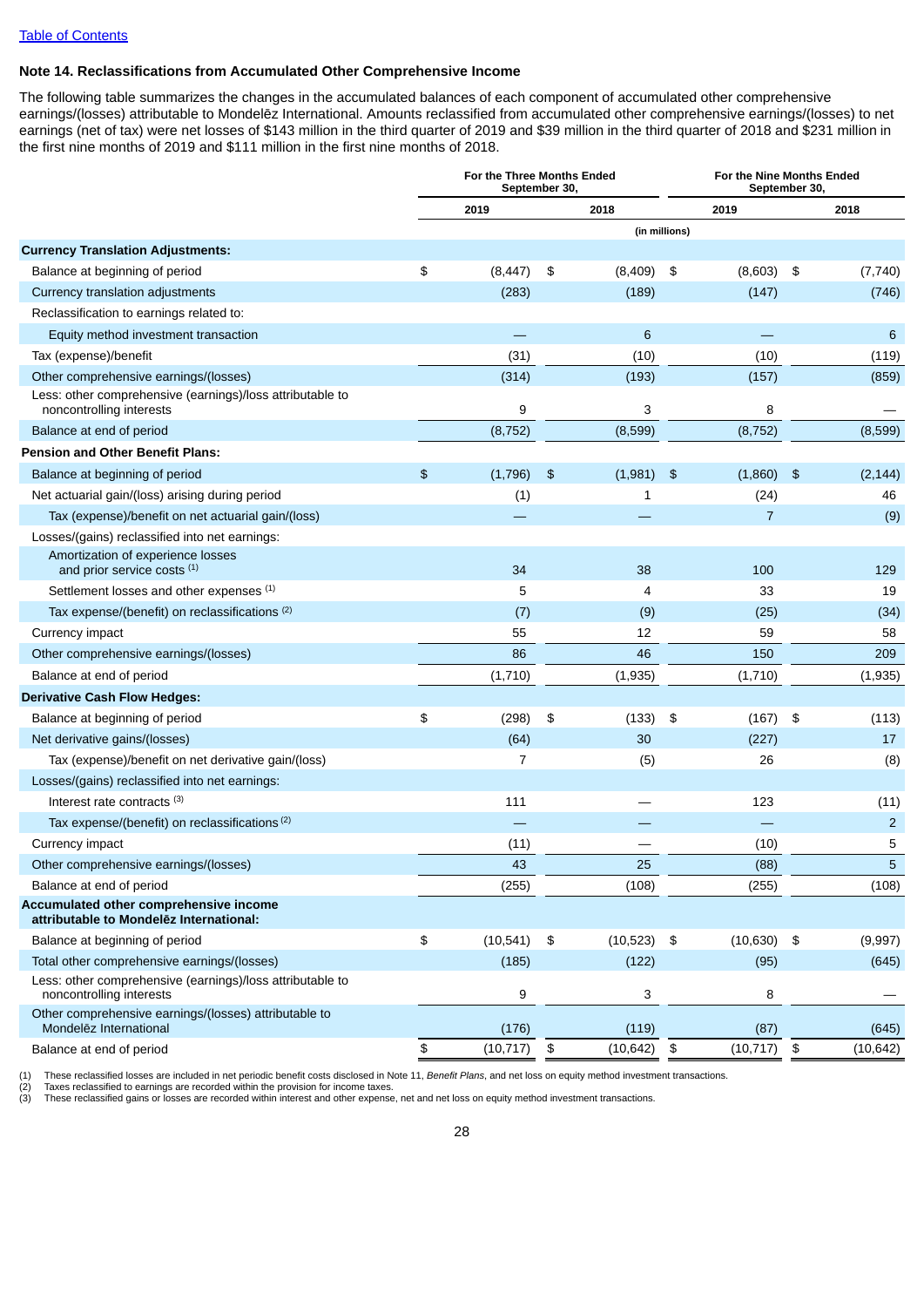[Table of Contents]

### Note 14. Reclassifications from Accumulated Other Comprehensive Income

The following table summarizes the changes in the accumulated balances of each component of accumulated other comprehensive earnings/(losses) attributable to Mondelēz International. Amounts reclassified from accumulated other comprehensive earnings/(losses) to net earnings (net of tax) were net losses of $143 million in the third quarter of 2019 and $39 million in the third quarter of 2018 and $231 million in the first nine months of 2019 and $111 million in the first nine months of 2018.

| | For the Three Months Ended September 30, | | For the Nine Months Ended September 30, | |
|---|---|---|---|---|
| | 2019 | 2018 | 2019 | 2018 |
| | (in millions) | | | |
| **Currency Translation Adjustments:** | | | | |
| Balance at beginning of period | $ (8,447) | $ (8,409) | $ (8,603) | $ (7,740) |
| Currency translation adjustments | (283) | (189) | (147) | (746) |
| Reclassification to earnings related to: | | | | |
| Equity method investment transaction | — | 6 | — | 6 |
| Tax (expense)/benefit | (31) | (10) | (10) | (119) |
| Other comprehensive earnings/(losses) | (314) | (193) | (157) | (859) |
| Less: other comprehensive (earnings)/loss attributable to noncontrolling interests | 9 | 3 | 8 | — |
| Balance at end of period | (8,752) | (8,599) | (8,752) | (8,599) |
| **Pension and Other Benefit Plans:** | | | | |
| Balance at beginning of period | $ (1,796) | $ (1,981) | $ (1,860) | $ (2,144) |
| Net actuarial gain/(loss) arising during period | (1) | 1 | (24) | 46 |
| Tax (expense)/benefit on net actuarial gain/(loss) | — | — | 7 | (9) |
| Losses/(gains) reclassified into net earnings: | | | | |
| Amortization of experience losses and prior service costs (1) | 34 | 38 | 100 | 129 |
| Settlement losses and other expenses (1) | 5 | 4 | 33 | 19 |
| Tax expense/(benefit) on reclassifications (2) | (7) | (9) | (25) | (34) |
| Currency impact | 55 | 12 | 59 | 58 |
| Other comprehensive earnings/(losses) | 86 | 46 | 150 | 209 |
| Balance at end of period | (1,710) | (1,935) | (1,710) | (1,935) |
| **Derivative Cash Flow Hedges:** | | | | |
| Balance at beginning of period | $ (298) | $ (133) | $ (167) | $ (113) |
| Net derivative gains/(losses) | (64) | 30 | (227) | 17 |
| Tax (expense)/benefit on net derivative gain/(loss) | 7 | (5) | 26 | (8) |
| Losses/(gains) reclassified into net earnings: | | | | |
| Interest rate contracts (3) | 111 | — | 123 | (11) |
| Tax expense/(benefit) on reclassifications (2) | — | — | — | 2 |
| Currency impact | (11) | — | (10) | 5 |
| Other comprehensive earnings/(losses) | 43 | 25 | (88) | 5 |
| Balance at end of period | (255) | (108) | (255) | (108) |
| **Accumulated other comprehensive income attributable to Mondelēz International:** | | | | |
| Balance at beginning of period | $ (10,541) | $ (10,523) | $ (10,630) | $ (9,997) |
| Total other comprehensive earnings/(losses) | (185) | (122) | (95) | (645) |
| Less: other comprehensive (earnings)/loss attributable to noncontrolling interests | 9 | 3 | 8 | — |
| Other comprehensive earnings/(losses) attributable to Mondelēz International | (176) | (119) | (87) | (645) |
| Balance at end of period | $ (10,717) | $ (10,642) | $ (10,717) | $ (10,642) |

(1) These reclassified losses are included in net periodic benefit costs disclosed in Note 11, *Benefit Plans*, and net loss on equity method investment transactions.
(2) Taxes reclassified to earnings are recorded within the provision for income taxes.
(3) These reclassified gains or losses are recorded within interest and other expense, net and net loss on equity method investment transactions.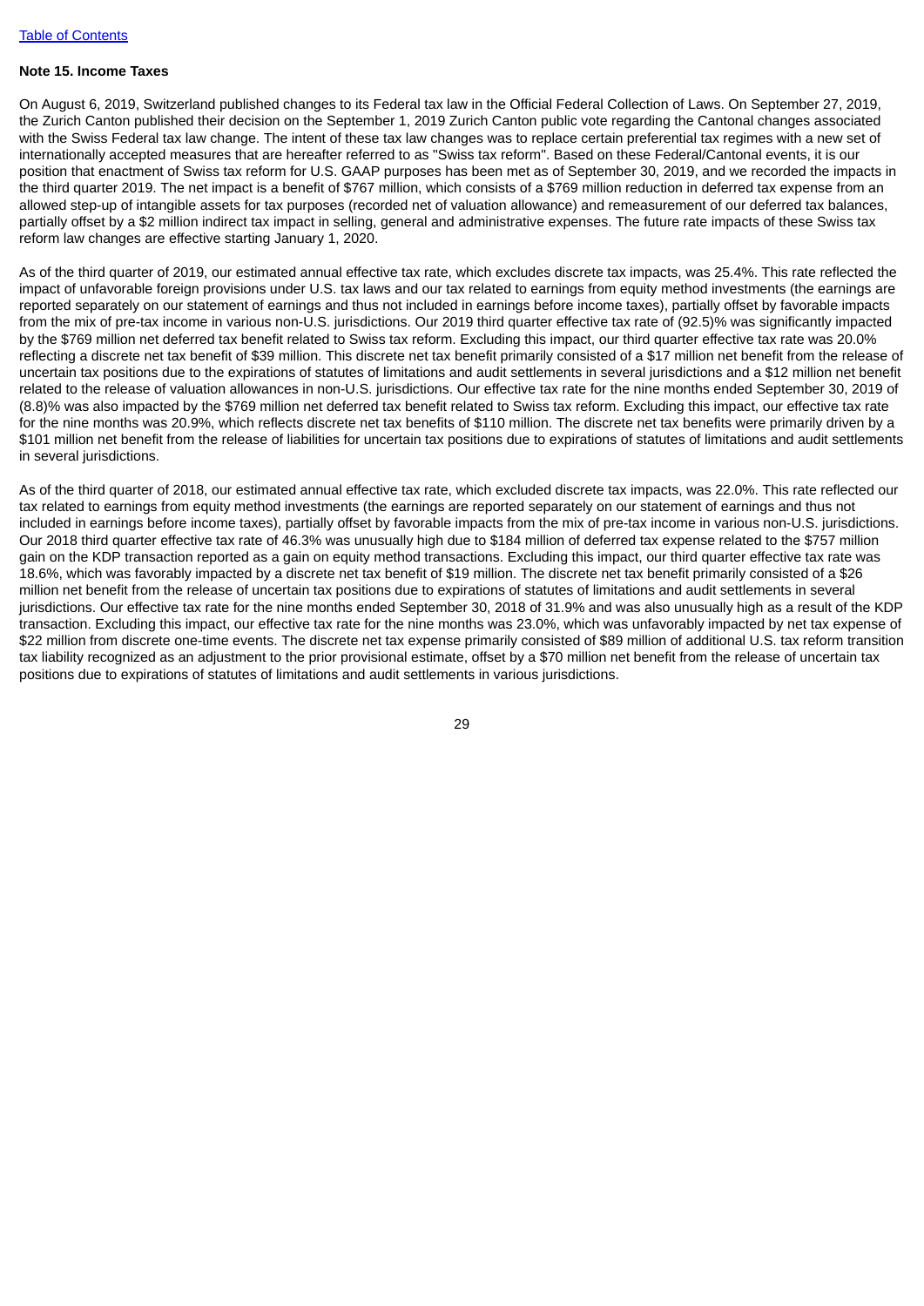[Table of Contents](#)

**Note 15. Income Taxes**

On August 6, 2019, Switzerland published changes to its Federal tax law in the Official Federal Collection of Laws. On September 27, 2019, the Zurich Canton published their decision on the September 1, 2019 Zurich Canton public vote regarding the Cantonal changes associated with the Swiss Federal tax law change. The intent of these tax law changes was to replace certain preferential tax regimes with a new set of internationally accepted measures that are hereafter referred to as "Swiss tax reform". Based on these Federal/Cantonal events, it is our position that enactment of Swiss tax reform for U.S. GAAP purposes has been met as of September 30, 2019, and we recorded the impacts in the third quarter 2019. The net impact is a benefit of $767 million, which consists of a $769 million reduction in deferred tax expense from an allowed step-up of intangible assets for tax purposes (recorded net of valuation allowance) and remeasurement of our deferred tax balances, partially offset by a $2 million indirect tax impact in selling, general and administrative expenses. The future rate impacts of these Swiss tax reform law changes are effective starting January 1, 2020.

As of the third quarter of 2019, our estimated annual effective tax rate, which excludes discrete tax impacts, was 25.4%. This rate reflected the impact of unfavorable foreign provisions under U.S. tax laws and our tax related to earnings from equity method investments (the earnings are reported separately on our statement of earnings and thus not included in earnings before income taxes), partially offset by favorable impacts from the mix of pre-tax income in various non-U.S. jurisdictions. Our 2019 third quarter effective tax rate of (92.5)% was significantly impacted by the $769 million net deferred tax benefit related to Swiss tax reform. Excluding this impact, our third quarter effective tax rate was 20.0% reflecting a discrete net tax benefit of $39 million. This discrete net tax benefit primarily consisted of a $17 million net benefit from the release of uncertain tax positions due to the expirations of statutes of limitations and audit settlements in several jurisdictions and a $12 million net benefit related to the release of valuation allowances in non-U.S. jurisdictions. Our effective tax rate for the nine months ended September 30, 2019 of (8.8)% was also impacted by the $769 million net deferred tax benefit related to Swiss tax reform. Excluding this impact, our effective tax rate for the nine months was 20.9%, which reflects discrete net tax benefits of $110 million. The discrete net tax benefits were primarily driven by a $101 million net benefit from the release of liabilities for uncertain tax positions due to expirations of statutes of limitations and audit settlements in several jurisdictions.

As of the third quarter of 2018, our estimated annual effective tax rate, which excluded discrete tax impacts, was 22.0%. This rate reflected our tax related to earnings from equity method investments (the earnings are reported separately on our statement of earnings and thus not included in earnings before income taxes), partially offset by favorable impacts from the mix of pre-tax income in various non-U.S. jurisdictions. Our 2018 third quarter effective tax rate of 46.3% was unusually high due to $184 million of deferred tax expense related to the $757 million gain on the KDP transaction reported as a gain on equity method transactions. Excluding this impact, our third quarter effective tax rate was 18.6%, which was favorably impacted by a discrete net tax benefit of $19 million. The discrete net tax benefit primarily consisted of a $26 million net benefit from the release of uncertain tax positions due to expirations of statutes of limitations and audit settlements in several jurisdictions. Our effective tax rate for the nine months ended September 30, 2018 of 31.9% and was also unusually high as a result of the KDP transaction. Excluding this impact, our effective tax rate for the nine months was 23.0%, which was unfavorably impacted by net tax expense of $22 million from discrete one-time events. The discrete net tax expense primarily consisted of $89 million of additional U.S. tax reform transition tax liability recognized as an adjustment to the prior provisional estimate, offset by a $70 million net benefit from the release of uncertain tax positions due to expirations of statutes of limitations and audit settlements in various jurisdictions.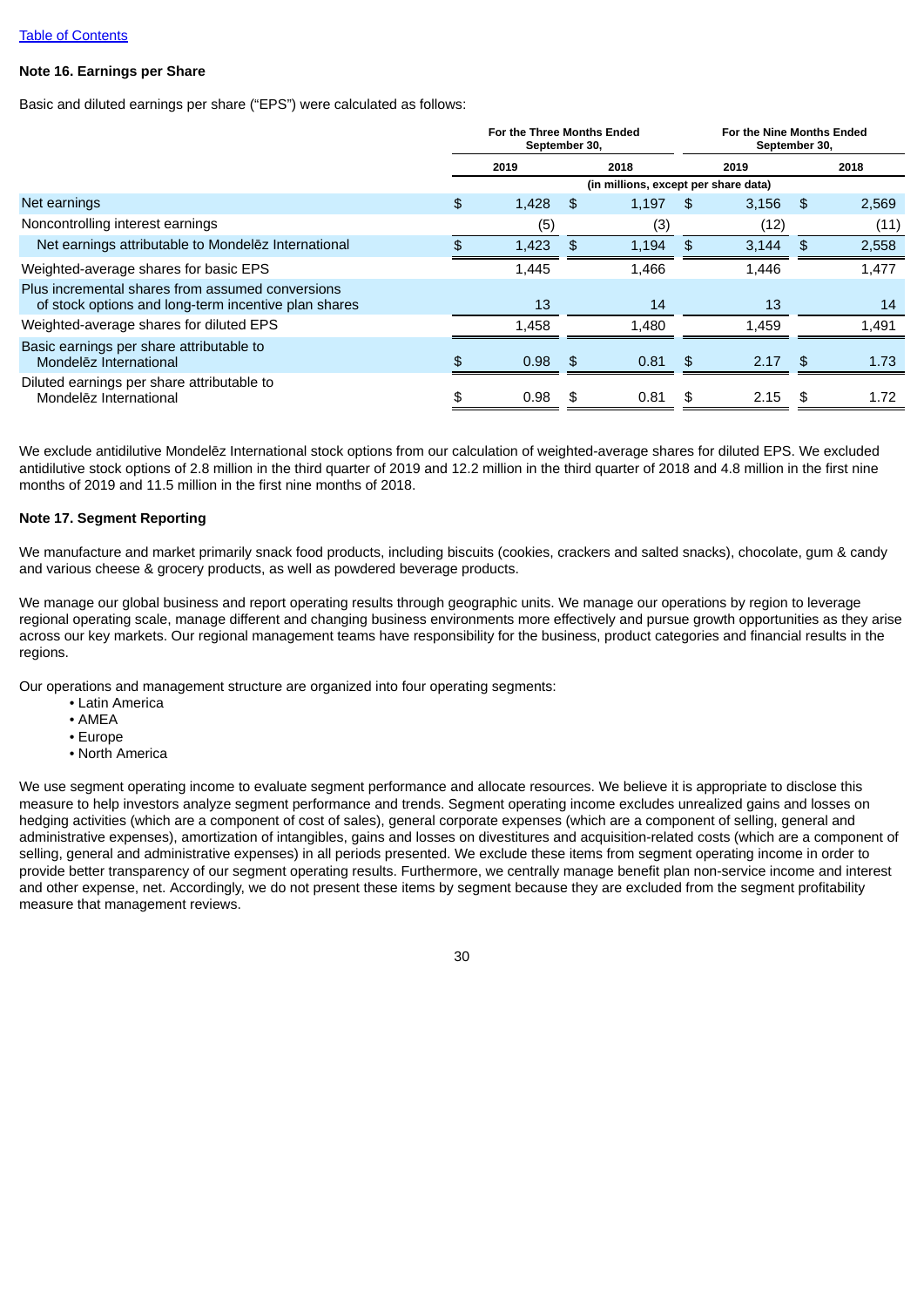## Note 16. Earnings per Share

Basic and diluted earnings per share ("EPS") were calculated as follows:

| | For the Three Months Ended September 30, | | For the Nine Months Ended September 30, | |
|---|---|---|---|---|
| | 2019 | 2018 | 2019 | 2018 |
| | (in millions, except per share data) | | | |
| Net earnings | $ 1,428 | $ 1,197 | $ 3,156 | $ 2,569 |
| Noncontrolling interest earnings | (5) | (3) | (12) | (11) |
| Net earnings attributable to Mondelēz International | $ 1,423 | $ 1,194 | $ 3,144 | $ 2,558 |
| Weighted-average shares for basic EPS | 1,445 | 1,466 | 1,446 | 1,477 |
| Plus incremental shares from assumed conversions of stock options and long-term incentive plan shares | 13 | 14 | 13 | 14 |
| Weighted-average shares for diluted EPS | 1,458 | 1,480 | 1,459 | 1,491 |
| Basic earnings per share attributable to Mondelēz International | $ 0.98 | $ 0.81 | $ 2.17 | $ 1.73 |
| Diluted earnings per share attributable to Mondelēz International | $ 0.98 | $ 0.81 | $ 2.15 | $ 1.72 |

We exclude antidilutive Mondelēz International stock options from our calculation of weighted-average shares for diluted EPS. We excluded antidilutive stock options of 2.8 million in the third quarter of 2019 and 12.2 million in the third quarter of 2018 and 4.8 million in the first nine months of 2019 and 11.5 million in the first nine months of 2018.

## Note 17. Segment Reporting

We manufacture and market primarily snack food products, including biscuits (cookies, crackers and salted snacks), chocolate, gum & candy and various cheese & grocery products, as well as powdered beverage products.

We manage our global business and report operating results through geographic units. We manage our operations by region to leverage regional operating scale, manage different and changing business environments more effectively and pursue growth opportunities as they arise across our key markets. Our regional management teams have responsibility for the business, product categories and financial results in the regions.

Our operations and management structure are organized into four operating segments:

- Latin America
- AMEA
- Europe
- North America

We use segment operating income to evaluate segment performance and allocate resources. We believe it is appropriate to disclose this measure to help investors analyze segment performance and trends. Segment operating income excludes unrealized gains and losses on hedging activities (which are a component of cost of sales), general corporate expenses (which are a component of selling, general and administrative expenses), amortization of intangibles, gains and losses on divestitures and acquisition-related costs (which are a component of selling, general and administrative expenses) in all periods presented. We exclude these items from segment operating income in order to provide better transparency of our segment operating results. Furthermore, we centrally manage benefit plan non-service income and interest and other expense, net. Accordingly, we do not present these items by segment because they are excluded from the segment profitability measure that management reviews.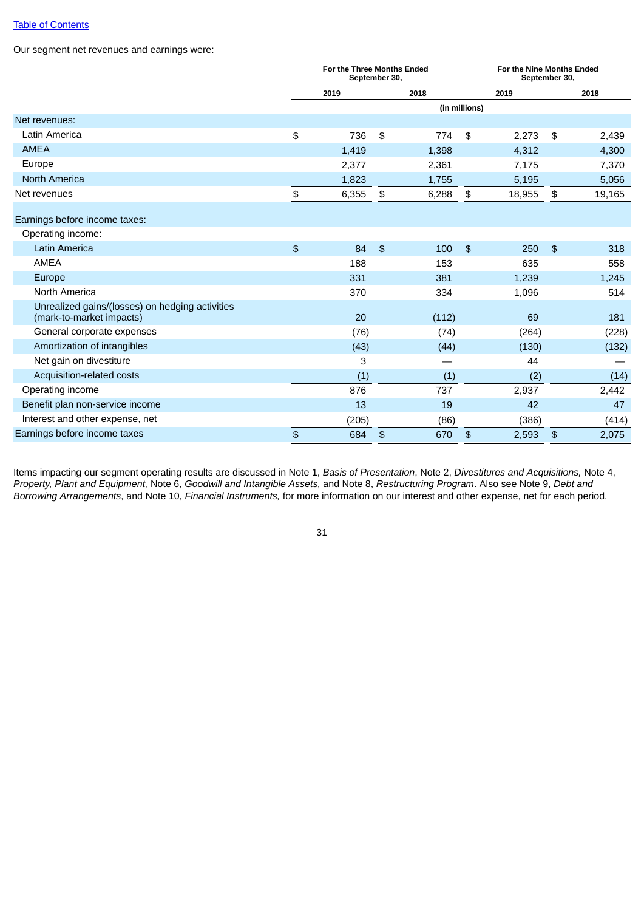[Table of Contents]

Our segment net revenues and earnings were:

| | For the Three Months Ended September 30, | | For the Nine Months Ended September 30, | |
|---|---|---|---|---|
| | 2019 | 2018 | 2019 | 2018 |
| | (in millions) | | | |
| Net revenues: | | | | |
| Latin America | $ 736 | $ 774 | $ 2,273 | $ 2,439 |
| AMEA | 1,419 | 1,398 | 4,312 | 4,300 |
| Europe | 2,377 | 2,361 | 7,175 | 7,370 |
| North America | 1,823 | 1,755 | 5,195 | 5,056 |
| Net revenues | $ 6,355 | $ 6,288 | $ 18,955 | $ 19,165 |
| | | | | |
| Earnings before income taxes: | | | | |
| Operating income: | | | | |
| Latin America | $ 84 | $ 100 | $ 250 | $ 318 |
| AMEA | 188 | 153 | 635 | 558 |
| Europe | 331 | 381 | 1,239 | 1,245 |
| North America | 370 | 334 | 1,096 | 514 |
| Unrealized gains/(losses) on hedging activities (mark-to-market impacts) | 20 | (112) | 69 | 181 |
| General corporate expenses | (76) | (74) | (264) | (228) |
| Amortization of intangibles | (43) | (44) | (130) | (132) |
| Net gain on divestiture | 3 | — | 44 | — |
| Acquisition-related costs | (1) | (1) | (2) | (14) |
| Operating income | 876 | 737 | 2,937 | 2,442 |
| Benefit plan non-service income | 13 | 19 | 42 | 47 |
| Interest and other expense, net | (205) | (86) | (386) | (414) |
| Earnings before income taxes | $ 684 | $ 670 | $ 2,593 | $ 2,075 |

Items impacting our segment operating results are discussed in Note 1, *Basis of Presentation*, Note 2, *Divestitures and Acquisitions,* Note 4, *Property, Plant and Equipment,* Note 6, *Goodwill and Intangible Assets,* and Note 8, *Restructuring Program*. Also see Note 9, *Debt and Borrowing Arrangements*, and Note 10, *Financial Instruments,* for more information on our interest and other expense, net for each period.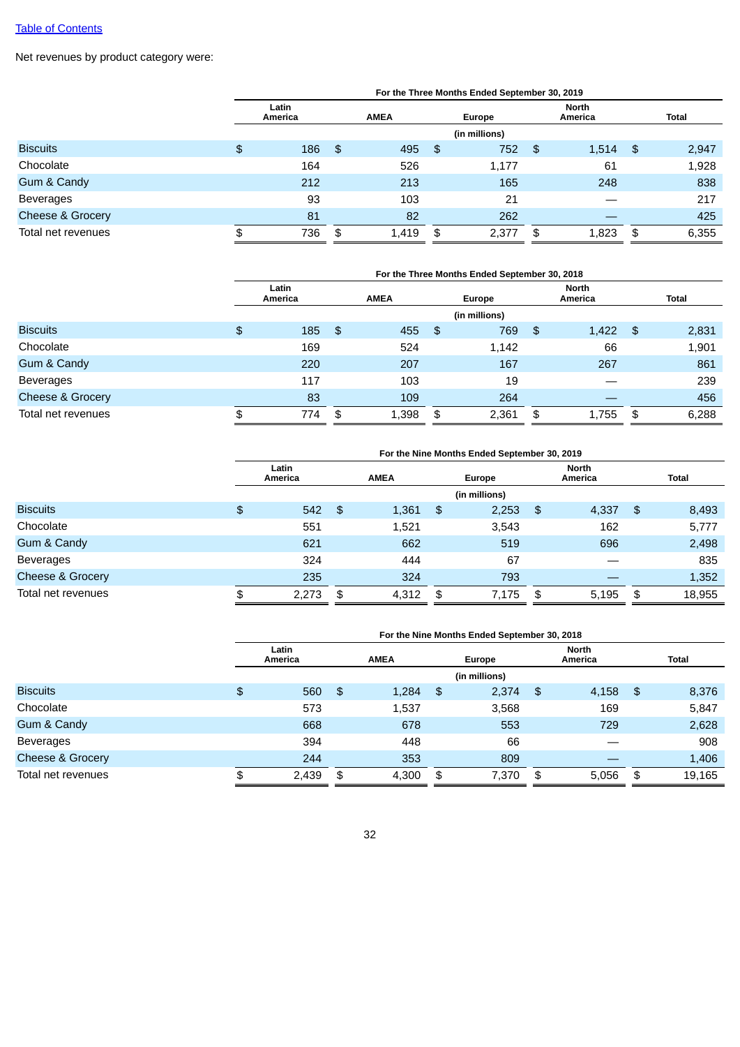[Table of Contents](#)

Net revenues by product category were:

| | For the Three Months Ended September 30, 2019 | | | | |
|---|---|---|---|---|---|
| | Latin America | AMEA | Europe | North America | Total |
| | (in millions) | | | | |
| Biscuits | $ 186 | $ 495 | $ 752 | $ 1,514 | $ 2,947 |
| Chocolate | 164 | 526 | 1,177 | 61 | 1,928 |
| Gum & Candy | 212 | 213 | 165 | 248 | 838 |
| Beverages | 93 | 103 | 21 | — | 217 |
| Cheese & Grocery | 81 | 82 | 262 | — | 425 |
| Total net revenues | $ 736 | $ 1,419 | $ 2,377 | $ 1,823 | $ 6,355 |

| | For the Three Months Ended September 30, 2018 | | | | |
|---|---|---|---|---|---|
| | Latin America | AMEA | Europe | North America | Total |
| | (in millions) | | | | |
| Biscuits | $ 185 | $ 455 | $ 769 | $ 1,422 | $ 2,831 |
| Chocolate | 169 | 524 | 1,142 | 66 | 1,901 |
| Gum & Candy | 220 | 207 | 167 | 267 | 861 |
| Beverages | 117 | 103 | 19 | — | 239 |
| Cheese & Grocery | 83 | 109 | 264 | — | 456 |
| Total net revenues | $ 774 | $ 1,398 | $ 2,361 | $ 1,755 | $ 6,288 |

| | For the Nine Months Ended September 30, 2019 | | | | |
|---|---|---|---|---|---|
| | Latin America | AMEA | Europe | North America | Total |
| | (in millions) | | | | |
| Biscuits | $ 542 | $ 1,361 | $ 2,253 | $ 4,337 | $ 8,493 |
| Chocolate | 551 | 1,521 | 3,543 | 162 | 5,777 |
| Gum & Candy | 621 | 662 | 519 | 696 | 2,498 |
| Beverages | 324 | 444 | 67 | — | 835 |
| Cheese & Grocery | 235 | 324 | 793 | — | 1,352 |
| Total net revenues | $ 2,273 | $ 4,312 | $ 7,175 | $ 5,195 | $ 18,955 |

| | For the Nine Months Ended September 30, 2018 | | | | |
|---|---|---|---|---|---|
| | Latin America | AMEA | Europe | North America | Total |
| | (in millions) | | | | |
| Biscuits | $ 560 | $ 1,284 | $ 2,374 | $ 4,158 | $ 8,376 |
| Chocolate | 573 | 1,537 | 3,568 | 169 | 5,847 |
| Gum & Candy | 668 | 678 | 553 | 729 | 2,628 |
| Beverages | 394 | 448 | 66 | — | 908 |
| Cheese & Grocery | 244 | 353 | 809 | — | 1,406 |
| Total net revenues | $ 2,439 | $ 4,300 | $ 7,370 | $ 5,056 | $ 19,165 |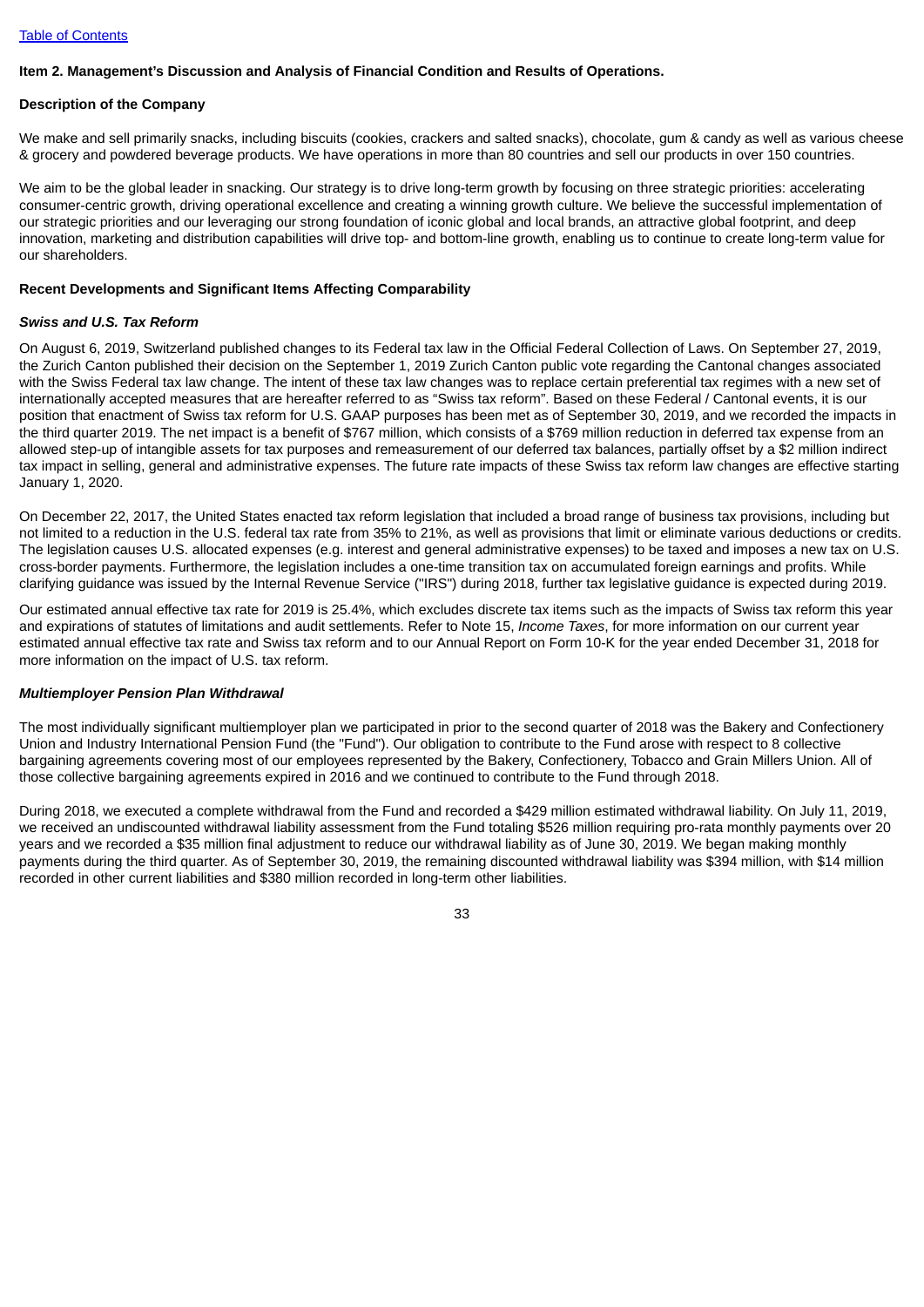[Table of Contents](#)

## Item 2. Management's Discussion and Analysis of Financial Condition and Results of Operations.

### Description of the Company

We make and sell primarily snacks, including biscuits (cookies, crackers and salted snacks), chocolate, gum & candy as well as various cheese & grocery and powdered beverage products. We have operations in more than 80 countries and sell our products in over 150 countries.

We aim to be the global leader in snacking. Our strategy is to drive long-term growth by focusing on three strategic priorities: accelerating consumer-centric growth, driving operational excellence and creating a winning growth culture. We believe the successful implementation of our strategic priorities and our leveraging our strong foundation of iconic global and local brands, an attractive global footprint, and deep innovation, marketing and distribution capabilities will drive top- and bottom-line growth, enabling us to continue to create long-term value for our shareholders.

### Recent Developments and Significant Items Affecting Comparability

#### *Swiss and U.S. Tax Reform*

On August 6, 2019, Switzerland published changes to its Federal tax law in the Official Federal Collection of Laws. On September 27, 2019, the Zurich Canton published their decision on the September 1, 2019 Zurich Canton public vote regarding the Cantonal changes associated with the Swiss Federal tax law change. The intent of these tax law changes was to replace certain preferential tax regimes with a new set of internationally accepted measures that are hereafter referred to as "Swiss tax reform". Based on these Federal / Cantonal events, it is our position that enactment of Swiss tax reform for U.S. GAAP purposes has been met as of September 30, 2019, and we recorded the impacts in the third quarter 2019. The net impact is a benefit of $767 million, which consists of a $769 million reduction in deferred tax expense from an allowed step-up of intangible assets for tax purposes and remeasurement of our deferred tax balances, partially offset by a $2 million indirect tax impact in selling, general and administrative expenses. The future rate impacts of these Swiss tax reform law changes are effective starting January 1, 2020.

On December 22, 2017, the United States enacted tax reform legislation that included a broad range of business tax provisions, including but not limited to a reduction in the U.S. federal tax rate from 35% to 21%, as well as provisions that limit or eliminate various deductions or credits. The legislation causes U.S. allocated expenses (e.g. interest and general administrative expenses) to be taxed and imposes a new tax on U.S. cross-border payments. Furthermore, the legislation includes a one-time transition tax on accumulated foreign earnings and profits. While clarifying guidance was issued by the Internal Revenue Service ("IRS") during 2018, further tax legislative guidance is expected during 2019.

Our estimated annual effective tax rate for 2019 is 25.4%, which excludes discrete tax items such as the impacts of Swiss tax reform this year and expirations of statutes of limitations and audit settlements. Refer to Note 15, *Income Taxes*, for more information on our current year estimated annual effective tax rate and Swiss tax reform and to our Annual Report on Form 10-K for the year ended December 31, 2018 for more information on the impact of U.S. tax reform.

#### *Multiemployer Pension Plan Withdrawal*

The most individually significant multiemployer plan we participated in prior to the second quarter of 2018 was the Bakery and Confectionery Union and Industry International Pension Fund (the "Fund"). Our obligation to contribute to the Fund arose with respect to 8 collective bargaining agreements covering most of our employees represented by the Bakery, Confectionery, Tobacco and Grain Millers Union. All of those collective bargaining agreements expired in 2016 and we continued to contribute to the Fund through 2018.

During 2018, we executed a complete withdrawal from the Fund and recorded a $429 million estimated withdrawal liability. On July 11, 2019, we received an undiscounted withdrawal liability assessment from the Fund totaling $526 million requiring pro-rata monthly payments over 20 years and we recorded a $35 million final adjustment to reduce our withdrawal liability as of June 30, 2019. We began making monthly payments during the third quarter. As of September 30, 2019, the remaining discounted withdrawal liability was $394 million, with $14 million recorded in other current liabilities and $380 million recorded in long-term other liabilities.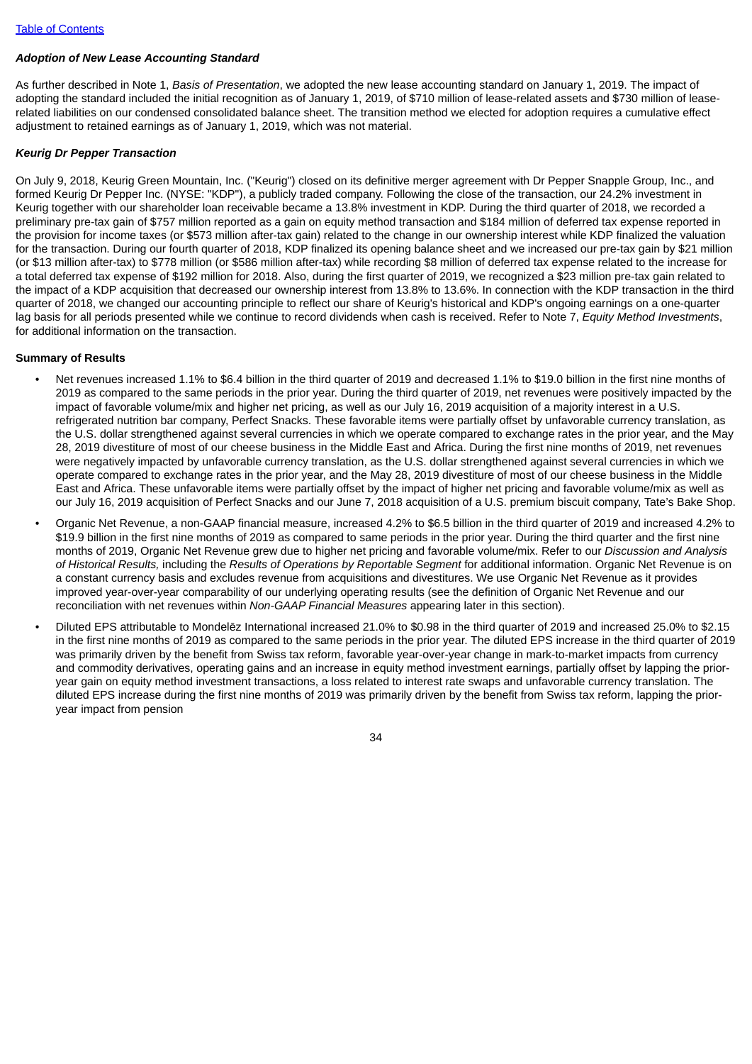[Table of Contents](#)

***Adoption of New Lease Accounting Standard***

As further described in Note 1, *Basis of Presentation*, we adopted the new lease accounting standard on January 1, 2019. The impact of adopting the standard included the initial recognition as of January 1, 2019, of $710 million of lease-related assets and $730 million of lease-related liabilities on our condensed consolidated balance sheet. The transition method we elected for adoption requires a cumulative effect adjustment to retained earnings as of January 1, 2019, which was not material.

***Keurig Dr Pepper Transaction***

On July 9, 2018, Keurig Green Mountain, Inc. ("Keurig") closed on its definitive merger agreement with Dr Pepper Snapple Group, Inc., and formed Keurig Dr Pepper Inc. (NYSE: "KDP"), a publicly traded company. Following the close of the transaction, our 24.2% investment in Keurig together with our shareholder loan receivable became a 13.8% investment in KDP. During the third quarter of 2018, we recorded a preliminary pre-tax gain of $757 million reported as a gain on equity method transaction and $184 million of deferred tax expense reported in the provision for income taxes (or $573 million after-tax gain) related to the change in our ownership interest while KDP finalized the valuation for the transaction. During our fourth quarter of 2018, KDP finalized its opening balance sheet and we increased our pre-tax gain by $21 million (or $13 million after-tax) to $778 million (or $586 million after-tax) while recording $8 million of deferred tax expense related to the increase for a total deferred tax expense of $192 million for 2018. Also, during the first quarter of 2019, we recognized a $23 million pre-tax gain related to the impact of a KDP acquisition that decreased our ownership interest from 13.8% to 13.6%. In connection with the KDP transaction in the third quarter of 2018, we changed our accounting principle to reflect our share of Keurig's historical and KDP's ongoing earnings on a one-quarter lag basis for all periods presented while we continue to record dividends when cash is received. Refer to Note 7, *Equity Method Investments*, for additional information on the transaction.

**Summary of Results**

- Net revenues increased 1.1% to $6.4 billion in the third quarter of 2019 and decreased 1.1% to $19.0 billion in the first nine months of 2019 as compared to the same periods in the prior year. During the third quarter of 2019, net revenues were positively impacted by the impact of favorable volume/mix and higher net pricing, as well as our July 16, 2019 acquisition of a majority interest in a U.S. refrigerated nutrition bar company, Perfect Snacks. These favorable items were partially offset by unfavorable currency translation, as the U.S. dollar strengthened against several currencies in which we operate compared to exchange rates in the prior year, and the May 28, 2019 divestiture of most of our cheese business in the Middle East and Africa. During the first nine months of 2019, net revenues were negatively impacted by unfavorable currency translation, as the U.S. dollar strengthened against several currencies in which we operate compared to exchange rates in the prior year, and the May 28, 2019 divestiture of most of our cheese business in the Middle East and Africa. These unfavorable items were partially offset by the impact of higher net pricing and favorable volume/mix as well as our July 16, 2019 acquisition of Perfect Snacks and our June 7, 2018 acquisition of a U.S. premium biscuit company, Tate's Bake Shop.
- Organic Net Revenue, a non-GAAP financial measure, increased 4.2% to $6.5 billion in the third quarter of 2019 and increased 4.2% to $19.9 billion in the first nine months of 2019 as compared to same periods in the prior year. During the third quarter and the first nine months of 2019, Organic Net Revenue grew due to higher net pricing and favorable volume/mix. Refer to our *Discussion and Analysis of Historical Results,* including the *Results of Operations by Reportable Segment* for additional information. Organic Net Revenue is on a constant currency basis and excludes revenue from acquisitions and divestitures. We use Organic Net Revenue as it provides improved year-over-year comparability of our underlying operating results (see the definition of Organic Net Revenue and our reconciliation with net revenues within *Non-GAAP Financial Measures* appearing later in this section).
- Diluted EPS attributable to Mondelēz International increased 21.0% to $0.98 in the third quarter of 2019 and increased 25.0% to $2.15 in the first nine months of 2019 as compared to the same periods in the prior year. The diluted EPS increase in the third quarter of 2019 was primarily driven by the benefit from Swiss tax reform, favorable year-over-year change in mark-to-market impacts from currency and commodity derivatives, operating gains and an increase in equity method investment earnings, partially offset by lapping the prior-year gain on equity method investment transactions, a loss related to interest rate swaps and unfavorable currency translation. The diluted EPS increase during the first nine months of 2019 was primarily driven by the benefit from Swiss tax reform, lapping the prior-year impact from pension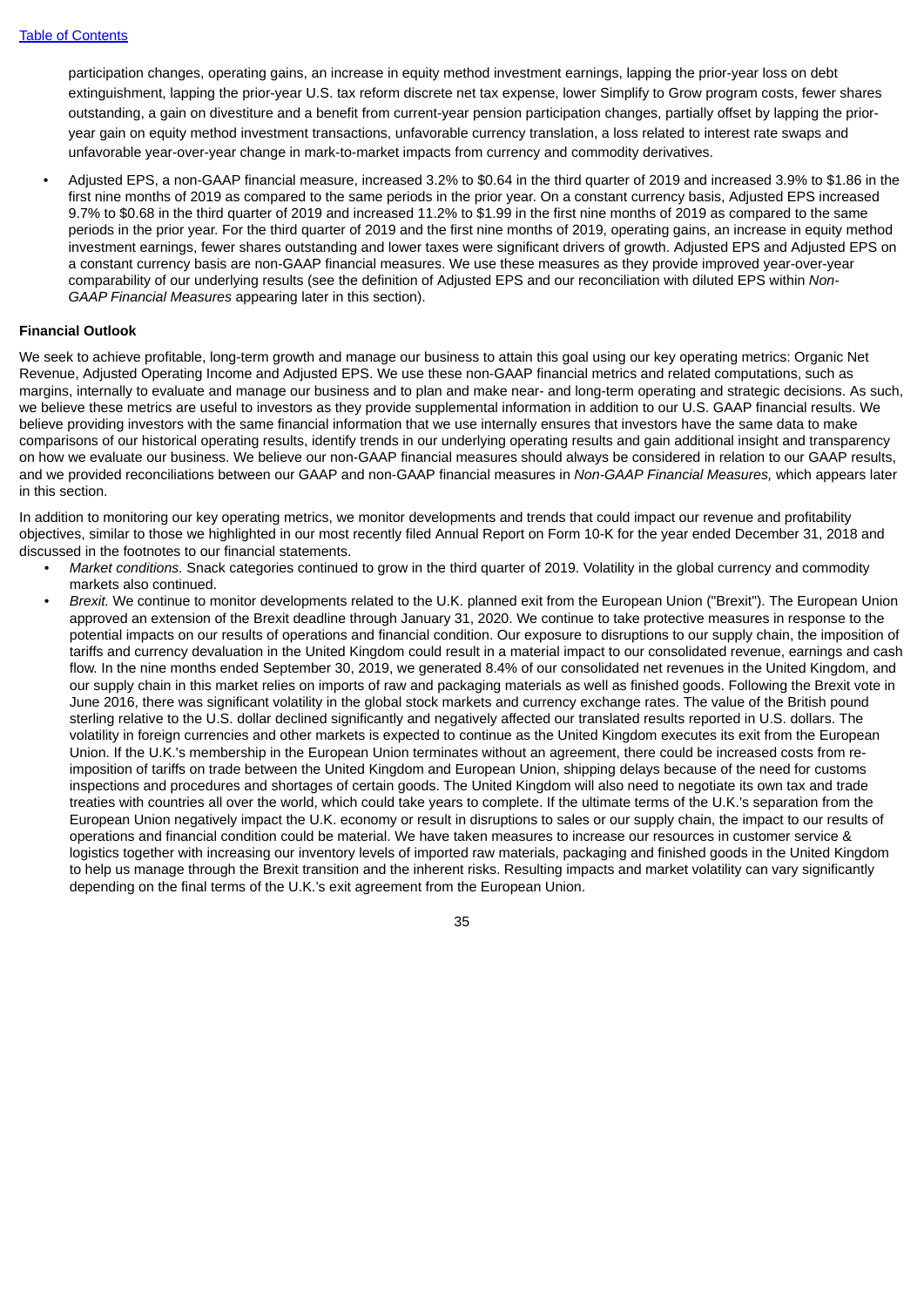participation changes, operating gains, an increase in equity method investment earnings, lapping the prior-year loss on debt extinguishment, lapping the prior-year U.S. tax reform discrete net tax expense, lower Simplify to Grow program costs, fewer shares outstanding, a gain on divestiture and a benefit from current-year pension participation changes, partially offset by lapping the prior-year gain on equity method investment transactions, unfavorable currency translation, a loss related to interest rate swaps and unfavorable year-over-year change in mark-to-market impacts from currency and commodity derivatives.

- Adjusted EPS, a non-GAAP financial measure, increased 3.2% to $0.64 in the third quarter of 2019 and increased 3.9% to $1.86 in the first nine months of 2019 as compared to the same periods in the prior year. On a constant currency basis, Adjusted EPS increased 9.7% to $0.68 in the third quarter of 2019 and increased 11.2% to $1.99 in the first nine months of 2019 as compared to the same periods in the prior year. For the third quarter of 2019 and the first nine months of 2019, operating gains, an increase in equity method investment earnings, fewer shares outstanding and lower taxes were significant drivers of growth. Adjusted EPS and Adjusted EPS on a constant currency basis are non-GAAP financial measures. We use these measures as they provide improved year-over-year comparability of our underlying results (see the definition of Adjusted EPS and our reconciliation with diluted EPS within *Non-GAAP Financial Measures* appearing later in this section).

**Financial Outlook**

We seek to achieve profitable, long-term growth and manage our business to attain this goal using our key operating metrics: Organic Net Revenue, Adjusted Operating Income and Adjusted EPS. We use these non-GAAP financial metrics and related computations, such as margins, internally to evaluate and manage our business and to plan and make near- and long-term operating and strategic decisions. As such, we believe these metrics are useful to investors as they provide supplemental information in addition to our U.S. GAAP financial results. We believe providing investors with the same financial information that we use internally ensures that investors have the same data to make comparisons of our historical operating results, identify trends in our underlying operating results and gain additional insight and transparency on how we evaluate our business. We believe our non-GAAP financial measures should always be considered in relation to our GAAP results, and we provided reconciliations between our GAAP and non-GAAP financial measures in *Non-GAAP Financial Measures,* which appears later in this section.

In addition to monitoring our key operating metrics, we monitor developments and trends that could impact our revenue and profitability objectives, similar to those we highlighted in our most recently filed Annual Report on Form 10-K for the year ended December 31, 2018 and discussed in the footnotes to our financial statements.

- *Market conditions.* Snack categories continued to grow in the third quarter of 2019. Volatility in the global currency and commodity markets also continued.
- *Brexit.* We continue to monitor developments related to the U.K. planned exit from the European Union ("Brexit"). The European Union approved an extension of the Brexit deadline through January 31, 2020. We continue to take protective measures in response to the potential impacts on our results of operations and financial condition. Our exposure to disruptions to our supply chain, the imposition of tariffs and currency devaluation in the United Kingdom could result in a material impact to our consolidated revenue, earnings and cash flow. In the nine months ended September 30, 2019, we generated 8.4% of our consolidated net revenues in the United Kingdom, and our supply chain in this market relies on imports of raw and packaging materials as well as finished goods. Following the Brexit vote in June 2016, there was significant volatility in the global stock markets and currency exchange rates. The value of the British pound sterling relative to the U.S. dollar declined significantly and negatively affected our translated results reported in U.S. dollars. The volatility in foreign currencies and other markets is expected to continue as the United Kingdom executes its exit from the European Union. If the U.K.'s membership in the European Union terminates without an agreement, there could be increased costs from re-imposition of tariffs on trade between the United Kingdom and European Union, shipping delays because of the need for customs inspections and procedures and shortages of certain goods. The United Kingdom will also need to negotiate its own tax and trade treaties with countries all over the world, which could take years to complete. If the ultimate terms of the U.K.'s separation from the European Union negatively impact the U.K. economy or result in disruptions to sales or our supply chain, the impact to our results of operations and financial condition could be material. We have taken measures to increase our resources in customer service & logistics together with increasing our inventory levels of imported raw materials, packaging and finished goods in the United Kingdom to help us manage through the Brexit transition and the inherent risks. Resulting impacts and market volatility can vary significantly depending on the final terms of the U.K.'s exit agreement from the European Union.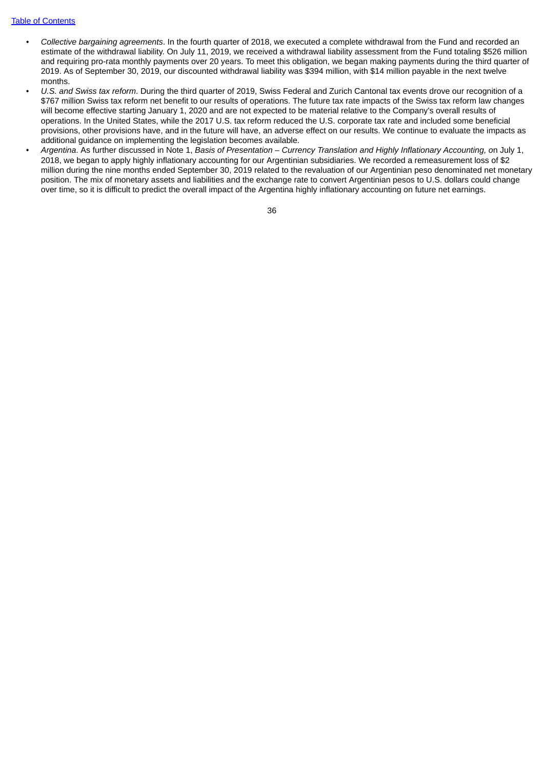- *Collective bargaining agreements*. In the fourth quarter of 2018, we executed a complete withdrawal from the Fund and recorded an estimate of the withdrawal liability. On July 11, 2019, we received a withdrawal liability assessment from the Fund totaling $526 million and requiring pro-rata monthly payments over 20 years. To meet this obligation, we began making payments during the third quarter of 2019. As of September 30, 2019, our discounted withdrawal liability was $394 million, with $14 million payable in the next twelve months.
- *U.S. and Swiss tax reform*. During the third quarter of 2019, Swiss Federal and Zurich Cantonal tax events drove our recognition of a $767 million Swiss tax reform net benefit to our results of operations. The future tax rate impacts of the Swiss tax reform law changes will become effective starting January 1, 2020 and are not expected to be material relative to the Company's overall results of operations. In the United States, while the 2017 U.S. tax reform reduced the U.S. corporate tax rate and included some beneficial provisions, other provisions have, and in the future will have, an adverse effect on our results. We continue to evaluate the impacts as additional guidance on implementing the legislation becomes available.
- *Argentina*. As further discussed in Note 1, *Basis of Presentation – Currency Translation and Highly Inflationary Accounting, o*n July 1, 2018, we began to apply highly inflationary accounting for our Argentinian subsidiaries. We recorded a remeasurement loss of $2 million during the nine months ended September 30, 2019 related to the revaluation of our Argentinian peso denominated net monetary position. The mix of monetary assets and liabilities and the exchange rate to convert Argentinian pesos to U.S. dollars could change over time, so it is difficult to predict the overall impact of the Argentina highly inflationary accounting on future net earnings.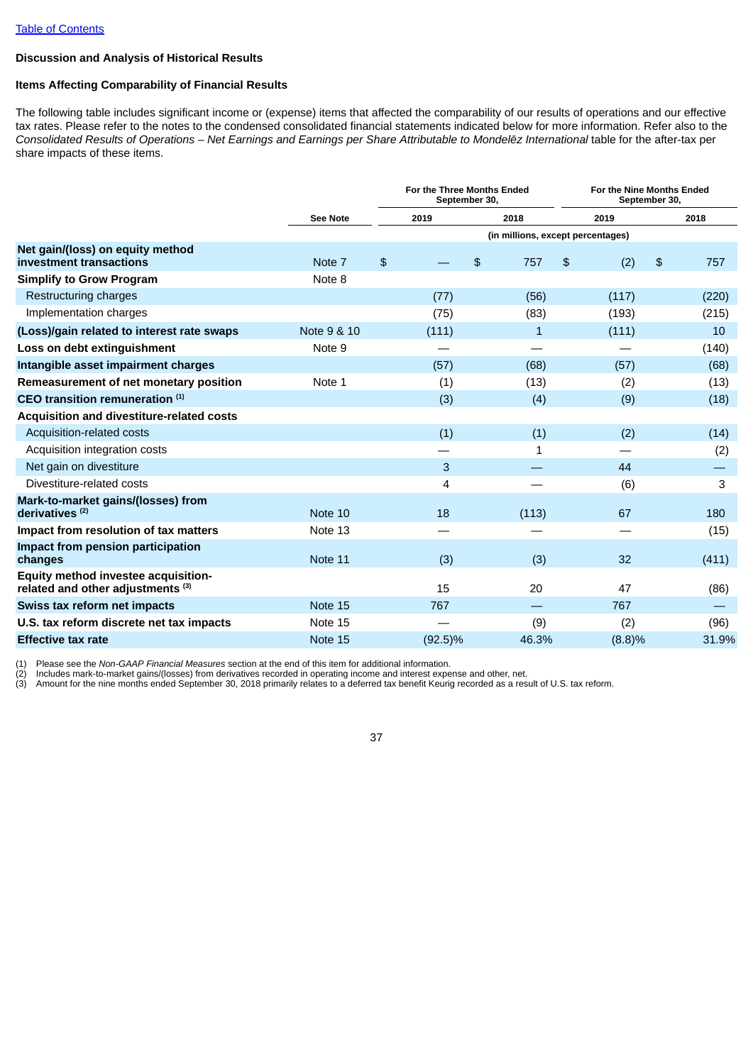[Table of Contents](#)

### Discussion and Analysis of Historical Results

#### Items Affecting Comparability of Financial Results

The following table includes significant income or (expense) items that affected the comparability of our results of operations and our effective tax rates. Please refer to the notes to the condensed consolidated financial statements indicated below for more information. Refer also to the *Consolidated Results of Operations – Net Earnings and Earnings per Share Attributable to Mondelēz International* table for the after-tax per share impacts of these items.

| | See Note | For the Three Months Ended September 30, | | For the Nine Months Ended September 30, | |
|---|---|---|---|---|---|
| | | 2019 | 2018 | 2019 | 2018 |
| | | (in millions, except percentages) | | | |
| **Net gain/(loss) on equity method investment transactions** | Note 7 | $ — | $ 757 | $ (2) | $ 757 |
| **Simplify to Grow Program** | Note 8 | | | | |
| Restructuring charges | | (77) | (56) | (117) | (220) |
| Implementation charges | | (75) | (83) | (193) | (215) |
| **(Loss)/gain related to interest rate swaps** | Note 9 & 10 | (111) | 1 | (111) | 10 |
| **Loss on debt extinguishment** | Note 9 | — | — | — | (140) |
| **Intangible asset impairment charges** | | (57) | (68) | (57) | (68) |
| **Remeasurement of net monetary position** | Note 1 | (1) | (13) | (2) | (13) |
| **CEO transition remuneration** [(1)] | | (3) | (4) | (9) | (18) |
| **Acquisition and divestiture-related costs** | | | | | |
| Acquisition-related costs | | (1) | (1) | (2) | (14) |
| Acquisition integration costs | | — | 1 | — | (2) |
| Net gain on divestiture | | 3 | — | 44 | — |
| Divestiture-related costs | | 4 | — | (6) | 3 |
| **Mark-to-market gains/(losses) from derivatives** [(2)] | Note 10 | 18 | (113) | 67 | 180 |
| **Impact from resolution of tax matters** | Note 13 | — | — | — | (15) |
| **Impact from pension participation changes** | Note 11 | (3) | (3) | 32 | (411) |
| **Equity method investee acquisition-related and other adjustments** [(3)] | | 15 | 20 | 47 | (86) |
| **Swiss tax reform net impacts** | Note 15 | 767 | — | 767 | — |
| **U.S. tax reform discrete net tax impacts** | Note 15 | — | (9) | (2) | (96) |
| **Effective tax rate** | Note 15 | (92.5)% | 46.3% | (8.8)% | 31.9% |

(1) Please see the *Non-GAAP Financial Measures* section at the end of this item for additional information.
(2) Includes mark-to-market gains/(losses) from derivatives recorded in operating income and interest expense and other, net.
(3) Amount for the nine months ended September 30, 2018 primarily relates to a deferred tax benefit Keurig recorded as a result of U.S. tax reform.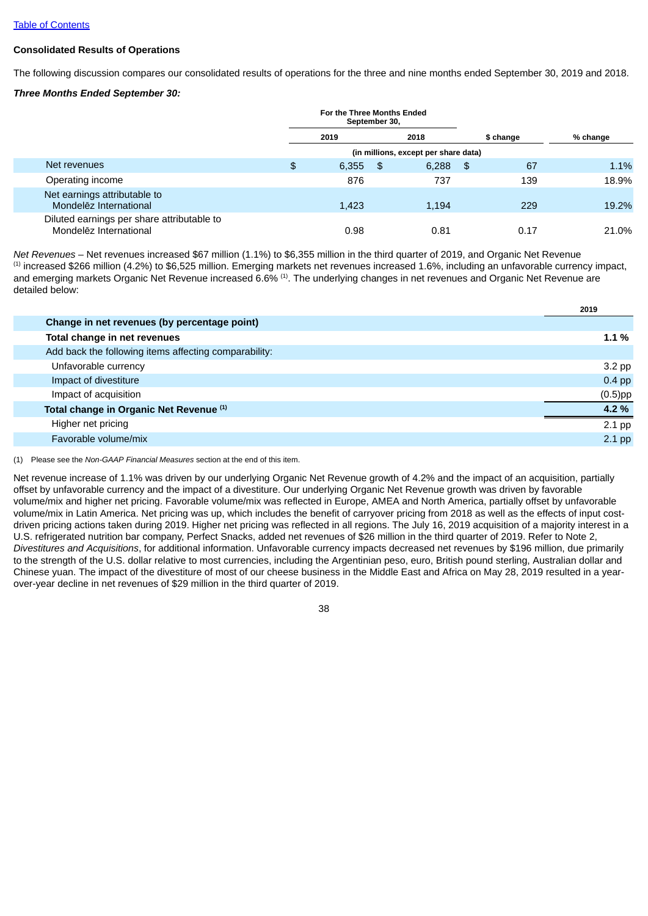[Table of Contents](#)

**Consolidated Results of Operations**

The following discussion compares our consolidated results of operations for the three and nine months ended September 30, 2019 and 2018.

***Three Months Ended September 30:***

| | For the Three Months Ended September 30, | | | |
|---|---|---|---|---|
| | 2019 | 2018 | $ change | % change |
| | (in millions, except per share data) | | | |
| Net revenues | $ 6,355 | $ 6,288 | $ 67 | 1.1% |
| Operating income | 876 | 737 | 139 | 18.9% |
| Net earnings attributable to Mondelēz International | 1,423 | 1,194 | 229 | 19.2% |
| Diluted earnings per share attributable to Mondelēz International | 0.98 | 0.81 | 0.17 | 21.0% |

*Net Revenues* – Net revenues increased $67 million (1.1%) to $6,355 million in the third quarter of 2019, and Organic Net Revenue [(1)] increased $266 million (4.2%) to $6,525 million. Emerging markets net revenues increased 1.6%, including an unfavorable currency impact, and emerging markets Organic Net Revenue increased 6.6% [(1)]. The underlying changes in net revenues and Organic Net Revenue are detailed below:

| | 2019 |
|---|---|
| **Change in net revenues (by percentage point)** | |
| **Total change in net revenues** | **1.1 %** |
| Add back the following items affecting comparability: | |
| Unfavorable currency | 3.2 pp |
| Impact of divestiture | 0.4 pp |
| Impact of acquisition | (0.5)pp |
| **Total change in Organic Net Revenue [(1)]** | **4.2 %** |
| Higher net pricing | 2.1 pp |
| Favorable volume/mix | 2.1 pp |

(1) Please see the *Non-GAAP Financial Measures* section at the end of this item.

Net revenue increase of 1.1% was driven by our underlying Organic Net Revenue growth of 4.2% and the impact of an acquisition, partially offset by unfavorable currency and the impact of a divestiture. Our underlying Organic Net Revenue growth was driven by favorable volume/mix and higher net pricing. Favorable volume/mix was reflected in Europe, AMEA and North America, partially offset by unfavorable volume/mix in Latin America. Net pricing was up, which includes the benefit of carryover pricing from 2018 as well as the effects of input cost-driven pricing actions taken during 2019. Higher net pricing was reflected in all regions. The July 16, 2019 acquisition of a majority interest in a U.S. refrigerated nutrition bar company, Perfect Snacks, added net revenues of $26 million in the third quarter of 2019. Refer to Note 2, *Divestitures and Acquisitions*, for additional information. Unfavorable currency impacts decreased net revenues by $196 million, due primarily to the strength of the U.S. dollar relative to most currencies, including the Argentinian peso, euro, British pound sterling, Australian dollar and Chinese yuan. The impact of the divestiture of most of our cheese business in the Middle East and Africa on May 28, 2019 resulted in a year-over-year decline in net revenues of $29 million in the third quarter of 2019.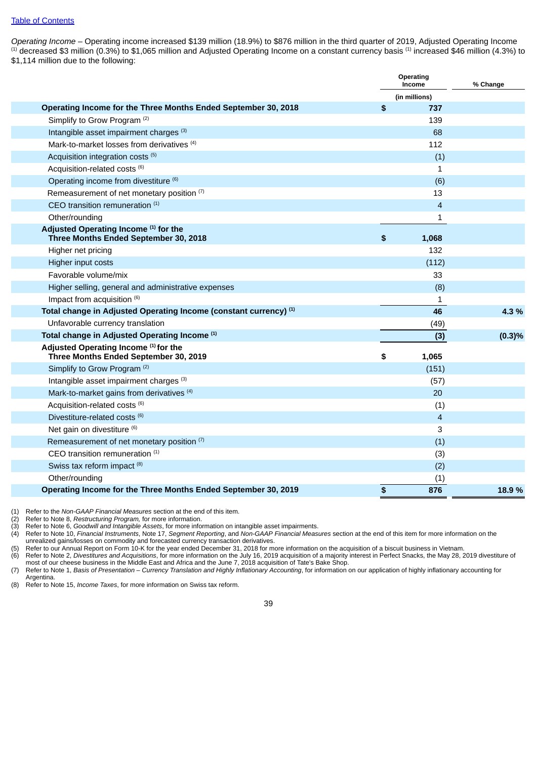[Table of Contents](#)

*Operating Income* – Operating income increased $139 million (18.9%) to $876 million in the third quarter of 2019, Adjusted Operating Income [(1)] decreased $3 million (0.3%) to $1,065 million and Adjusted Operating Income on a constant currency basis [(1)] increased $46 million (4.3%) to $1,114 million due to the following:

| | Operating Income | % Change |
|---|---|---|
| | (in millions) | |
| **Operating Income for the Three Months Ended September 30, 2018** | **$ 737** | |
| Simplify to Grow Program [(2)] | 139 | |
| Intangible asset impairment charges [(3)] | 68 | |
| Mark-to-market losses from derivatives [(4)] | 112 | |
| Acquisition integration costs [(5)] | (1) | |
| Acquisition-related costs [(6)] | 1 | |
| Operating income from divestiture [(6)] | (6) | |
| Remeasurement of net monetary position [(7)] | 13 | |
| CEO transition remuneration [(1)] | 4 | |
| Other/rounding | 1 | |
| **Adjusted Operating Income [(1)] for the Three Months Ended September 30, 2018** | **$ 1,068** | |
| Higher net pricing | 132 | |
| Higher input costs | (112) | |
| Favorable volume/mix | 33 | |
| Higher selling, general and administrative expenses | (8) | |
| Impact from acquisition [(6)] | 1 | |
| **Total change in Adjusted Operating Income (constant currency) [(1)]** | **46** | **4.3 %** |
| Unfavorable currency translation | (49) | |
| **Total change in Adjusted Operating Income [(1)]** | **(3)** | **(0.3)%** |
| **Adjusted Operating Income [(1)] for the Three Months Ended September 30, 2019** | **$ 1,065** | |
| Simplify to Grow Program [(2)] | (151) | |
| Intangible asset impairment charges [(3)] | (57) | |
| Mark-to-market gains from derivatives [(4)] | 20 | |
| Acquisition-related costs [(6)] | (1) | |
| Divestiture-related costs [(6)] | 4 | |
| Net gain on divestiture [(6)] | 3 | |
| Remeasurement of net monetary position [(7)] | (1) | |
| CEO transition remuneration [(1)] | (3) | |
| Swiss tax reform impact [(8)] | (2) | |
| Other/rounding | (1) | |
| **Operating Income for the Three Months Ended September 30, 2019** | **$ 876** | **18.9 %** |

(1) Refer to the *Non-GAAP Financial Measures* section at the end of this item.
(2) Refer to Note 8, *Restructuring Program,* for more information.
(3) Refer to Note 6, *Goodwill and Intangible Assets*, for more information on intangible asset impairments.
(4) Refer to Note 10, *Financial Instruments*, Note 17, *Segment Reporting*, and *Non-GAAP Financial Measures* section at the end of this item for more information on the unrealized gains/losses on commodity and forecasted currency transaction derivatives.
(5) Refer to our Annual Report on Form 10-K for the year ended December 31, 2018 for more information on the acquisition of a biscuit business in Vietnam.
(6) Refer to Note 2, *Divestitures and Acquisitions*, for more information on the July 16, 2019 acquisition of a majority interest in Perfect Snacks, the May 28, 2019 divestiture of most of our cheese business in the Middle East and Africa and the June 7, 2018 acquisition of Tate's Bake Shop.
(7) Refer to Note 1, *Basis of Presentation – Currency Translation and Highly Inflationary Accounting*, for information on our application of highly inflationary accounting for Argentina.
(8) Refer to Note 15, *Income Taxes*, for more information on Swiss tax reform.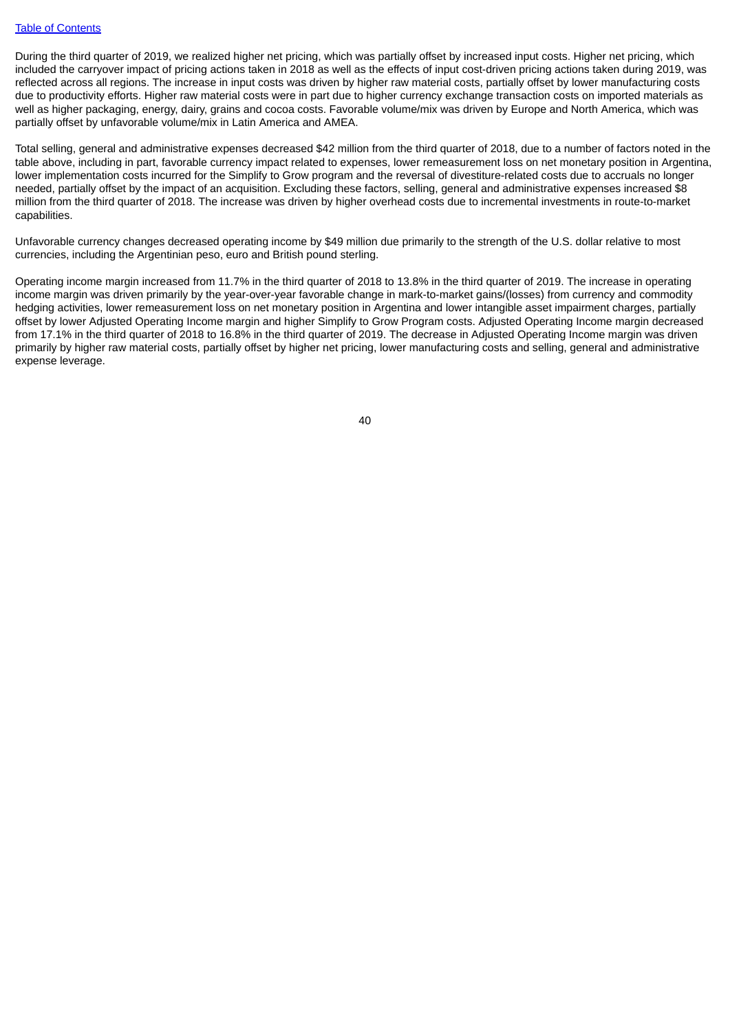[Table of Contents](#)

During the third quarter of 2019, we realized higher net pricing, which was partially offset by increased input costs. Higher net pricing, which included the carryover impact of pricing actions taken in 2018 as well as the effects of input cost-driven pricing actions taken during 2019, was reflected across all regions. The increase in input costs was driven by higher raw material costs, partially offset by lower manufacturing costs due to productivity efforts. Higher raw material costs were in part due to higher currency exchange transaction costs on imported materials as well as higher packaging, energy, dairy, grains and cocoa costs. Favorable volume/mix was driven by Europe and North America, which was partially offset by unfavorable volume/mix in Latin America and AMEA.

Total selling, general and administrative expenses decreased $42 million from the third quarter of 2018, due to a number of factors noted in the table above, including in part, favorable currency impact related to expenses, lower remeasurement loss on net monetary position in Argentina, lower implementation costs incurred for the Simplify to Grow program and the reversal of divestiture-related costs due to accruals no longer needed, partially offset by the impact of an acquisition. Excluding these factors, selling, general and administrative expenses increased $8 million from the third quarter of 2018. The increase was driven by higher overhead costs due to incremental investments in route-to-market capabilities.

Unfavorable currency changes decreased operating income by $49 million due primarily to the strength of the U.S. dollar relative to most currencies, including the Argentinian peso, euro and British pound sterling.

Operating income margin increased from 11.7% in the third quarter of 2018 to 13.8% in the third quarter of 2019. The increase in operating income margin was driven primarily by the year-over-year favorable change in mark-to-market gains/(losses) from currency and commodity hedging activities, lower remeasurement loss on net monetary position in Argentina and lower intangible asset impairment charges, partially offset by lower Adjusted Operating Income margin and higher Simplify to Grow Program costs. Adjusted Operating Income margin decreased from 17.1% in the third quarter of 2018 to 16.8% in the third quarter of 2019. The decrease in Adjusted Operating Income margin was driven primarily by higher raw material costs, partially offset by higher net pricing, lower manufacturing costs and selling, general and administrative expense leverage.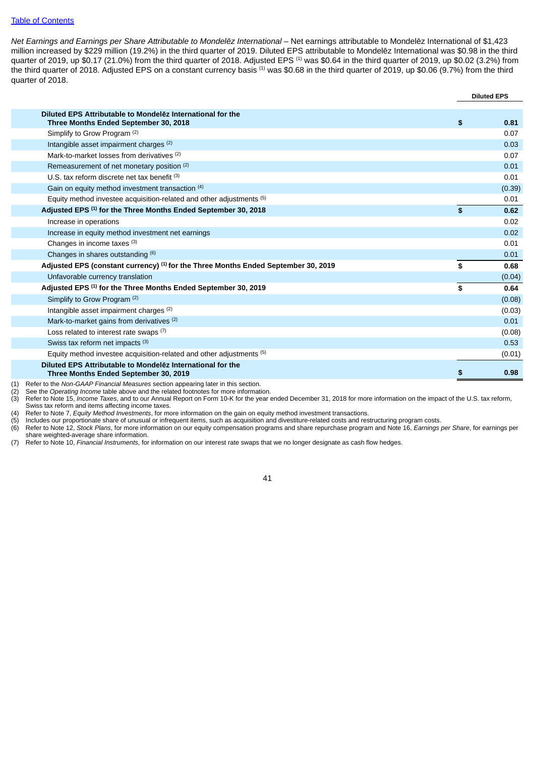*Net Earnings and Earnings per Share Attributable to Mondelēz International* – Net earnings attributable to Mondelēz International of $1,423 million increased by $229 million (19.2%) in the third quarter of 2019. Diluted EPS attributable to Mondelēz International was $0.98 in the third quarter of 2019, up $0.17 (21.0%) from the third quarter of 2018. Adjusted EPS [1] was $0.64 in the third quarter of 2019, up $0.02 (3.2%) from the third quarter of 2018. Adjusted EPS on a constant currency basis [1] was $0.68 in the third quarter of 2019, up $0.06 (9.7%) from the third quarter of 2018.

| | | Diluted EPS |
|---|---|---|
| **Diluted EPS Attributable to Mondelēz International for the Three Months Ended September 30, 2018** | **$** | **0.81** |
| Simplify to Grow Program [2] | | 0.07 |
| Intangible asset impairment charges [2] | | 0.03 |
| Mark-to-market losses from derivatives [2] | | 0.07 |
| Remeasurement of net monetary position [2] | | 0.01 |
| U.S. tax reform discrete net tax benefit [3] | | 0.01 |
| Gain on equity method investment transaction [4] | | (0.39) |
| Equity method investee acquisition-related and other adjustments [5] | | 0.01 |
| **Adjusted EPS [1] for the Three Months Ended September 30, 2018** | **$** | **0.62** |
| Increase in operations | | 0.02 |
| Increase in equity method investment net earnings | | 0.02 |
| Changes in income taxes [3] | | 0.01 |
| Changes in shares outstanding [6] | | 0.01 |
| **Adjusted EPS (constant currency) [1] for the Three Months Ended September 30, 2019** | **$** | **0.68** |
| Unfavorable currency translation | | (0.04) |
| **Adjusted EPS [1] for the Three Months Ended September 30, 2019** | **$** | **0.64** |
| Simplify to Grow Program [2] | | (0.08) |
| Intangible asset impairment charges [2] | | (0.03) |
| Mark-to-market gains from derivatives [2] | | 0.01 |
| Loss related to interest rate swaps [7] | | (0.08) |
| Swiss tax reform net impacts [3] | | 0.53 |
| Equity method investee acquisition-related and other adjustments [5] | | (0.01) |
| **Diluted EPS Attributable to Mondelēz International for the Three Months Ended September 30, 2019** | **$** | **0.98** |

(1) Refer to the *Non-GAAP Financial Measures* section appearing later in this section.
(2) See the *Operating Income* table above and the related footnotes for more information.
(3) Refer to Note 15, *Income Taxes*, and to our Annual Report on Form 10-K for the year ended December 31, 2018 for more information on the impact of the U.S. tax reform, Swiss tax reform and items affecting income taxes.
(4) Refer to Note 7, *Equity Method Investments*, for more information on the gain on equity method investment transactions.
(5) Includes our proportionate share of unusual or infrequent items, such as acquisition and divestiture-related costs and restructuring program costs.
(6) Refer to Note 12, *Stock Plans*, for more information on our equity compensation programs and share repurchase program and Note 16, *Earnings per Share*, for earnings per share weighted-average share information.
(7) Refer to Note 10, *Financial Instruments*, for information on our interest rate swaps that we no longer designate as cash flow hedges.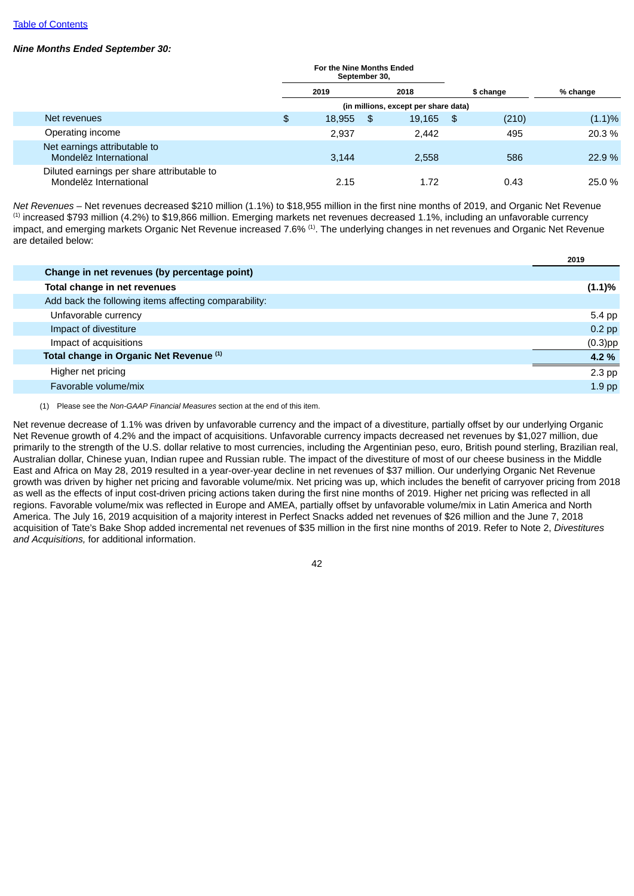*Nine Months Ended September 30:*

| | For the Nine Months Ended September 30, | | $ change | % change |
|---|---|---|---|---|
| | 2019 | 2018 | | |
| | (in millions, except per share data) | | | |
| Net revenues | $ 18,955 | $ 19,165 | $ (210) | (1.1)% |
| Operating income | 2,937 | 2,442 | 495 | 20.3 % |
| Net earnings attributable to Mondelēz International | 3,144 | 2,558 | 586 | 22.9 % |
| Diluted earnings per share attributable to Mondelēz International | 2.15 | 1.72 | 0.43 | 25.0 % |

*Net Revenues* – Net revenues decreased $210 million (1.1%) to $18,955 million in the first nine months of 2019, and Organic Net Revenue [(1)] increased $793 million (4.2%) to $19,866 million. Emerging markets net revenues decreased 1.1%, including an unfavorable currency impact, and emerging markets Organic Net Revenue increased 7.6% [(1)]. The underlying changes in net revenues and Organic Net Revenue are detailed below:

| | 2019 |
|---|---|
| **Change in net revenues (by percentage point)** | |
| **Total change in net revenues** | **(1.1)%** |
| Add back the following items affecting comparability: | |
| Unfavorable currency | 5.4 pp |
| Impact of divestiture | 0.2 pp |
| Impact of acquisitions | (0.3)pp |
| **Total change in Organic Net Revenue [(1)]** | **4.2 %** |
| Higher net pricing | 2.3 pp |
| Favorable volume/mix | 1.9 pp |

(1) Please see the *Non-GAAP Financial Measures* section at the end of this item.

Net revenue decrease of 1.1% was driven by unfavorable currency and the impact of a divestiture, partially offset by our underlying Organic Net Revenue growth of 4.2% and the impact of acquisitions. Unfavorable currency impacts decreased net revenues by $1,027 million, due primarily to the strength of the U.S. dollar relative to most currencies, including the Argentinian peso, euro, British pound sterling, Brazilian real, Australian dollar, Chinese yuan, Indian rupee and Russian ruble. The impact of the divestiture of most of our cheese business in the Middle East and Africa on May 28, 2019 resulted in a year-over-year decline in net revenues of $37 million. Our underlying Organic Net Revenue growth was driven by higher net pricing and favorable volume/mix. Net pricing was up, which includes the benefit of carryover pricing from 2018 as well as the effects of input cost-driven pricing actions taken during the first nine months of 2019. Higher net pricing was reflected in all regions. Favorable volume/mix was reflected in Europe and AMEA, partially offset by unfavorable volume/mix in Latin America and North America. The July 16, 2019 acquisition of a majority interest in Perfect Snacks added net revenues of $26 million and the June 7, 2018 acquisition of Tate's Bake Shop added incremental net revenues of $35 million in the first nine months of 2019. Refer to Note 2, *Divestitures and Acquisitions,* for additional information.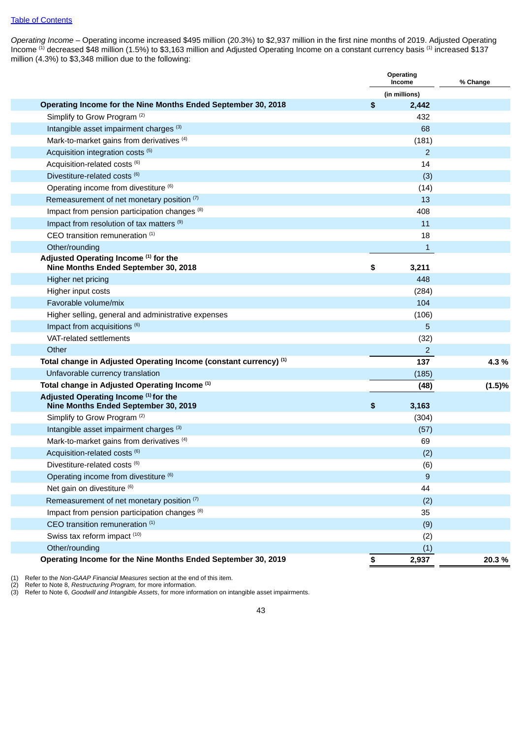[Table of Contents](#)

*Operating Income* – Operating income increased $495 million (20.3%) to $2,937 million in the first nine months of 2019. Adjusted Operating Income [(1)] decreased $48 million (1.5%) to $3,163 million and Adjusted Operating Income on a constant currency basis [(1)] increased $137 million (4.3%) to $3,348 million due to the following:

| | Operating Income | % Change |
|---|---|---|
| | (in millions) | |
| **Operating Income for the Nine Months Ended September 30, 2018** | **$ 2,442** | |
| Simplify to Grow Program [(2)] | 432 | |
| Intangible asset impairment charges [(3)] | 68 | |
| Mark-to-market gains from derivatives [(4)] | (181) | |
| Acquisition integration costs [(5)] | 2 | |
| Acquisition-related costs [(6)] | 14 | |
| Divestiture-related costs [(6)] | (3) | |
| Operating income from divestiture [(6)] | (14) | |
| Remeasurement of net monetary position [(7)] | 13 | |
| Impact from pension participation changes [(8)] | 408 | |
| Impact from resolution of tax matters [(9)] | 11 | |
| CEO transition remuneration [(1)] | 18 | |
| Other/rounding | 1 | |
| **Adjusted Operating Income [(1)] for the Nine Months Ended September 30, 2018** | **$ 3,211** | |
| Higher net pricing | 448 | |
| Higher input costs | (284) | |
| Favorable volume/mix | 104 | |
| Higher selling, general and administrative expenses | (106) | |
| Impact from acquisitions [(6)] | 5 | |
| VAT-related settlements | (32) | |
| Other | 2 | |
| **Total change in Adjusted Operating Income (constant currency) [(1)]** | **137** | **4.3 %** |
| Unfavorable currency translation | (185) | |
| **Total change in Adjusted Operating Income [(1)]** | **(48)** | **(1.5)%** |
| **Adjusted Operating Income [(1)] for the Nine Months Ended September 30, 2019** | **$ 3,163** | |
| Simplify to Grow Program [(2)] | (304) | |
| Intangible asset impairment charges [(3)] | (57) | |
| Mark-to-market gains from derivatives [(4)] | 69 | |
| Acquisition-related costs [(6)] | (2) | |
| Divestiture-related costs [(6)] | (6) | |
| Operating income from divestiture [(6)] | 9 | |
| Net gain on divestiture [(6)] | 44 | |
| Remeasurement of net monetary position [(7)] | (2) | |
| Impact from pension participation changes [(8)] | 35 | |
| CEO transition remuneration [(1)] | (9) | |
| Swiss tax reform impact [(10)] | (2) | |
| Other/rounding | (1) | |
| **Operating Income for the Nine Months Ended September 30, 2019** | **$ 2,937** | **20.3 %** |

(1) Refer to the *Non-GAAP Financial Measures* section at the end of this item.
(2) Refer to Note 8, *Restructuring Program,* for more information.
(3) Refer to Note 6, *Goodwill and Intangible Assets*, for more information on intangible asset impairments.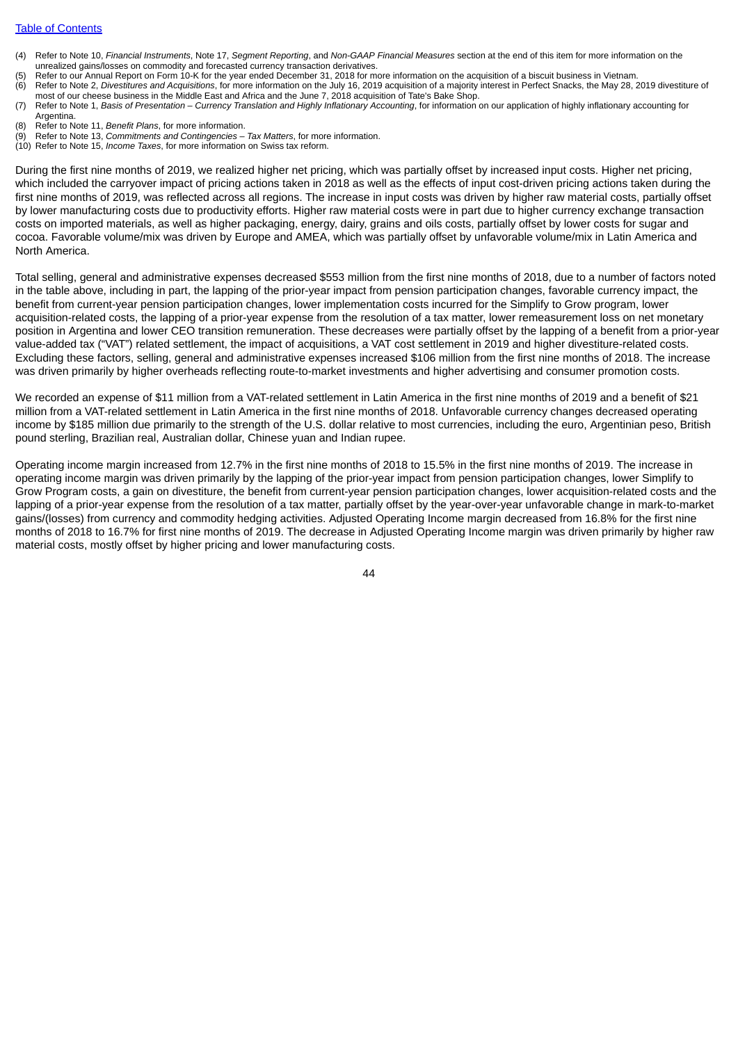(4) Refer to Note 10, *Financial Instruments*, Note 17, *Segment Reporting*, and *Non-GAAP Financial Measures* section at the end of this item for more information on the unrealized gains/losses on commodity and forecasted currency transaction derivatives.
(5) Refer to our Annual Report on Form 10-K for the year ended December 31, 2018 for more information on the acquisition of a biscuit business in Vietnam.
(6) Refer to Note 2, *Divestitures and Acquisitions*, for more information on the July 16, 2019 acquisition of a majority interest in Perfect Snacks, the May 28, 2019 divestiture of most of our cheese business in the Middle East and Africa and the June 7, 2018 acquisition of Tate's Bake Shop.
(7) Refer to Note 1, *Basis of Presentation – Currency Translation and Highly Inflationary Accounting*, for information on our application of highly inflationary accounting for Argentina.
(8) Refer to Note 11, *Benefit Plans*, for more information.
(9) Refer to Note 13, *Commitments and Contingencies – Tax Matters*, for more information.
(10) Refer to Note 15, *Income Taxes*, for more information on Swiss tax reform.

During the first nine months of 2019, we realized higher net pricing, which was partially offset by increased input costs. Higher net pricing, which included the carryover impact of pricing actions taken in 2018 as well as the effects of input cost-driven pricing actions taken during the first nine months of 2019, was reflected across all regions. The increase in input costs was driven by higher raw material costs, partially offset by lower manufacturing costs due to productivity efforts. Higher raw material costs were in part due to higher currency exchange transaction costs on imported materials, as well as higher packaging, energy, dairy, grains and oils costs, partially offset by lower costs for sugar and cocoa. Favorable volume/mix was driven by Europe and AMEA, which was partially offset by unfavorable volume/mix in Latin America and North America.

Total selling, general and administrative expenses decreased $553 million from the first nine months of 2018, due to a number of factors noted in the table above, including in part, the lapping of the prior-year impact from pension participation changes, favorable currency impact, the benefit from current-year pension participation changes, lower implementation costs incurred for the Simplify to Grow program, lower acquisition-related costs, the lapping of a prior-year expense from the resolution of a tax matter, lower remeasurement loss on net monetary position in Argentina and lower CEO transition remuneration. These decreases were partially offset by the lapping of a benefit from a prior-year value-added tax ("VAT") related settlement, the impact of acquisitions, a VAT cost settlement in 2019 and higher divestiture-related costs. Excluding these factors, selling, general and administrative expenses increased $106 million from the first nine months of 2018. The increase was driven primarily by higher overheads reflecting route-to-market investments and higher advertising and consumer promotion costs.

We recorded an expense of $11 million from a VAT-related settlement in Latin America in the first nine months of 2019 and a benefit of $21 million from a VAT-related settlement in Latin America in the first nine months of 2018. Unfavorable currency changes decreased operating income by $185 million due primarily to the strength of the U.S. dollar relative to most currencies, including the euro, Argentinian peso, British pound sterling, Brazilian real, Australian dollar, Chinese yuan and Indian rupee.

Operating income margin increased from 12.7% in the first nine months of 2018 to 15.5% in the first nine months of 2019. The increase in operating income margin was driven primarily by the lapping of the prior-year impact from pension participation changes, lower Simplify to Grow Program costs, a gain on divestiture, the benefit from current-year pension participation changes, lower acquisition-related costs and the lapping of a prior-year expense from the resolution of a tax matter, partially offset by the year-over-year unfavorable change in mark-to-market gains/(losses) from currency and commodity hedging activities. Adjusted Operating Income margin decreased from 16.8% for the first nine months of 2018 to 16.7% for first nine months of 2019. The decrease in Adjusted Operating Income margin was driven primarily by higher raw material costs, mostly offset by higher pricing and lower manufacturing costs.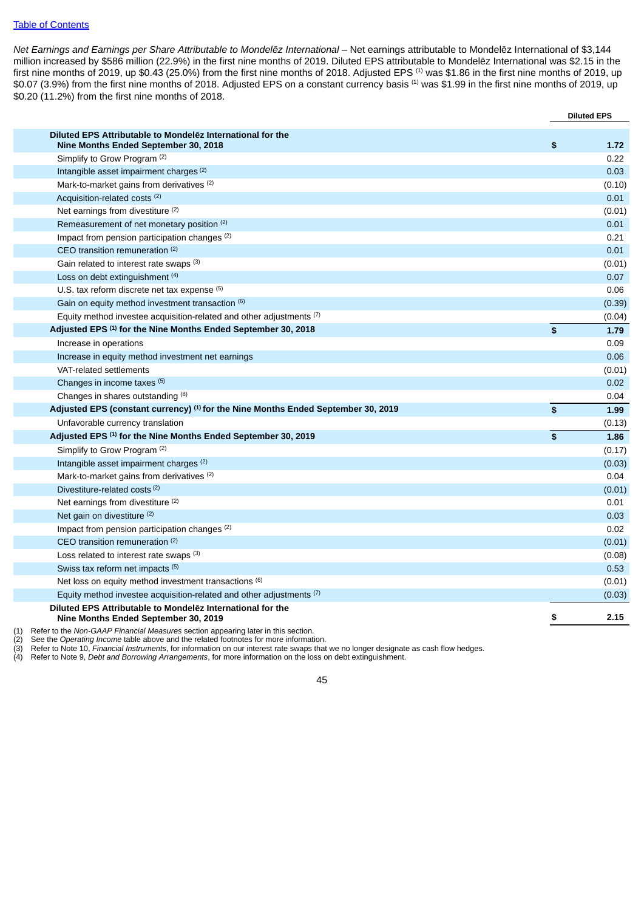[Table of Contents](#)

*Net Earnings and Earnings per Share Attributable to Mondelēz International* – Net earnings attributable to Mondelēz International of $3,144 million increased by $586 million (22.9%) in the first nine months of 2019. Diluted EPS attributable to Mondelēz International was $2.15 in the first nine months of 2019, up $0.43 (25.0%) from the first nine months of 2018. Adjusted EPS [1] was $1.86 in the first nine months of 2019, up $0.07 (3.9%) from the first nine months of 2018. Adjusted EPS on a constant currency basis [1] was $1.99 in the first nine months of 2019, up $0.20 (11.2%) from the first nine months of 2018.

| | | Diluted EPS |
|---|---|---|
| **Diluted EPS Attributable to Mondelēz International for the Nine Months Ended September 30, 2018** | **$** | **1.72** |
| Simplify to Grow Program [2] | | 0.22 |
| Intangible asset impairment charges [2] | | 0.03 |
| Mark-to-market gains from derivatives [2] | | (0.10) |
| Acquisition-related costs [2] | | 0.01 |
| Net earnings from divestiture [2] | | (0.01) |
| Remeasurement of net monetary position [2] | | 0.01 |
| Impact from pension participation changes [2] | | 0.21 |
| CEO transition remuneration [2] | | 0.01 |
| Gain related to interest rate swaps [3] | | (0.01) |
| Loss on debt extinguishment [4] | | 0.07 |
| U.S. tax reform discrete net tax expense [5] | | 0.06 |
| Gain on equity method investment transaction [6] | | (0.39) |
| Equity method investee acquisition-related and other adjustments [7] | | (0.04) |
| **Adjusted EPS [1] for the Nine Months Ended September 30, 2018** | **$** | **1.79** |
| Increase in operations | | 0.09 |
| Increase in equity method investment net earnings | | 0.06 |
| VAT-related settlements | | (0.01) |
| Changes in income taxes [5] | | 0.02 |
| Changes in shares outstanding [8] | | 0.04 |
| **Adjusted EPS (constant currency) [1] for the Nine Months Ended September 30, 2019** | **$** | **1.99** |
| Unfavorable currency translation | | (0.13) |
| **Adjusted EPS [1] for the Nine Months Ended September 30, 2019** | **$** | **1.86** |
| Simplify to Grow Program [2] | | (0.17) |
| Intangible asset impairment charges [2] | | (0.03) |
| Mark-to-market gains from derivatives [2] | | 0.04 |
| Divestiture-related costs [2] | | (0.01) |
| Net earnings from divestiture [2] | | 0.01 |
| Net gain on divestiture [2] | | 0.03 |
| Impact from pension participation changes [2] | | 0.02 |
| CEO transition remuneration [2] | | (0.01) |
| Loss related to interest rate swaps [3] | | (0.08) |
| Swiss tax reform net impacts [5] | | 0.53 |
| Net loss on equity method investment transactions [6] | | (0.01) |
| Equity method investee acquisition-related and other adjustments [7] | | (0.03) |
| **Diluted EPS Attributable to Mondelēz International for the Nine Months Ended September 30, 2019** | **$** | **2.15** |

(1) Refer to the *Non-GAAP Financial Measures* section appearing later in this section.
(2) See the *Operating Income* table above and the related footnotes for more information.
(3) Refer to Note 10, *Financial Instruments*, for information on our interest rate swaps that we no longer designate as cash flow hedges.
(4) Refer to Note 9, *Debt and Borrowing Arrangements*, for more information on the loss on debt extinguishment.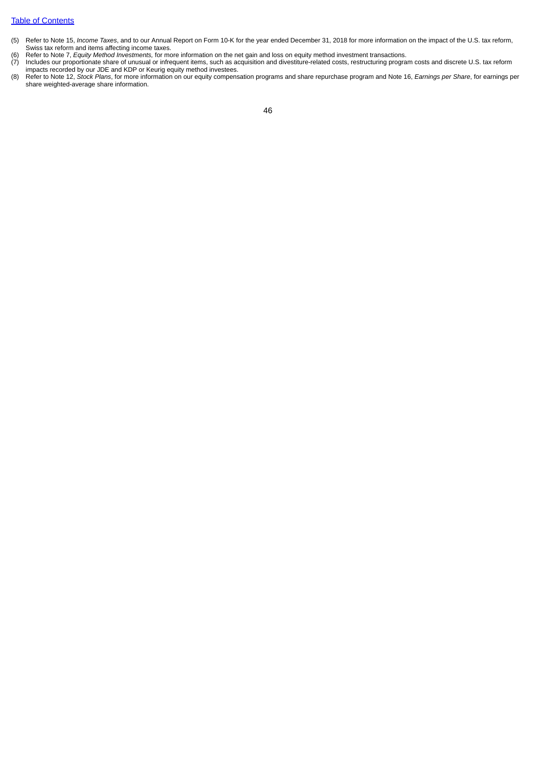(5) Refer to Note 15, *Income Taxes*, and to our Annual Report on Form 10-K for the year ended December 31, 2018 for more information on the impact of the U.S. tax reform, Swiss tax reform and items affecting income taxes.

(6) Refer to Note 7, *Equity Method Investments,* for more information on the net gain and loss on equity method investment transactions.

(7) Includes our proportionate share of unusual or infrequent items, such as acquisition and divestiture-related costs, restructuring program costs and discrete U.S. tax reform impacts recorded by our JDE and KDP or Keurig equity method investees.

(8) Refer to Note 12, *Stock Plans*, for more information on our equity compensation programs and share repurchase program and Note 16, *Earnings per Share*, for earnings per share weighted-average share information.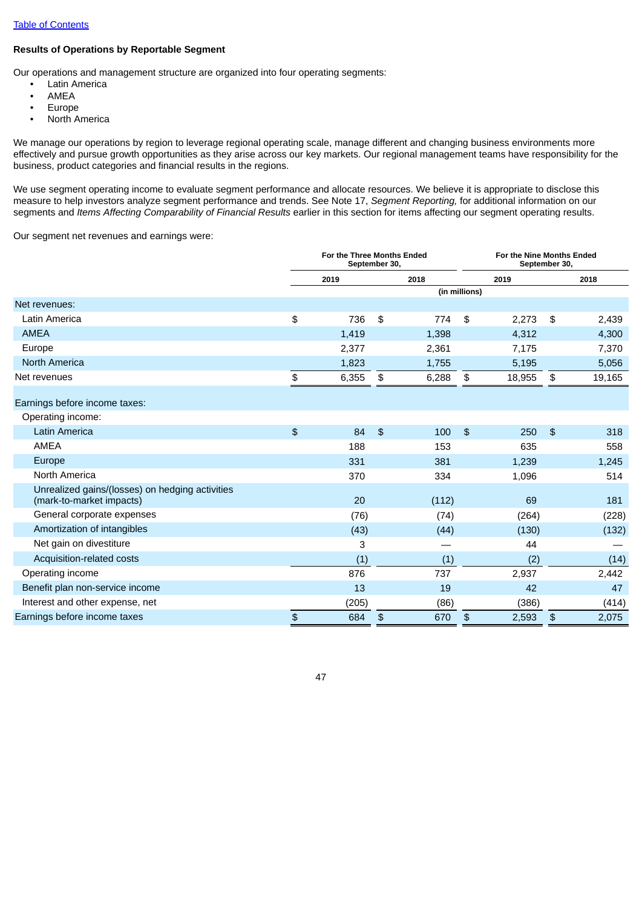[Table of Contents](#)

### Results of Operations by Reportable Segment

Our operations and management structure are organized into four operating segments:

- Latin America
- AMEA
- Europe
- North America

We manage our operations by region to leverage regional operating scale, manage different and changing business environments more effectively and pursue growth opportunities as they arise across our key markets. Our regional management teams have responsibility for the business, product categories and financial results in the regions.

We use segment operating income to evaluate segment performance and allocate resources. We believe it is appropriate to disclose this measure to help investors analyze segment performance and trends. See Note 17, *Segment Reporting,* for additional information on our segments and *Items Affecting Comparability of Financial Results* earlier in this section for items affecting our segment operating results.

Our segment net revenues and earnings were:

| | For the Three Months Ended September 30, | | For the Nine Months Ended September 30, | |
|---|---|---|---|---|
| | 2019 | 2018 | 2019 | 2018 |
| | (in millions) | | | |
| Net revenues: | | | | |
| Latin America | $ 736 | $ 774 | $ 2,273 | $ 2,439 |
| AMEA | 1,419 | 1,398 | 4,312 | 4,300 |
| Europe | 2,377 | 2,361 | 7,175 | 7,370 |
| North America | 1,823 | 1,755 | 5,195 | 5,056 |
| Net revenues | $ 6,355 | $ 6,288 | $ 18,955 | $ 19,165 |
| | | | | |
| Earnings before income taxes: | | | | |
| Operating income: | | | | |
| Latin America | $ 84 | $ 100 | $ 250 | $ 318 |
| AMEA | 188 | 153 | 635 | 558 |
| Europe | 331 | 381 | 1,239 | 1,245 |
| North America | 370 | 334 | 1,096 | 514 |
| Unrealized gains/(losses) on hedging activities (mark-to-market impacts) | 20 | (112) | 69 | 181 |
| General corporate expenses | (76) | (74) | (264) | (228) |
| Amortization of intangibles | (43) | (44) | (130) | (132) |
| Net gain on divestiture | 3 | — | 44 | — |
| Acquisition-related costs | (1) | (1) | (2) | (14) |
| Operating income | 876 | 737 | 2,937 | 2,442 |
| Benefit plan non-service income | 13 | 19 | 42 | 47 |
| Interest and other expense, net | (205) | (86) | (386) | (414) |
| Earnings before income taxes | $ 684 | $ 670 | $ 2,593 | $ 2,075 |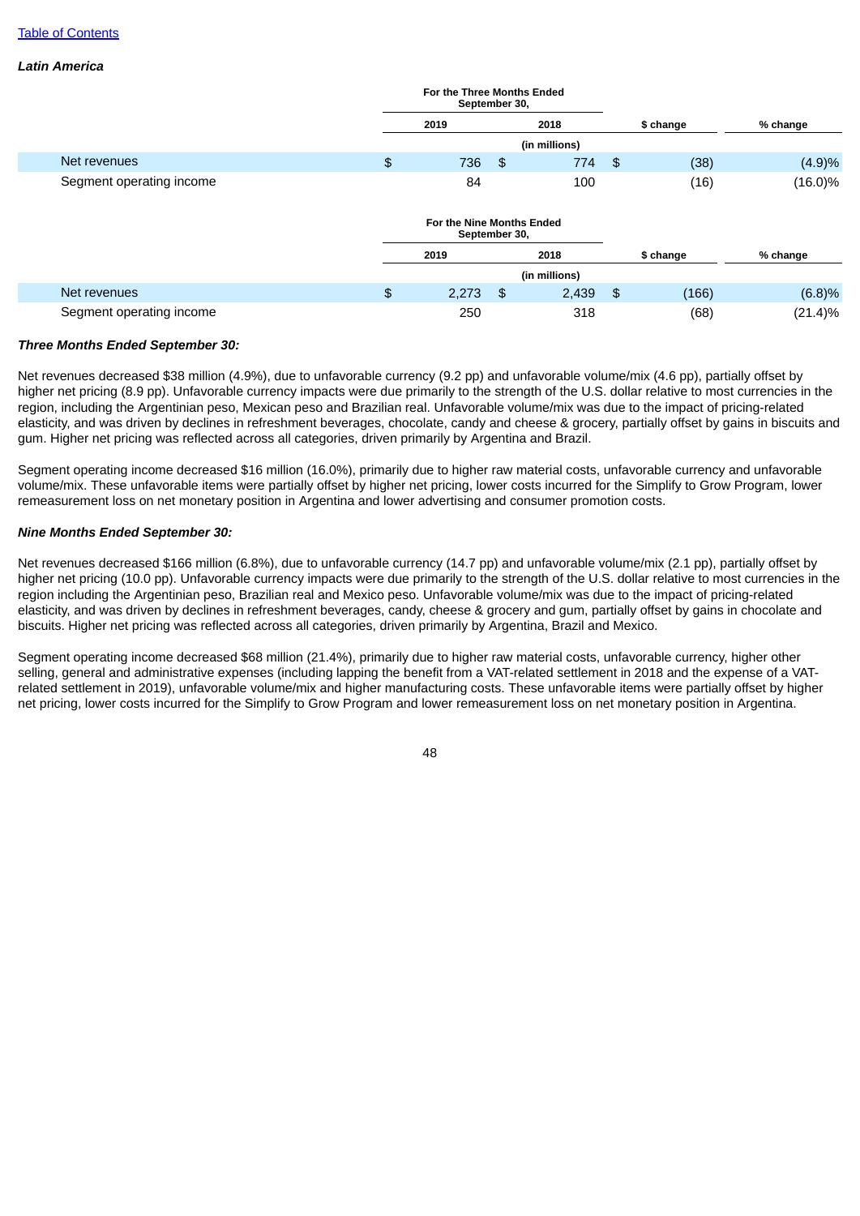*Latin America*

| | For the Three Months Ended September 30, | | | |
|---|---|---|---|---|
| | 2019 | 2018 | $ change | % change |
| | (in millions) | | | |
| Net revenues | $ 736 | $ 774 | $ (38) | (4.9)% |
| Segment operating income | 84 | 100 | (16) | (16.0)% |

| | For the Nine Months Ended September 30, | | | |
|---|---|---|---|---|
| | 2019 | 2018 | $ change | % change |
| | (in millions) | | | |
| Net revenues | $ 2,273 | $ 2,439 | $ (166) | (6.8)% |
| Segment operating income | 250 | 318 | (68) | (21.4)% |

***Three Months Ended September 30:***

Net revenues decreased $38 million (4.9%), due to unfavorable currency (9.2 pp) and unfavorable volume/mix (4.6 pp), partially offset by higher net pricing (8.9 pp). Unfavorable currency impacts were due primarily to the strength of the U.S. dollar relative to most currencies in the region, including the Argentinian peso, Mexican peso and Brazilian real. Unfavorable volume/mix was due to the impact of pricing-related elasticity, and was driven by declines in refreshment beverages, chocolate, candy and cheese & grocery, partially offset by gains in biscuits and gum. Higher net pricing was reflected across all categories, driven primarily by Argentina and Brazil.

Segment operating income decreased $16 million (16.0%), primarily due to higher raw material costs, unfavorable currency and unfavorable volume/mix. These unfavorable items were partially offset by higher net pricing, lower costs incurred for the Simplify to Grow Program, lower remeasurement loss on net monetary position in Argentina and lower advertising and consumer promotion costs.

***Nine Months Ended September 30:***

Net revenues decreased $166 million (6.8%), due to unfavorable currency (14.7 pp) and unfavorable volume/mix (2.1 pp), partially offset by higher net pricing (10.0 pp). Unfavorable currency impacts were due primarily to the strength of the U.S. dollar relative to most currencies in the region including the Argentinian peso, Brazilian real and Mexico peso. Unfavorable volume/mix was due to the impact of pricing-related elasticity, and was driven by declines in refreshment beverages, candy, cheese & grocery and gum, partially offset by gains in chocolate and biscuits. Higher net pricing was reflected across all categories, driven primarily by Argentina, Brazil and Mexico.

Segment operating income decreased $68 million (21.4%), primarily due to higher raw material costs, unfavorable currency, higher other selling, general and administrative expenses (including lapping the benefit from a VAT-related settlement in 2018 and the expense of a VAT-related settlement in 2019), unfavorable volume/mix and higher manufacturing costs. These unfavorable items were partially offset by higher net pricing, lower costs incurred for the Simplify to Grow Program and lower remeasurement loss on net monetary position in Argentina.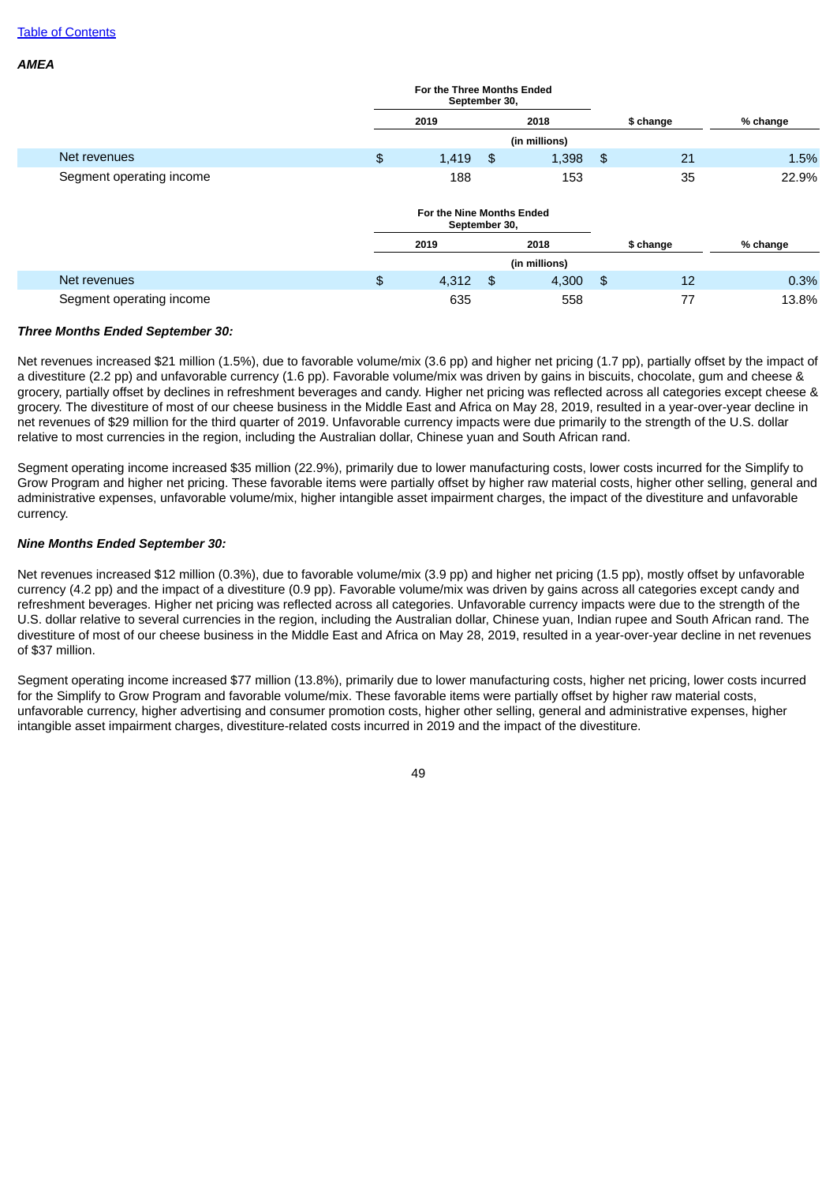[Table of Contents](#)

***AMEA***

| | For the Three Months Ended September 30, | | | |
|---|---|---|---|---|
| | 2019 | 2018 | $ change | % change |
| | (in millions) | | | |
| Net revenues | $ 1,419 | $ 1,398 | $ 21 | 1.5% |
| Segment operating income | 188 | 153 | 35 | 22.9% |

| | For the Nine Months Ended September 30, | | | |
|---|---|---|---|---|
| | 2019 | 2018 | $ change | % change |
| | (in millions) | | | |
| Net revenues | $ 4,312 | $ 4,300 | $ 12 | 0.3% |
| Segment operating income | 635 | 558 | 77 | 13.8% |

***Three Months Ended September 30:***

Net revenues increased $21 million (1.5%), due to favorable volume/mix (3.6 pp) and higher net pricing (1.7 pp), partially offset by the impact of a divestiture (2.2 pp) and unfavorable currency (1.6 pp). Favorable volume/mix was driven by gains in biscuits, chocolate, gum and cheese & grocery, partially offset by declines in refreshment beverages and candy. Higher net pricing was reflected across all categories except cheese & grocery. The divestiture of most of our cheese business in the Middle East and Africa on May 28, 2019, resulted in a year-over-year decline in net revenues of $29 million for the third quarter of 2019. Unfavorable currency impacts were due primarily to the strength of the U.S. dollar relative to most currencies in the region, including the Australian dollar, Chinese yuan and South African rand.

Segment operating income increased $35 million (22.9%), primarily due to lower manufacturing costs, lower costs incurred for the Simplify to Grow Program and higher net pricing. These favorable items were partially offset by higher raw material costs, higher other selling, general and administrative expenses, unfavorable volume/mix, higher intangible asset impairment charges, the impact of the divestiture and unfavorable currency.

***Nine Months Ended September 30:***

Net revenues increased $12 million (0.3%), due to favorable volume/mix (3.9 pp) and higher net pricing (1.5 pp), mostly offset by unfavorable currency (4.2 pp) and the impact of a divestiture (0.9 pp). Favorable volume/mix was driven by gains across all categories except candy and refreshment beverages. Higher net pricing was reflected across all categories. Unfavorable currency impacts were due to the strength of the U.S. dollar relative to several currencies in the region, including the Australian dollar, Chinese yuan, Indian rupee and South African rand. The divestiture of most of our cheese business in the Middle East and Africa on May 28, 2019, resulted in a year-over-year decline in net revenues of $37 million.

Segment operating income increased $77 million (13.8%), primarily due to lower manufacturing costs, higher net pricing, lower costs incurred for the Simplify to Grow Program and favorable volume/mix. These favorable items were partially offset by higher raw material costs, unfavorable currency, higher advertising and consumer promotion costs, higher other selling, general and administrative expenses, higher intangible asset impairment charges, divestiture-related costs incurred in 2019 and the impact of the divestiture.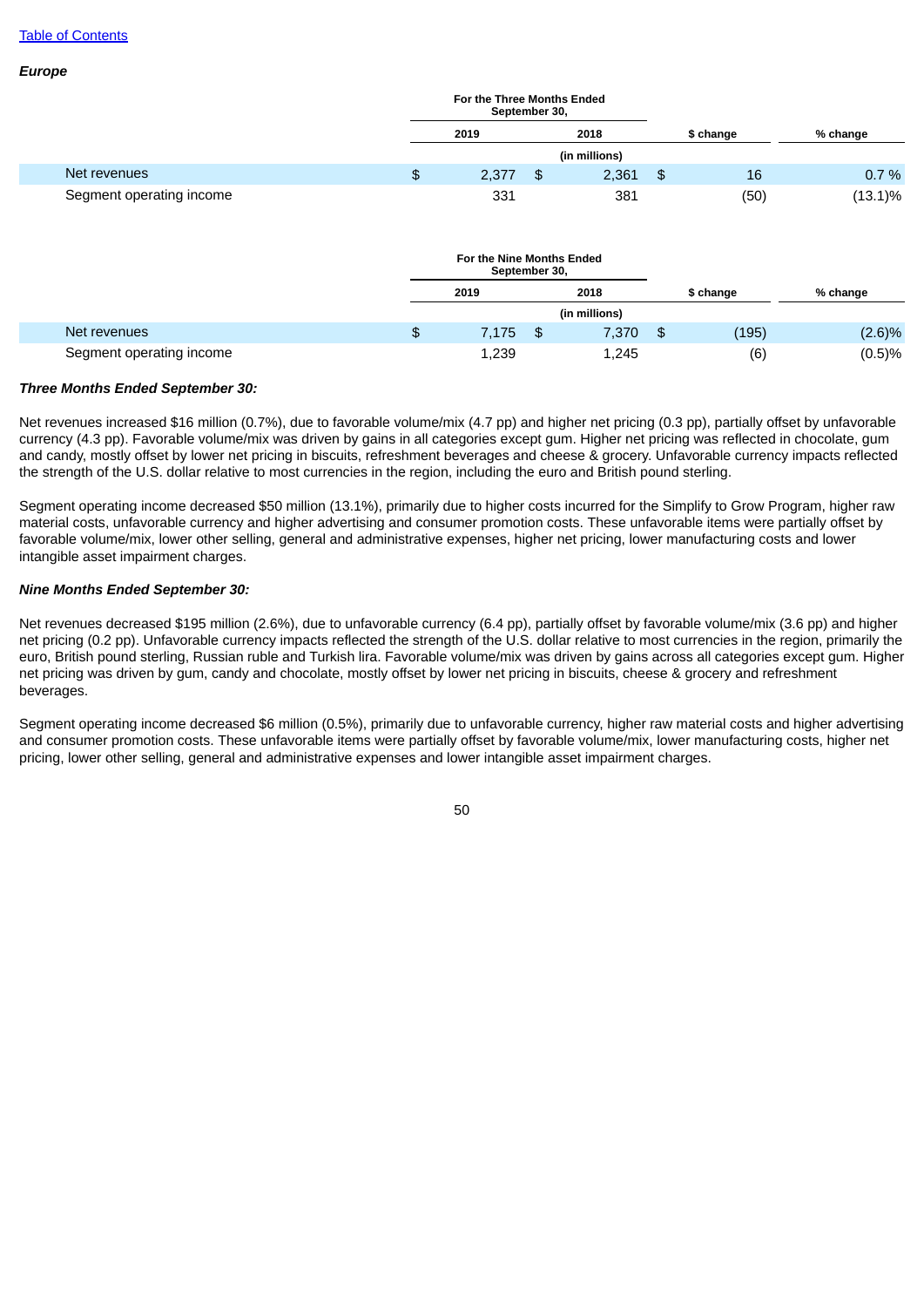*Europe*

| | For the Three Months Ended September 30, | | | |
|---|---|---|---|---|
| | 2019 | 2018 | $ change | % change |
| | (in millions) | | | |
| Net revenues | $ 2,377 | $ 2,361 | $ 16 | 0.7 % |
| Segment operating income | 331 | 381 | (50) | (13.1)% |

| | For the Nine Months Ended September 30, | | | |
|---|---|---|---|---|
| | 2019 | 2018 | $ change | % change |
| | (in millions) | | | |
| Net revenues | $ 7,175 | $ 7,370 | $ (195) | (2.6)% |
| Segment operating income | 1,239 | 1,245 | (6) | (0.5)% |

***Three Months Ended September 30:***

Net revenues increased $16 million (0.7%), due to favorable volume/mix (4.7 pp) and higher net pricing (0.3 pp), partially offset by unfavorable currency (4.3 pp). Favorable volume/mix was driven by gains in all categories except gum. Higher net pricing was reflected in chocolate, gum and candy, mostly offset by lower net pricing in biscuits, refreshment beverages and cheese & grocery. Unfavorable currency impacts reflected the strength of the U.S. dollar relative to most currencies in the region, including the euro and British pound sterling.

Segment operating income decreased $50 million (13.1%), primarily due to higher costs incurred for the Simplify to Grow Program, higher raw material costs, unfavorable currency and higher advertising and consumer promotion costs. These unfavorable items were partially offset by favorable volume/mix, lower other selling, general and administrative expenses, higher net pricing, lower manufacturing costs and lower intangible asset impairment charges.

***Nine Months Ended September 30:***

Net revenues decreased $195 million (2.6%), due to unfavorable currency (6.4 pp), partially offset by favorable volume/mix (3.6 pp) and higher net pricing (0.2 pp). Unfavorable currency impacts reflected the strength of the U.S. dollar relative to most currencies in the region, primarily the euro, British pound sterling, Russian ruble and Turkish lira. Favorable volume/mix was driven by gains across all categories except gum. Higher net pricing was driven by gum, candy and chocolate, mostly offset by lower net pricing in biscuits, cheese & grocery and refreshment beverages.

Segment operating income decreased $6 million (0.5%), primarily due to unfavorable currency, higher raw material costs and higher advertising and consumer promotion costs. These unfavorable items were partially offset by favorable volume/mix, lower manufacturing costs, higher net pricing, lower other selling, general and administrative expenses and lower intangible asset impairment charges.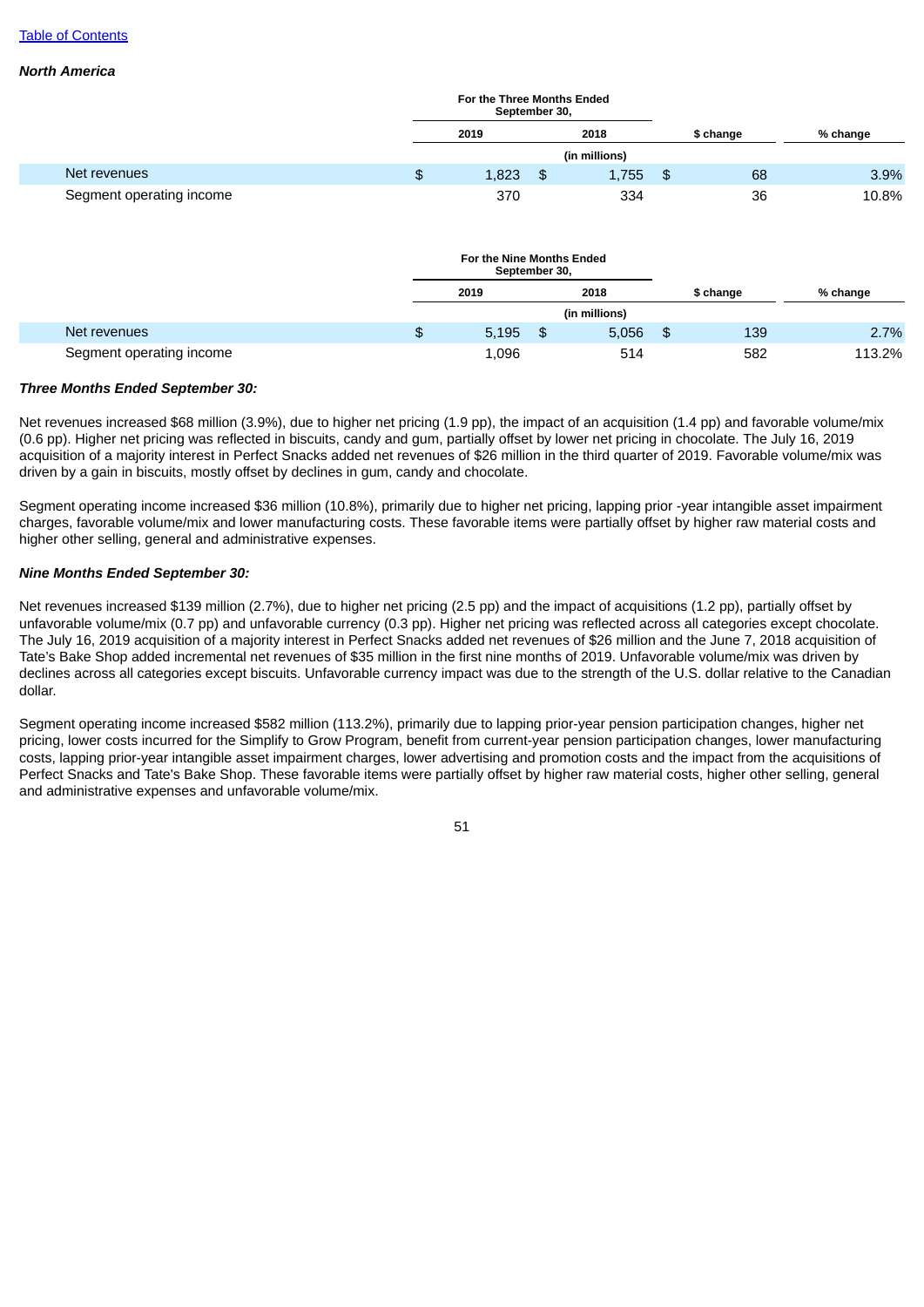[Table of Contents](#)

***North America***

| | For the Three Months Ended September 30, | | | |
|---|---|---|---|---|
| | 2019 | 2018 | $ change | % change |
| | (in millions) | | | |
| Net revenues | $ 1,823 | $ 1,755 | $ 68 | 3.9% |
| Segment operating income | 370 | 334 | 36 | 10.8% |

| | For the Nine Months Ended September 30, | | | |
|---|---|---|---|---|
| | 2019 | 2018 | $ change | % change |
| | (in millions) | | | |
| Net revenues | $ 5,195 | $ 5,056 | $ 139 | 2.7% |
| Segment operating income | 1,096 | 514 | 582 | 113.2% |

***Three Months Ended September 30:***

Net revenues increased $68 million (3.9%), due to higher net pricing (1.9 pp), the impact of an acquisition (1.4 pp) and favorable volume/mix (0.6 pp). Higher net pricing was reflected in biscuits, candy and gum, partially offset by lower net pricing in chocolate. The July 16, 2019 acquisition of a majority interest in Perfect Snacks added net revenues of $26 million in the third quarter of 2019. Favorable volume/mix was driven by a gain in biscuits, mostly offset by declines in gum, candy and chocolate.

Segment operating income increased $36 million (10.8%), primarily due to higher net pricing, lapping prior -year intangible asset impairment charges, favorable volume/mix and lower manufacturing costs. These favorable items were partially offset by higher raw material costs and higher other selling, general and administrative expenses.

***Nine Months Ended September 30:***

Net revenues increased $139 million (2.7%), due to higher net pricing (2.5 pp) and the impact of acquisitions (1.2 pp), partially offset by unfavorable volume/mix (0.7 pp) and unfavorable currency (0.3 pp). Higher net pricing was reflected across all categories except chocolate. The July 16, 2019 acquisition of a majority interest in Perfect Snacks added net revenues of $26 million and the June 7, 2018 acquisition of Tate's Bake Shop added incremental net revenues of $35 million in the first nine months of 2019. Unfavorable volume/mix was driven by declines across all categories except biscuits. Unfavorable currency impact was due to the strength of the U.S. dollar relative to the Canadian dollar.

Segment operating income increased $582 million (113.2%), primarily due to lapping prior-year pension participation changes, higher net pricing, lower costs incurred for the Simplify to Grow Program, benefit from current-year pension participation changes, lower manufacturing costs, lapping prior-year intangible asset impairment charges, lower advertising and promotion costs and the impact from the acquisitions of Perfect Snacks and Tate's Bake Shop. These favorable items were partially offset by higher raw material costs, higher other selling, general and administrative expenses and unfavorable volume/mix.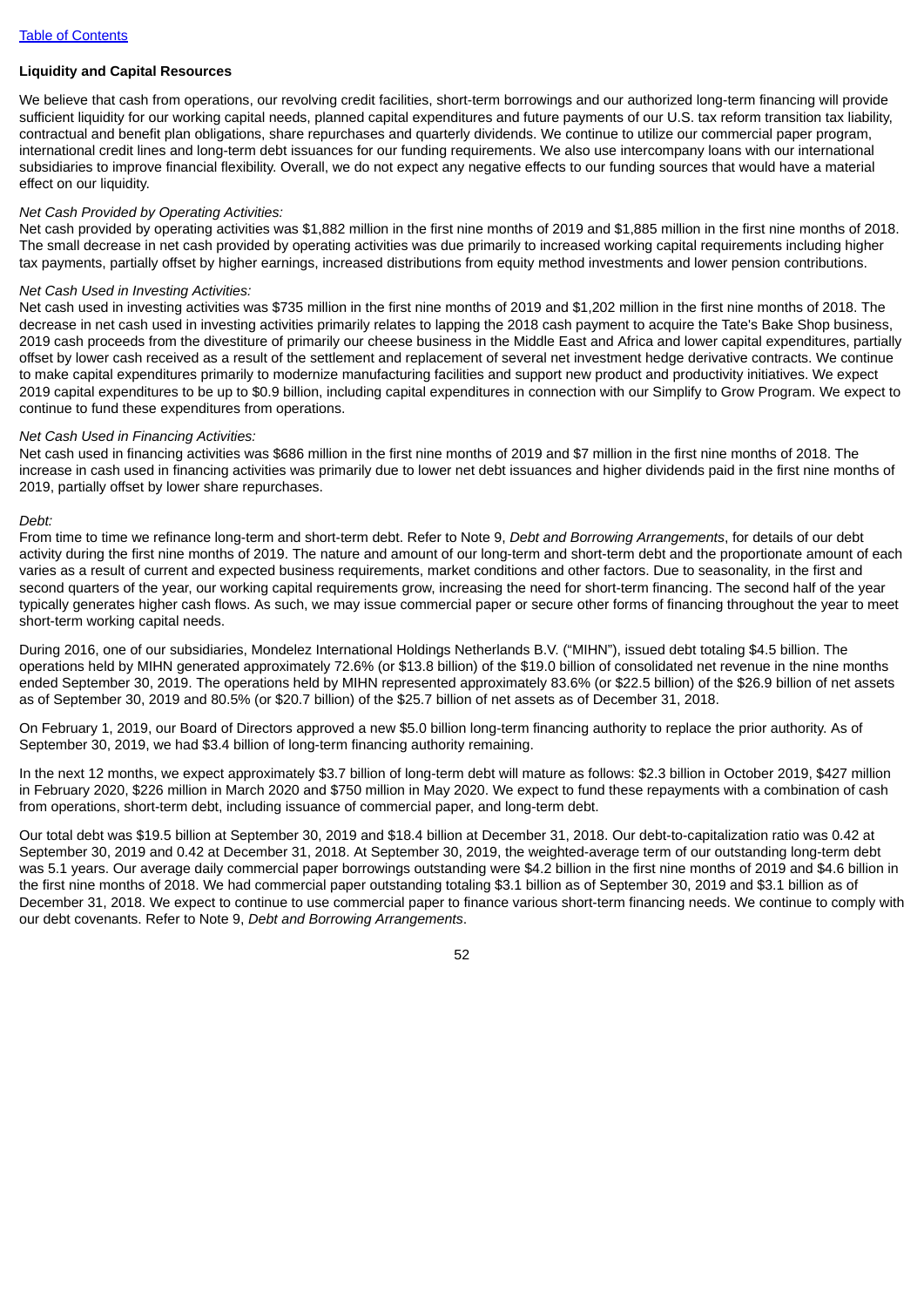## Liquidity and Capital Resources

We believe that cash from operations, our revolving credit facilities, short-term borrowings and our authorized long-term financing will provide sufficient liquidity for our working capital needs, planned capital expenditures and future payments of our U.S. tax reform transition tax liability, contractual and benefit plan obligations, share repurchases and quarterly dividends. We continue to utilize our commercial paper program, international credit lines and long-term debt issuances for our funding requirements. We also use intercompany loans with our international subsidiaries to improve financial flexibility. Overall, we do not expect any negative effects to our funding sources that would have a material effect on our liquidity.

*Net Cash Provided by Operating Activities:*

Net cash provided by operating activities was $1,882 million in the first nine months of 2019 and $1,885 million in the first nine months of 2018. The small decrease in net cash provided by operating activities was due primarily to increased working capital requirements including higher tax payments, partially offset by higher earnings, increased distributions from equity method investments and lower pension contributions.

*Net Cash Used in Investing Activities:*

Net cash used in investing activities was $735 million in the first nine months of 2019 and $1,202 million in the first nine months of 2018. The decrease in net cash used in investing activities primarily relates to lapping the 2018 cash payment to acquire the Tate's Bake Shop business, 2019 cash proceeds from the divestiture of primarily our cheese business in the Middle East and Africa and lower capital expenditures, partially offset by lower cash received as a result of the settlement and replacement of several net investment hedge derivative contracts. We continue to make capital expenditures primarily to modernize manufacturing facilities and support new product and productivity initiatives. We expect 2019 capital expenditures to be up to $0.9 billion, including capital expenditures in connection with our Simplify to Grow Program. We expect to continue to fund these expenditures from operations.

*Net Cash Used in Financing Activities:*

Net cash used in financing activities was $686 million in the first nine months of 2019 and $7 million in the first nine months of 2018. The increase in cash used in financing activities was primarily due to lower net debt issuances and higher dividends paid in the first nine months of 2019, partially offset by lower share repurchases.

*Debt:*

From time to time we refinance long-term and short-term debt. Refer to Note 9, *Debt and Borrowing Arrangements*, for details of our debt activity during the first nine months of 2019. The nature and amount of our long-term and short-term debt and the proportionate amount of each varies as a result of current and expected business requirements, market conditions and other factors. Due to seasonality, in the first and second quarters of the year, our working capital requirements grow, increasing the need for short-term financing. The second half of the year typically generates higher cash flows. As such, we may issue commercial paper or secure other forms of financing throughout the year to meet short-term working capital needs.

During 2016, one of our subsidiaries, Mondelez International Holdings Netherlands B.V. ("MIHN"), issued debt totaling $4.5 billion. The operations held by MIHN generated approximately 72.6% (or $13.8 billion) of the $19.0 billion of consolidated net revenue in the nine months ended September 30, 2019. The operations held by MIHN represented approximately 83.6% (or $22.5 billion) of the $26.9 billion of net assets as of September 30, 2019 and 80.5% (or $20.7 billion) of the $25.7 billion of net assets as of December 31, 2018.

On February 1, 2019, our Board of Directors approved a new $5.0 billion long-term financing authority to replace the prior authority. As of September 30, 2019, we had $3.4 billion of long-term financing authority remaining.

In the next 12 months, we expect approximately $3.7 billion of long-term debt will mature as follows: $2.3 billion in October 2019, $427 million in February 2020, $226 million in March 2020 and $750 million in May 2020. We expect to fund these repayments with a combination of cash from operations, short-term debt, including issuance of commercial paper, and long-term debt.

Our total debt was $19.5 billion at September 30, 2019 and $18.4 billion at December 31, 2018. Our debt-to-capitalization ratio was 0.42 at September 30, 2019 and 0.42 at December 31, 2018. At September 30, 2019, the weighted-average term of our outstanding long-term debt was 5.1 years. Our average daily commercial paper borrowings outstanding were $4.2 billion in the first nine months of 2019 and $4.6 billion in the first nine months of 2018. We had commercial paper outstanding totaling $3.1 billion as of September 30, 2019 and $3.1 billion as of December 31, 2018. We expect to continue to use commercial paper to finance various short-term financing needs. We continue to comply with our debt covenants. Refer to Note 9, *Debt and Borrowing Arrangements*.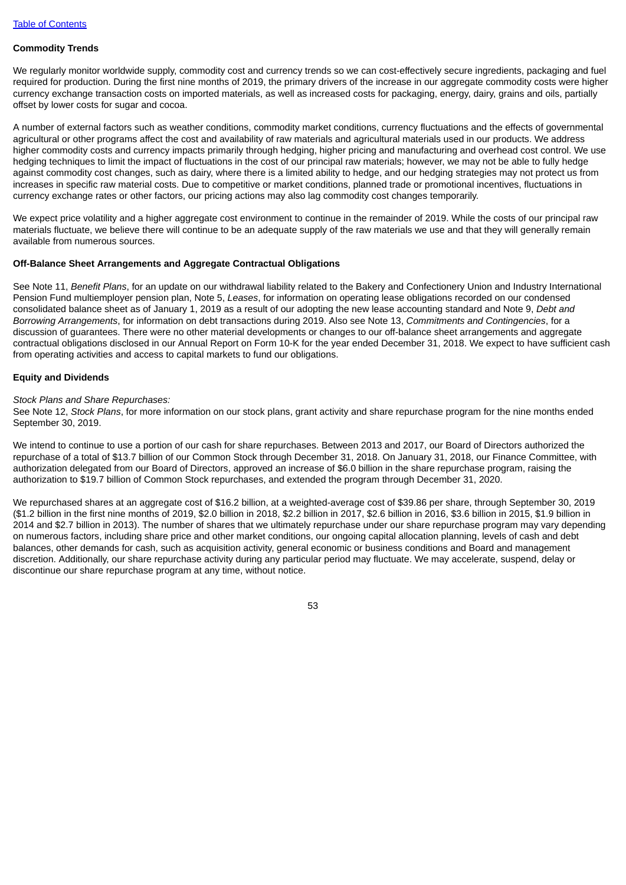### Commodity Trends

We regularly monitor worldwide supply, commodity cost and currency trends so we can cost-effectively secure ingredients, packaging and fuel required for production. During the first nine months of 2019, the primary drivers of the increase in our aggregate commodity costs were higher currency exchange transaction costs on imported materials, as well as increased costs for packaging, energy, dairy, grains and oils, partially offset by lower costs for sugar and cocoa.

A number of external factors such as weather conditions, commodity market conditions, currency fluctuations and the effects of governmental agricultural or other programs affect the cost and availability of raw materials and agricultural materials used in our products. We address higher commodity costs and currency impacts primarily through hedging, higher pricing and manufacturing and overhead cost control. We use hedging techniques to limit the impact of fluctuations in the cost of our principal raw materials; however, we may not be able to fully hedge against commodity cost changes, such as dairy, where there is a limited ability to hedge, and our hedging strategies may not protect us from increases in specific raw material costs. Due to competitive or market conditions, planned trade or promotional incentives, fluctuations in currency exchange rates or other factors, our pricing actions may also lag commodity cost changes temporarily.

We expect price volatility and a higher aggregate cost environment to continue in the remainder of 2019. While the costs of our principal raw materials fluctuate, we believe there will continue to be an adequate supply of the raw materials we use and that they will generally remain available from numerous sources.

### Off-Balance Sheet Arrangements and Aggregate Contractual Obligations

See Note 11, *Benefit Plans*, for an update on our withdrawal liability related to the Bakery and Confectionery Union and Industry International Pension Fund multiemployer pension plan, Note 5, *Leases*, for information on operating lease obligations recorded on our condensed consolidated balance sheet as of January 1, 2019 as a result of our adopting the new lease accounting standard and Note 9, *Debt and Borrowing Arrangements*, for information on debt transactions during 2019. Also see Note 13, *Commitments and Contingencies*, for a discussion of guarantees. There were no other material developments or changes to our off-balance sheet arrangements and aggregate contractual obligations disclosed in our Annual Report on Form 10-K for the year ended December 31, 2018. We expect to have sufficient cash from operating activities and access to capital markets to fund our obligations.

### Equity and Dividends

*Stock Plans and Share Repurchases:*
See Note 12, *Stock Plans*, for more information on our stock plans, grant activity and share repurchase program for the nine months ended September 30, 2019.

We intend to continue to use a portion of our cash for share repurchases. Between 2013 and 2017, our Board of Directors authorized the repurchase of a total of $13.7 billion of our Common Stock through December 31, 2018. On January 31, 2018, our Finance Committee, with authorization delegated from our Board of Directors, approved an increase of $6.0 billion in the share repurchase program, raising the authorization to $19.7 billion of Common Stock repurchases, and extended the program through December 31, 2020.

We repurchased shares at an aggregate cost of $16.2 billion, at a weighted-average cost of $39.86 per share, through September 30, 2019 ($1.2 billion in the first nine months of 2019, $2.0 billion in 2018, $2.2 billion in 2017, $2.6 billion in 2016, $3.6 billion in 2015, $1.9 billion in 2014 and $2.7 billion in 2013). The number of shares that we ultimately repurchase under our share repurchase program may vary depending on numerous factors, including share price and other market conditions, our ongoing capital allocation planning, levels of cash and debt balances, other demands for cash, such as acquisition activity, general economic or business conditions and Board and management discretion. Additionally, our share repurchase activity during any particular period may fluctuate. We may accelerate, suspend, delay or discontinue our share repurchase program at any time, without notice.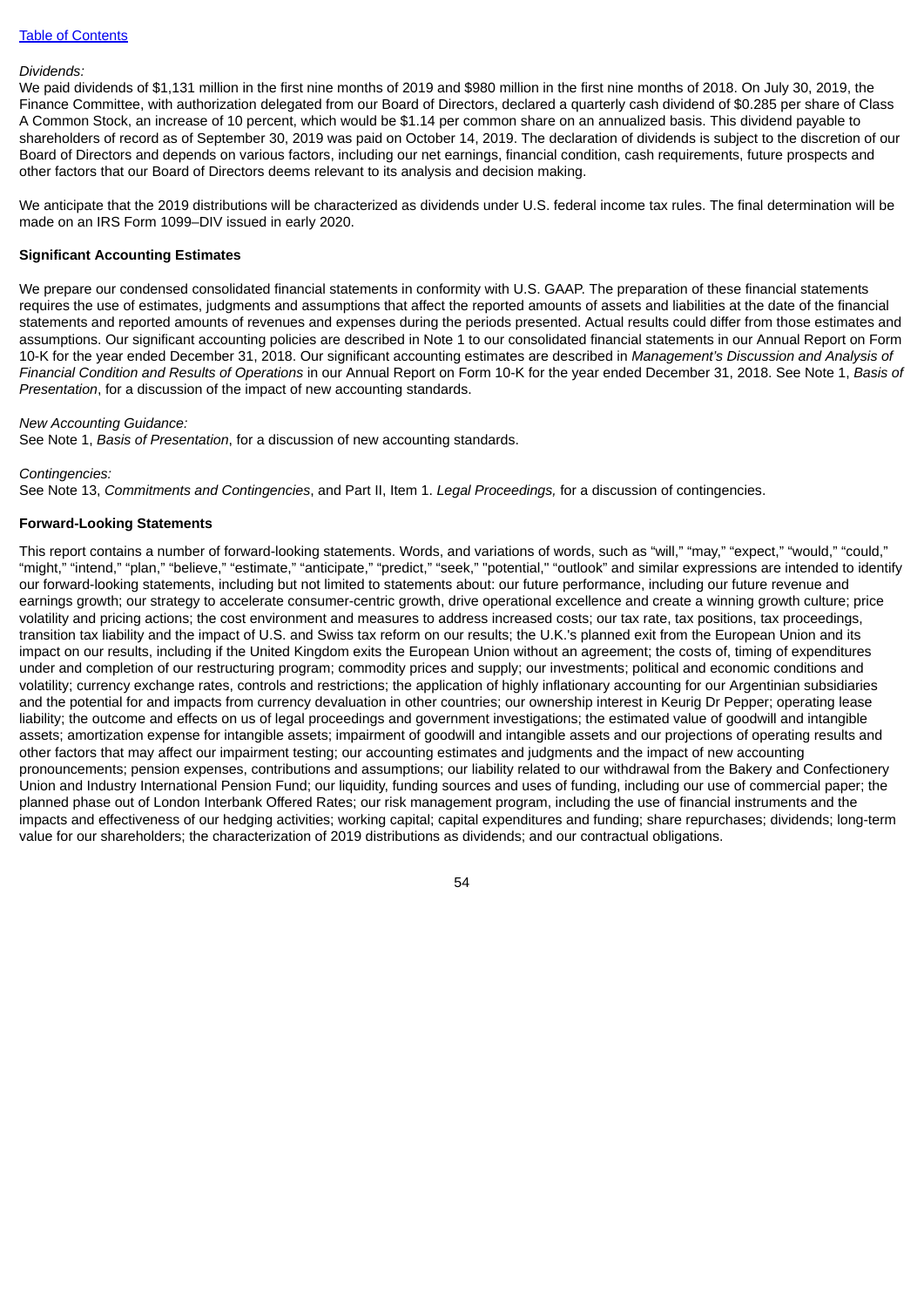*Dividends:*

We paid dividends of $1,131 million in the first nine months of 2019 and $980 million in the first nine months of 2018. On July 30, 2019, the Finance Committee, with authorization delegated from our Board of Directors, declared a quarterly cash dividend of $0.285 per share of Class A Common Stock, an increase of 10 percent, which would be $1.14 per common share on an annualized basis. This dividend payable to shareholders of record as of September 30, 2019 was paid on October 14, 2019. The declaration of dividends is subject to the discretion of our Board of Directors and depends on various factors, including our net earnings, financial condition, cash requirements, future prospects and other factors that our Board of Directors deems relevant to its analysis and decision making.

We anticipate that the 2019 distributions will be characterized as dividends under U.S. federal income tax rules. The final determination will be made on an IRS Form 1099–DIV issued in early 2020.

**Significant Accounting Estimates**

We prepare our condensed consolidated financial statements in conformity with U.S. GAAP. The preparation of these financial statements requires the use of estimates, judgments and assumptions that affect the reported amounts of assets and liabilities at the date of the financial statements and reported amounts of revenues and expenses during the periods presented. Actual results could differ from those estimates and assumptions. Our significant accounting policies are described in Note 1 to our consolidated financial statements in our Annual Report on Form 10-K for the year ended December 31, 2018. Our significant accounting estimates are described in *Management's Discussion and Analysis of Financial Condition and Results of Operations* in our Annual Report on Form 10-K for the year ended December 31, 2018. See Note 1, *Basis of Presentation*, for a discussion of the impact of new accounting standards.

*New Accounting Guidance:*

See Note 1, *Basis of Presentation*, for a discussion of new accounting standards.

*Contingencies:*

See Note 13, *Commitments and Contingencies*, and Part II, Item 1. *Legal Proceedings,* for a discussion of contingencies.

**Forward-Looking Statements**

This report contains a number of forward-looking statements. Words, and variations of words, such as "will," "may," "expect," "would," "could," "might," "intend," "plan," "believe," "estimate," "anticipate," "predict," "seek," "potential," "outlook" and similar expressions are intended to identify our forward-looking statements, including but not limited to statements about: our future performance, including our future revenue and earnings growth; our strategy to accelerate consumer-centric growth, drive operational excellence and create a winning growth culture; price volatility and pricing actions; the cost environment and measures to address increased costs; our tax rate, tax positions, tax proceedings, transition tax liability and the impact of U.S. and Swiss tax reform on our results; the U.K.'s planned exit from the European Union and its impact on our results, including if the United Kingdom exits the European Union without an agreement; the costs of, timing of expenditures under and completion of our restructuring program; commodity prices and supply; our investments; political and economic conditions and volatility; currency exchange rates, controls and restrictions; the application of highly inflationary accounting for our Argentinian subsidiaries and the potential for and impacts from currency devaluation in other countries; our ownership interest in Keurig Dr Pepper; operating lease liability; the outcome and effects on us of legal proceedings and government investigations; the estimated value of goodwill and intangible assets; amortization expense for intangible assets; impairment of goodwill and intangible assets and our projections of operating results and other factors that may affect our impairment testing; our accounting estimates and judgments and the impact of new accounting pronouncements; pension expenses, contributions and assumptions; our liability related to our withdrawal from the Bakery and Confectionery Union and Industry International Pension Fund; our liquidity, funding sources and uses of funding, including our use of commercial paper; the planned phase out of London Interbank Offered Rates; our risk management program, including the use of financial instruments and the impacts and effectiveness of our hedging activities; working capital; capital expenditures and funding; share repurchases; dividends; long-term value for our shareholders; the characterization of 2019 distributions as dividends; and our contractual obligations.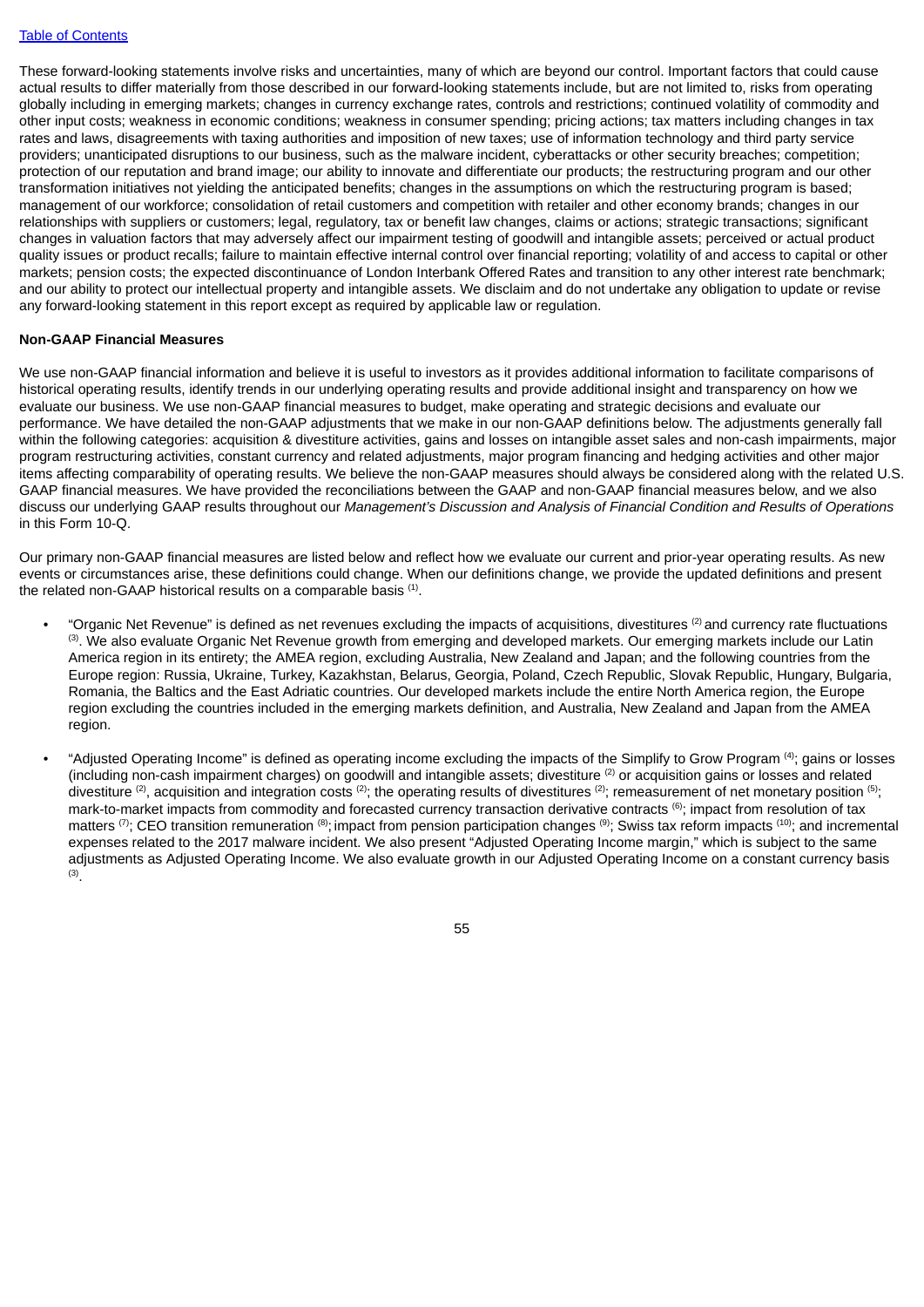These forward-looking statements involve risks and uncertainties, many of which are beyond our control. Important factors that could cause actual results to differ materially from those described in our forward-looking statements include, but are not limited to, risks from operating globally including in emerging markets; changes in currency exchange rates, controls and restrictions; continued volatility of commodity and other input costs; weakness in economic conditions; weakness in consumer spending; pricing actions; tax matters including changes in tax rates and laws, disagreements with taxing authorities and imposition of new taxes; use of information technology and third party service providers; unanticipated disruptions to our business, such as the malware incident, cyberattacks or other security breaches; competition; protection of our reputation and brand image; our ability to innovate and differentiate our products; the restructuring program and our other transformation initiatives not yielding the anticipated benefits; changes in the assumptions on which the restructuring program is based; management of our workforce; consolidation of retail customers and competition with retailer and other economy brands; changes in our relationships with suppliers or customers; legal, regulatory, tax or benefit law changes, claims or actions; strategic transactions; significant changes in valuation factors that may adversely affect our impairment testing of goodwill and intangible assets; perceived or actual product quality issues or product recalls; failure to maintain effective internal control over financial reporting; volatility of and access to capital or other markets; pension costs; the expected discontinuance of London Interbank Offered Rates and transition to any other interest rate benchmark; and our ability to protect our intellectual property and intangible assets. We disclaim and do not undertake any obligation to update or revise any forward-looking statement in this report except as required by applicable law or regulation.

**Non-GAAP Financial Measures**

We use non-GAAP financial information and believe it is useful to investors as it provides additional information to facilitate comparisons of historical operating results, identify trends in our underlying operating results and provide additional insight and transparency on how we evaluate our business. We use non-GAAP financial measures to budget, make operating and strategic decisions and evaluate our performance. We have detailed the non-GAAP adjustments that we make in our non-GAAP definitions below. The adjustments generally fall within the following categories: acquisition & divestiture activities, gains and losses on intangible asset sales and non-cash impairments, major program restructuring activities, constant currency and related adjustments, major program financing and hedging activities and other major items affecting comparability of operating results. We believe the non-GAAP measures should always be considered along with the related U.S. GAAP financial measures. We have provided the reconciliations between the GAAP and non-GAAP financial measures below, and we also discuss our underlying GAAP results throughout our *Management's Discussion and Analysis of Financial Condition and Results of Operations* in this Form 10-Q.

Our primary non-GAAP financial measures are listed below and reflect how we evaluate our current and prior-year operating results. As new events or circumstances arise, these definitions could change. When our definitions change, we provide the updated definitions and present the related non-GAAP historical results on a comparable basis [1].

- "Organic Net Revenue" is defined as net revenues excluding the impacts of acquisitions, divestitures [2] and currency rate fluctuations [3]. We also evaluate Organic Net Revenue growth from emerging and developed markets. Our emerging markets include our Latin America region in its entirety; the AMEA region, excluding Australia, New Zealand and Japan; and the following countries from the Europe region: Russia, Ukraine, Turkey, Kazakhstan, Belarus, Georgia, Poland, Czech Republic, Slovak Republic, Hungary, Bulgaria, Romania, the Baltics and the East Adriatic countries. Our developed markets include the entire North America region, the Europe region excluding the countries included in the emerging markets definition, and Australia, New Zealand and Japan from the AMEA region.

- "Adjusted Operating Income" is defined as operating income excluding the impacts of the Simplify to Grow Program [4]; gains or losses (including non-cash impairment charges) on goodwill and intangible assets; divestiture [2] or acquisition gains or losses and related divestiture [2], acquisition and integration costs [2]; the operating results of divestitures [2]; remeasurement of net monetary position [5]; mark-to-market impacts from commodity and forecasted currency transaction derivative contracts [6]; impact from resolution of tax matters [7]; CEO transition remuneration [8]; impact from pension participation changes [9]; Swiss tax reform impacts [10]; and incremental expenses related to the 2017 malware incident. We also present "Adjusted Operating Income margin," which is subject to the same adjustments as Adjusted Operating Income. We also evaluate growth in our Adjusted Operating Income on a constant currency basis [3].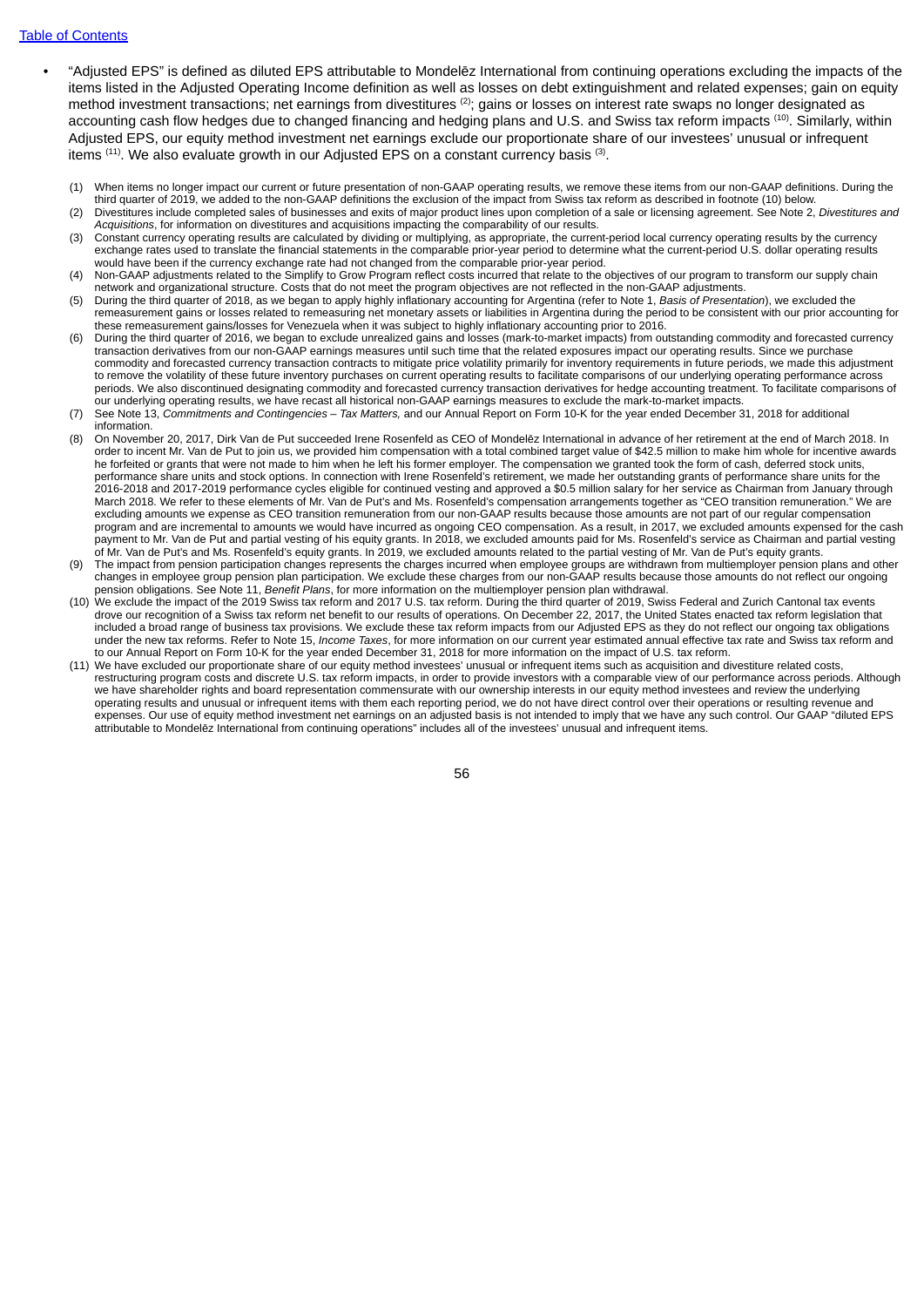- "Adjusted EPS" is defined as diluted EPS attributable to Mondelēz International from continuing operations excluding the impacts of the items listed in the Adjusted Operating Income definition as well as losses on debt extinguishment and related expenses; gain on equity method investment transactions; net earnings from divestitures [(2)]; gains or losses on interest rate swaps no longer designated as accounting cash flow hedges due to changed financing and hedging plans and U.S. and Swiss tax reform impacts [(10)]. Similarly, within Adjusted EPS, our equity method investment net earnings exclude our proportionate share of our investees' unusual or infrequent items [(11)]. We also evaluate growth in our Adjusted EPS on a constant currency basis [(3)].

(1) When items no longer impact our current or future presentation of non-GAAP operating results, we remove these items from our non-GAAP definitions. During the third quarter of 2019, we added to the non-GAAP definitions the exclusion of the impact from Swiss tax reform as described in footnote (10) below.

(2) Divestitures include completed sales of businesses and exits of major product lines upon completion of a sale or licensing agreement. See Note 2, *Divestitures and Acquisitions*, for information on divestitures and acquisitions impacting the comparability of our results.

(3) Constant currency operating results are calculated by dividing or multiplying, as appropriate, the current-period local currency operating results by the currency exchange rates used to translate the financial statements in the comparable prior-year period to determine what the current-period U.S. dollar operating results would have been if the currency exchange rate had not changed from the comparable prior-year period.

(4) Non-GAAP adjustments related to the Simplify to Grow Program reflect costs incurred that relate to the objectives of our program to transform our supply chain network and organizational structure. Costs that do not meet the program objectives are not reflected in the non-GAAP adjustments.

(5) During the third quarter of 2018, as we began to apply highly inflationary accounting for Argentina (refer to Note 1, *Basis of Presentation*), we excluded the remeasurement gains or losses related to remeasuring net monetary assets or liabilities in Argentina during the period to be consistent with our prior accounting for these remeasurement gains/losses for Venezuela when it was subject to highly inflationary accounting prior to 2016.

(6) During the third quarter of 2016, we began to exclude unrealized gains and losses (mark-to-market impacts) from outstanding commodity and forecasted currency transaction derivatives from our non-GAAP earnings measures until such time that the related exposures impact our operating results. Since we purchase commodity and forecasted currency transaction contracts to mitigate price volatility primarily for inventory requirements in future periods, we made this adjustment to remove the volatility of these future inventory purchases on current operating results to facilitate comparisons of our underlying operating performance across periods. We also discontinued designating commodity and forecasted currency transaction derivatives for hedge accounting treatment. To facilitate comparisons of our underlying operating results, we have recast all historical non-GAAP earnings measures to exclude the mark-to-market impacts.

(7) See Note 13, *Commitments and Contingencies – Tax Matters,* and our Annual Report on Form 10-K for the year ended December 31, 2018 for additional information.

(8) On November 20, 2017, Dirk Van de Put succeeded Irene Rosenfeld as CEO of Mondelēz International in advance of her retirement at the end of March 2018. In order to incent Mr. Van de Put to join us, we provided him compensation with a total combined target value of $42.5 million to make him whole for incentive awards he forfeited or grants that were not made to him when he left his former employer. The compensation we granted took the form of cash, deferred stock units, performance share units and stock options. In connection with Irene Rosenfeld's retirement, we made her outstanding grants of performance share units for the 2016-2018 and 2017-2019 performance cycles eligible for continued vesting and approved a $0.5 million salary for her service as Chairman from January through March 2018. We refer to these elements of Mr. Van de Put's and Ms. Rosenfeld's compensation arrangements together as "CEO transition remuneration." We are excluding amounts we expense as CEO transition remuneration from our non-GAAP results because those amounts are not part of our regular compensation program and are incremental to amounts we would have incurred as ongoing CEO compensation. As a result, in 2017, we excluded amounts expensed for the cash payment to Mr. Van de Put and partial vesting of his equity grants. In 2018, we excluded amounts paid for Ms. Rosenfeld's service as Chairman and partial vesting of Mr. Van de Put's and Ms. Rosenfeld's equity grants. In 2019, we excluded amounts related to the partial vesting of Mr. Van de Put's equity grants.

(9) The impact from pension participation changes represents the charges incurred when employee groups are withdrawn from multiemployer pension plans and other changes in employee group pension plan participation. We exclude these charges from our non-GAAP results because those amounts do not reflect our ongoing pension obligations. See Note 11, *Benefit Plans*, for more information on the multiemployer pension plan withdrawal.

(10) We exclude the impact of the 2019 Swiss tax reform and 2017 U.S. tax reform. During the third quarter of 2019, Swiss Federal and Zurich Cantonal tax events drove our recognition of a Swiss tax reform net benefit to our results of operations. On December 22, 2017, the United States enacted tax reform legislation that included a broad range of business tax provisions. We exclude these tax reform impacts from our Adjusted EPS as they do not reflect our ongoing tax obligations under the new tax reforms. Refer to Note 15, *Income Taxes*, for more information on our current year estimated annual effective tax rate and Swiss tax reform and to our Annual Report on Form 10-K for the year ended December 31, 2018 for more information on the impact of U.S. tax reform.

(11) We have excluded our proportionate share of our equity method investees' unusual or infrequent items such as acquisition and divestiture related costs, restructuring program costs and discrete U.S. tax reform impacts, in order to provide investors with a comparable view of our performance across periods. Although we have shareholder rights and board representation commensurate with our ownership interests in our equity method investees and review the underlying operating results and unusual or infrequent items with them each reporting period, we do not have direct control over their operations or resulting revenue and expenses. Our use of equity method investment net earnings on an adjusted basis is not intended to imply that we have any such control. Our GAAP "diluted EPS attributable to Mondelēz International from continuing operations" includes all of the investees' unusual and infrequent items.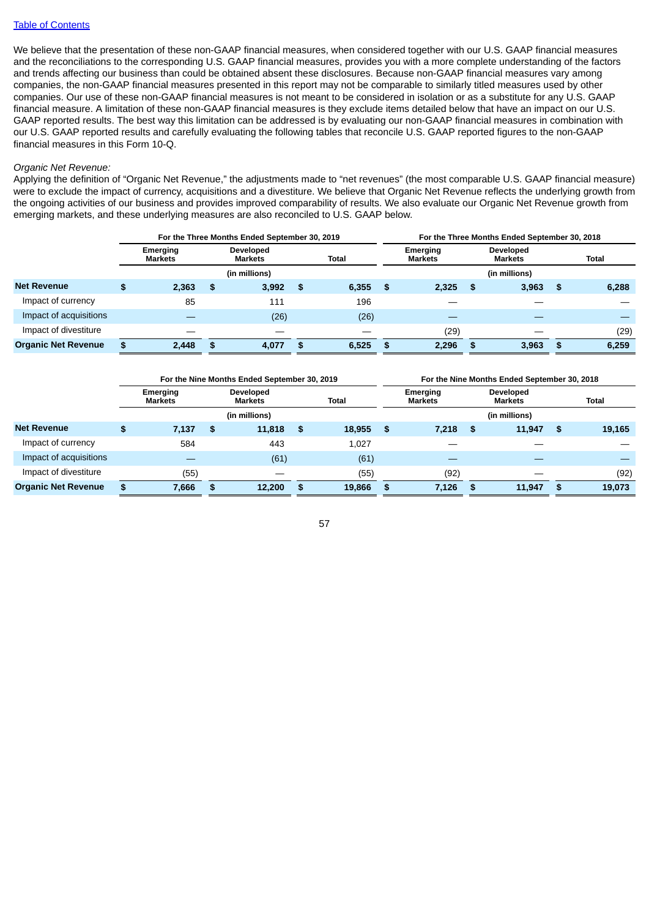[Table of Contents](#)

We believe that the presentation of these non-GAAP financial measures, when considered together with our U.S. GAAP financial measures and the reconciliations to the corresponding U.S. GAAP financial measures, provides you with a more complete understanding of the factors and trends affecting our business than could be obtained absent these disclosures. Because non-GAAP financial measures vary among companies, the non-GAAP financial measures presented in this report may not be comparable to similarly titled measures used by other companies. Our use of these non-GAAP financial measures is not meant to be considered in isolation or as a substitute for any U.S. GAAP financial measure. A limitation of these non-GAAP financial measures is they exclude items detailed below that have an impact on our U.S. GAAP reported results. The best way this limitation can be addressed is by evaluating our non-GAAP financial measures in combination with our U.S. GAAP reported results and carefully evaluating the following tables that reconcile U.S. GAAP reported figures to the non-GAAP financial measures in this Form 10-Q.

*Organic Net Revenue:*

Applying the definition of "Organic Net Revenue," the adjustments made to "net revenues" (the most comparable U.S. GAAP financial measure) were to exclude the impact of currency, acquisitions and a divestiture. We believe that Organic Net Revenue reflects the underlying growth from the ongoing activities of our business and provides improved comparability of results. We also evaluate our Organic Net Revenue growth from emerging markets, and these underlying measures are also reconciled to U.S. GAAP below.

| | For the Three Months Ended September 30, 2019 | | | For the Three Months Ended September 30, 2018 | | |
|---|---|---|---|---|---|---|
| | Emerging Markets | Developed Markets | Total | Emerging Markets | Developed Markets | Total |
| | (in millions) | | | (in millions) | | |
| **Net Revenue** | **$ 2,363** | **$ 3,992** | **$ 6,355** | **$ 2,325** | **$ 3,963** | **$ 6,288** |
| Impact of currency | 85 | 111 | 196 | — | — | — |
| Impact of acquisitions | — | (26) | (26) | — | — | — |
| Impact of divestiture | — | — | — | (29) | — | (29) |
| **Organic Net Revenue** | **$ 2,448** | **$ 4,077** | **$ 6,525** | **$ 2,296** | **$ 3,963** | **$ 6,259** |

| | For the Nine Months Ended September 30, 2019 | | | For the Nine Months Ended September 30, 2018 | | |
|---|---|---|---|---|---|---|
| | Emerging Markets | Developed Markets | Total | Emerging Markets | Developed Markets | Total |
| | (in millions) | | | (in millions) | | |
| **Net Revenue** | **$ 7,137** | **$ 11,818** | **$ 18,955** | **$ 7,218** | **$ 11,947** | **$ 19,165** |
| Impact of currency | 584 | 443 | 1,027 | — | — | — |
| Impact of acquisitions | — | (61) | (61) | — | — | — |
| Impact of divestiture | (55) | — | (55) | (92) | — | (92) |
| **Organic Net Revenue** | **$ 7,666** | **$ 12,200** | **$ 19,866** | **$ 7,126** | **$ 11,947** | **$ 19,073** |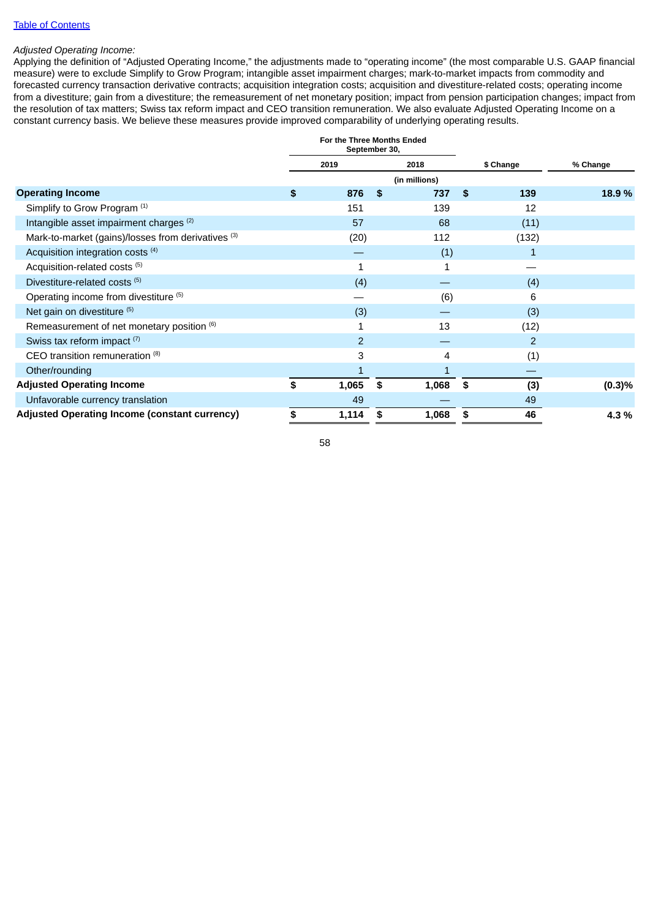[Table of Contents](#)

*Adjusted Operating Income:*

Applying the definition of "Adjusted Operating Income," the adjustments made to "operating income" (the most comparable U.S. GAAP financial measure) were to exclude Simplify to Grow Program; intangible asset impairment charges; mark-to-market impacts from commodity and forecasted currency transaction derivative contracts; acquisition integration costs; acquisition and divestiture-related costs; operating income from a divestiture; gain from a divestiture; the remeasurement of net monetary position; impact from pension participation changes; impact from the resolution of tax matters; Swiss tax reform impact and CEO transition remuneration. We also evaluate Adjusted Operating Income on a constant currency basis. We believe these measures provide improved comparability of underlying operating results.

| | For the Three Months Ended September 30, | | | |
|---|---|---|---|---|
| | 2019 | 2018 | $ Change | % Change |
| | (in millions) | | | |
| **Operating Income** | **$ 876** | **$ 737** | **$ 139** | **18.9 %** |
| Simplify to Grow Program [(1)] | 151 | 139 | 12 | |
| Intangible asset impairment charges [(2)] | 57 | 68 | (11) | |
| Mark-to-market (gains)/losses from derivatives [(3)] | (20) | 112 | (132) | |
| Acquisition integration costs [(4)] | — | (1) | 1 | |
| Acquisition-related costs [(5)] | 1 | 1 | — | |
| Divestiture-related costs [(5)] | (4) | — | (4) | |
| Operating income from divestiture [(5)] | — | (6) | 6 | |
| Net gain on divestiture [(5)] | (3) | — | (3) | |
| Remeasurement of net monetary position [(6)] | 1 | 13 | (12) | |
| Swiss tax reform impact [(7)] | 2 | — | 2 | |
| CEO transition remuneration [(8)] | 3 | 4 | (1) | |
| Other/rounding | 1 | 1 | — | |
| **Adjusted Operating Income** | **$ 1,065** | **$ 1,068** | **$ (3)** | **(0.3)%** |
| Unfavorable currency translation | 49 | — | 49 | |
| **Adjusted Operating Income (constant currency)** | **$ 1,114** | **$ 1,068** | **$ 46** | **4.3 %** |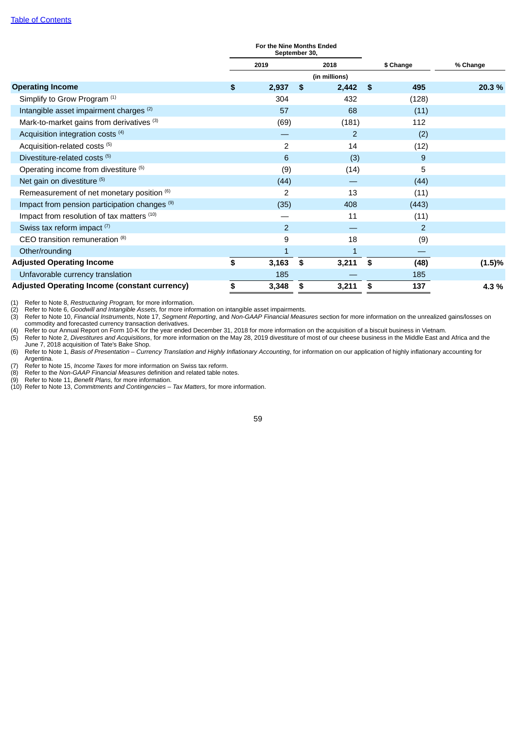[Table of Contents](#)

| | For the Nine Months Ended September 30, | | | |
|---|---|---|---|---|
| | 2019 | 2018 | $ Change | % Change |
| | (in millions) | | | |
| **Operating Income** | **$ 2,937** | **$ 2,442** | **$ 495** | **20.3 %** |
| Simplify to Grow Program [(1)] | 304 | 432 | (128) | |
| Intangible asset impairment charges [(2)] | 57 | 68 | (11) | |
| Mark-to-market gains from derivatives [(3)] | (69) | (181) | 112 | |
| Acquisition integration costs [(4)] | — | 2 | (2) | |
| Acquisition-related costs [(5)] | 2 | 14 | (12) | |
| Divestiture-related costs [(5)] | 6 | (3) | 9 | |
| Operating income from divestiture [(5)] | (9) | (14) | 5 | |
| Net gain on divestiture [(5)] | (44) | — | (44) | |
| Remeasurement of net monetary position [(6)] | 2 | 13 | (11) | |
| Impact from pension participation changes [(9)] | (35) | 408 | (443) | |
| Impact from resolution of tax matters [(10)] | — | 11 | (11) | |
| Swiss tax reform impact [(7)] | 2 | — | 2 | |
| CEO transition remuneration [(8)] | 9 | 18 | (9) | |
| Other/rounding | 1 | 1 | — | |
| **Adjusted Operating Income** | **$ 3,163** | **$ 3,211** | **$ (48)** | **(1.5)%** |
| Unfavorable currency translation | 185 | — | 185 | |
| **Adjusted Operating Income (constant currency)** | **$ 3,348** | **$ 3,211** | **$ 137** | **4.3 %** |

(1) Refer to Note 8, *Restructuring Program,* for more information.
(2) Refer to Note 6, *Goodwill and Intangible Assets,* for more information on intangible asset impairments.
(3) Refer to Note 10, *Financial Instruments*, Note 17, *Segment Reporting*, and *Non-GAAP Financial Measures* section for more information on the unrealized gains/losses on commodity and forecasted currency transaction derivatives.
(4) Refer to our Annual Report on Form 10-K for the year ended December 31, 2018 for more information on the acquisition of a biscuit business in Vietnam.
(5) Refer to Note 2, *Divestitures and Acquisitions*, for more information on the May 28, 2019 divestiture of most of our cheese business in the Middle East and Africa and the June 7, 2018 acquisition of Tate's Bake Shop.
(6) Refer to Note 1, *Basis of Presentation – Currency Translation and Highly Inflationary Accounting*, for information on our application of highly inflationary accounting for Argentina.
(7) Refer to Note 15, *Income Taxes* for more information on Swiss tax reform.
(8) Refer to the *Non-GAAP Financial Measures* definition and related table notes.
(9) Refer to Note 11, *Benefit Plans*, for more information.
(10) Refer to Note 13, *Commitments and Contingencies – Tax Matters*, for more information.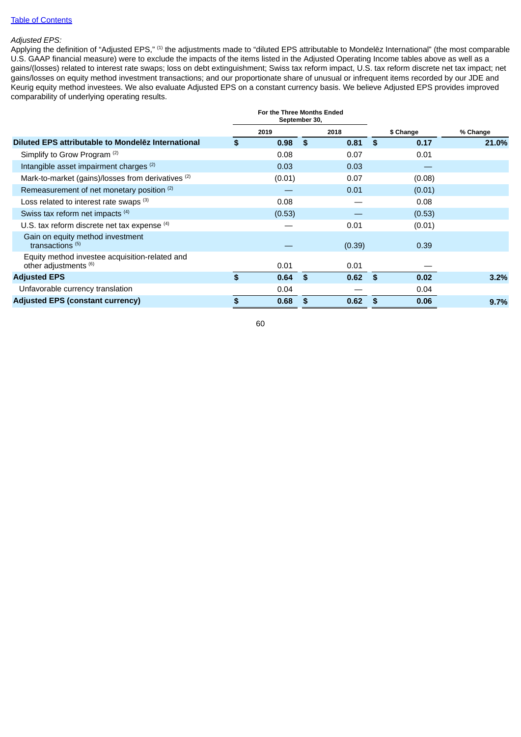*Adjusted EPS:*

Applying the definition of "Adjusted EPS," [1] the adjustments made to "diluted EPS attributable to Mondelēz International" (the most comparable U.S. GAAP financial measure) were to exclude the impacts of the items listed in the Adjusted Operating Income tables above as well as a gains/(losses) related to interest rate swaps; loss on debt extinguishment; Swiss tax reform impact, U.S. tax reform discrete net tax impact; net gains/losses on equity method investment transactions; and our proportionate share of unusual or infrequent items recorded by our JDE and Keurig equity method investees. We also evaluate Adjusted EPS on a constant currency basis. We believe Adjusted EPS provides improved comparability of underlying operating results.

| | For the Three Months Ended September 30, | | | |
|---|---|---|---|---|
| | 2019 | 2018 | $ Change | % Change |
| **Diluted EPS attributable to Mondelēz International** | **$ 0.98** | **$ 0.81** | **$ 0.17** | **21.0%** |
| Simplify to Grow Program [2] | 0.08 | 0.07 | 0.01 | |
| Intangible asset impairment charges [2] | 0.03 | 0.03 | — | |
| Mark-to-market (gains)/losses from derivatives [2] | (0.01) | 0.07 | (0.08) | |
| Remeasurement of net monetary position [2] | — | 0.01 | (0.01) | |
| Loss related to interest rate swaps [3] | 0.08 | — | 0.08 | |
| Swiss tax reform net impacts [4] | (0.53) | — | (0.53) | |
| U.S. tax reform discrete net tax expense [4] | — | 0.01 | (0.01) | |
| Gain on equity method investment transactions [5] | — | (0.39) | 0.39 | |
| Equity method investee acquisition-related and other adjustments [6] | 0.01 | 0.01 | — | |
| **Adjusted EPS** | **$ 0.64** | **$ 0.62** | **$ 0.02** | **3.2%** |
| Unfavorable currency translation | 0.04 | — | 0.04 | |
| **Adjusted EPS (constant currency)** | **$ 0.68** | **$ 0.62** | **$ 0.06** | **9.7%** |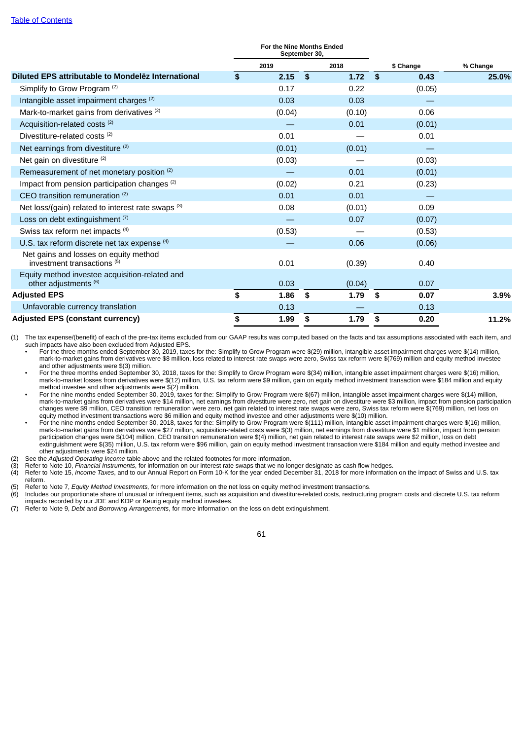[Table of Contents](#)

| | For the Nine Months Ended September 30, | | | |
|---|---|---|---|---|
| | 2019 | 2018 | $ Change | % Change |
| **Diluted EPS attributable to Mondelēz International** | **$ 2.15** | **$ 1.72** | **$ 0.43** | **25.0%** |
| Simplify to Grow Program [(2)] | 0.17 | 0.22 | (0.05) | |
| Intangible asset impairment charges [(2)] | 0.03 | 0.03 | — | |
| Mark-to-market gains from derivatives [(2)] | (0.04) | (0.10) | 0.06 | |
| Acquisition-related costs [(2)] | — | 0.01 | (0.01) | |
| Divestiture-related costs [(2)] | 0.01 | — | 0.01 | |
| Net earnings from divestiture [(2)] | (0.01) | (0.01) | — | |
| Net gain on divestiture [(2)] | (0.03) | — | (0.03) | |
| Remeasurement of net monetary position [(2)] | — | 0.01 | (0.01) | |
| Impact from pension participation changes [(2)] | (0.02) | 0.21 | (0.23) | |
| CEO transition remuneration [(2)] | 0.01 | 0.01 | — | |
| Net loss/(gain) related to interest rate swaps [(3)] | 0.08 | (0.01) | 0.09 | |
| Loss on debt extinguishment [(7)] | — | 0.07 | (0.07) | |
| Swiss tax reform net impacts [(4)] | (0.53) | — | (0.53) | |
| U.S. tax reform discrete net tax expense [(4)] | — | 0.06 | (0.06) | |
| Net gains and losses on equity method investment transactions [(5)] | 0.01 | (0.39) | 0.40 | |
| Equity method investee acquisition-related and other adjustments [(6)] | 0.03 | (0.04) | 0.07 | |
| **Adjusted EPS** | **$ 1.86** | **$ 1.79** | **$ 0.07** | **3.9%** |
| Unfavorable currency translation | 0.13 | — | 0.13 | |
| **Adjusted EPS (constant currency)** | **$ 1.99** | **$ 1.79** | **$ 0.20** | **11.2%** |

(1) The tax expense/(benefit) of each of the pre-tax items excluded from our GAAP results was computed based on the facts and tax assumptions associated with each item, and such impacts have also been excluded from Adjusted EPS.

- For the three months ended September 30, 2019, taxes for the: Simplify to Grow Program were $(29) million, intangible asset impairment charges were $(14) million, mark-to-market gains from derivatives were $8 million, loss related to interest rate swaps were zero, Swiss tax reform were $(769) million and equity method investee and other adjustments were $(3) million.
- For the three months ended September 30, 2018, taxes for the: Simplify to Grow Program were $(34) million, intangible asset impairment charges were $(16) million, mark-to-market losses from derivatives were $(12) million, U.S. tax reform were $9 million, gain on equity method investment transaction were $184 million and equity method investee and other adjustments were $(2) million.
- For the nine months ended September 30, 2019, taxes for the: Simplify to Grow Program were $(67) million, intangible asset impairment charges were $(14) million, mark-to-market gains from derivatives were $14 million, net earnings from divestiture were zero, net gain on divestiture were $3 million, impact from pension participation changes were $9 million, CEO transition remuneration were zero, net gain related to interest rate swaps were zero, Swiss tax reform were $(769) million, net loss on equity method investment transactions were $6 million and equity method investee and other adjustments were $(10) million.
- For the nine months ended September 30, 2018, taxes for the: Simplify to Grow Program were $(111) million, intangible asset impairment charges were $(16) million, mark-to-market gains from derivatives were $27 million, acquisition-related costs were $(3) million, net earnings from divestiture were $1 million, impact from pension participation changes were $(104) million, CEO transition remuneration were $(4) million, net gain related to interest rate swaps were $2 million, loss on debt extinguishment were $(35) million, U.S. tax reform were $96 million, gain on equity method investment transaction were $184 million and equity method investee and other adjustments were $24 million.

(2) See the *Adjusted Operating Income* table above and the related footnotes for more information.

(3) Refer to Note 10, *Financial Instruments*, for information on our interest rate swaps that we no longer designate as cash flow hedges.

(4) Refer to Note 15, *Income Taxes*, and to our Annual Report on Form 10-K for the year ended December 31, 2018 for more information on the impact of Swiss and U.S. tax reform.

(5) Refer to Note 7, *Equity Method Investments,* for more information on the net loss on equity method investment transactions.

(6) Includes our proportionate share of unusual or infrequent items, such as acquisition and divestiture-related costs, restructuring program costs and discrete U.S. tax reform impacts recorded by our JDE and KDP or Keurig equity method investees.

(7) Refer to Note 9, *Debt and Borrowing Arrangements*, for more information on the loss on debt extinguishment.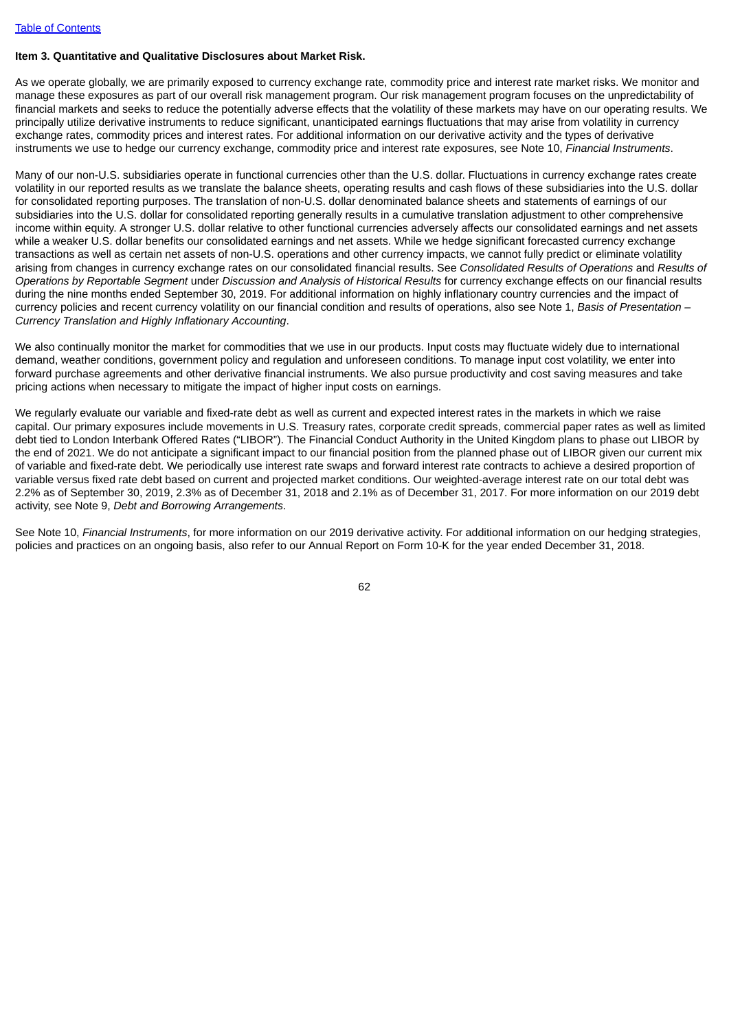**Item 3. Quantitative and Qualitative Disclosures about Market Risk.**

As we operate globally, we are primarily exposed to currency exchange rate, commodity price and interest rate market risks. We monitor and manage these exposures as part of our overall risk management program. Our risk management program focuses on the unpredictability of financial markets and seeks to reduce the potentially adverse effects that the volatility of these markets may have on our operating results. We principally utilize derivative instruments to reduce significant, unanticipated earnings fluctuations that may arise from volatility in currency exchange rates, commodity prices and interest rates. For additional information on our derivative activity and the types of derivative instruments we use to hedge our currency exchange, commodity price and interest rate exposures, see Note 10, *Financial Instruments*.

Many of our non-U.S. subsidiaries operate in functional currencies other than the U.S. dollar. Fluctuations in currency exchange rates create volatility in our reported results as we translate the balance sheets, operating results and cash flows of these subsidiaries into the U.S. dollar for consolidated reporting purposes. The translation of non-U.S. dollar denominated balance sheets and statements of earnings of our subsidiaries into the U.S. dollar for consolidated reporting generally results in a cumulative translation adjustment to other comprehensive income within equity. A stronger U.S. dollar relative to other functional currencies adversely affects our consolidated earnings and net assets while a weaker U.S. dollar benefits our consolidated earnings and net assets. While we hedge significant forecasted currency exchange transactions as well as certain net assets of non-U.S. operations and other currency impacts, we cannot fully predict or eliminate volatility arising from changes in currency exchange rates on our consolidated financial results. See *Consolidated Results of Operations* and *Results of Operations by Reportable Segment* under *Discussion and Analysis of Historical Results* for currency exchange effects on our financial results during the nine months ended September 30, 2019. For additional information on highly inflationary country currencies and the impact of currency policies and recent currency volatility on our financial condition and results of operations, also see Note 1, *Basis of Presentation – Currency Translation and Highly Inflationary Accounting*.

We also continually monitor the market for commodities that we use in our products. Input costs may fluctuate widely due to international demand, weather conditions, government policy and regulation and unforeseen conditions. To manage input cost volatility, we enter into forward purchase agreements and other derivative financial instruments. We also pursue productivity and cost saving measures and take pricing actions when necessary to mitigate the impact of higher input costs on earnings.

We regularly evaluate our variable and fixed-rate debt as well as current and expected interest rates in the markets in which we raise capital. Our primary exposures include movements in U.S. Treasury rates, corporate credit spreads, commercial paper rates as well as limited debt tied to London Interbank Offered Rates ("LIBOR"). The Financial Conduct Authority in the United Kingdom plans to phase out LIBOR by the end of 2021. We do not anticipate a significant impact to our financial position from the planned phase out of LIBOR given our current mix of variable and fixed-rate debt. We periodically use interest rate swaps and forward interest rate contracts to achieve a desired proportion of variable versus fixed rate debt based on current and projected market conditions. Our weighted-average interest rate on our total debt was 2.2% as of September 30, 2019, 2.3% as of December 31, 2018 and 2.1% as of December 31, 2017. For more information on our 2019 debt activity, see Note 9, *Debt and Borrowing Arrangements*.

See Note 10, *Financial Instruments*, for more information on our 2019 derivative activity. For additional information on our hedging strategies, policies and practices on an ongoing basis, also refer to our Annual Report on Form 10-K for the year ended December 31, 2018.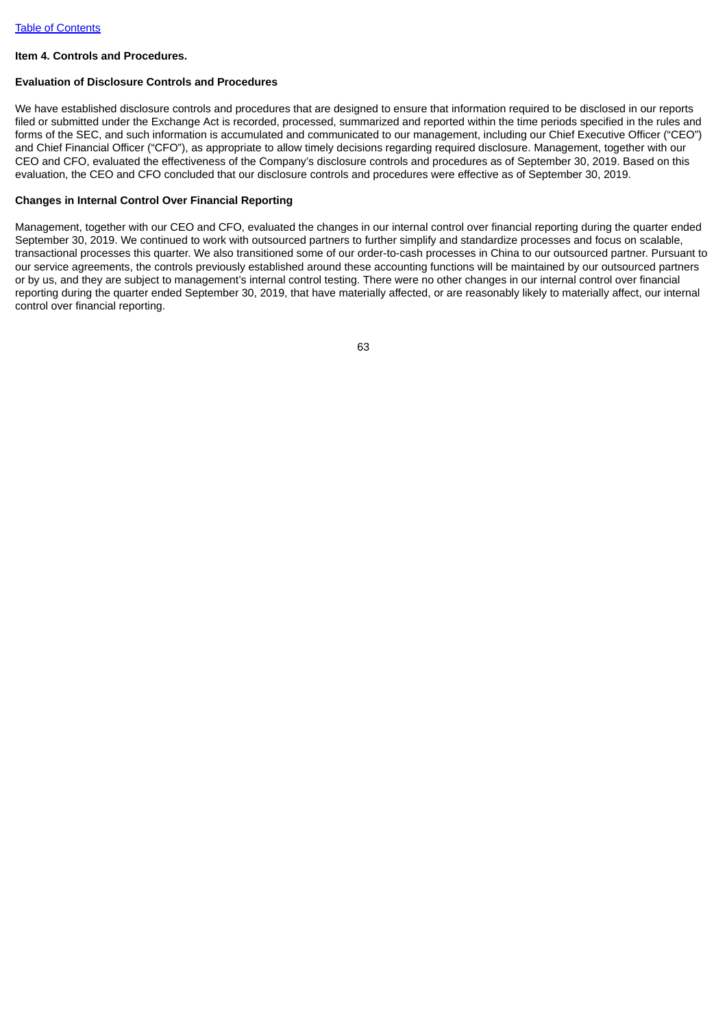**Item 4. Controls and Procedures.**

**Evaluation of Disclosure Controls and Procedures**

We have established disclosure controls and procedures that are designed to ensure that information required to be disclosed in our reports filed or submitted under the Exchange Act is recorded, processed, summarized and reported within the time periods specified in the rules and forms of the SEC, and such information is accumulated and communicated to our management, including our Chief Executive Officer ("CEO") and Chief Financial Officer ("CFO"), as appropriate to allow timely decisions regarding required disclosure. Management, together with our CEO and CFO, evaluated the effectiveness of the Company's disclosure controls and procedures as of September 30, 2019. Based on this evaluation, the CEO and CFO concluded that our disclosure controls and procedures were effective as of September 30, 2019.

**Changes in Internal Control Over Financial Reporting**

Management, together with our CEO and CFO, evaluated the changes in our internal control over financial reporting during the quarter ended September 30, 2019. We continued to work with outsourced partners to further simplify and standardize processes and focus on scalable, transactional processes this quarter. We also transitioned some of our order-to-cash processes in China to our outsourced partner. Pursuant to our service agreements, the controls previously established around these accounting functions will be maintained by our outsourced partners or by us, and they are subject to management's internal control testing. There were no other changes in our internal control over financial reporting during the quarter ended September 30, 2019, that have materially affected, or are reasonably likely to materially affect, our internal control over financial reporting.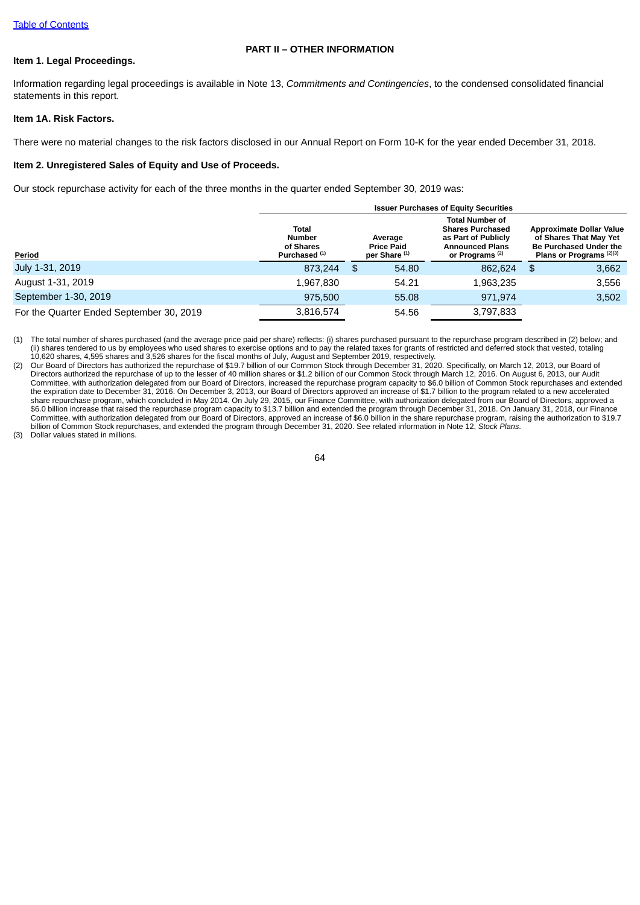[Table of Contents]

# PART II – OTHER INFORMATION

## Item 1. Legal Proceedings.

Information regarding legal proceedings is available in Note 13, *Commitments and Contingencies*, to the condensed consolidated financial statements in this report.

## Item 1A. Risk Factors.

There were no material changes to the risk factors disclosed in our Annual Report on Form 10-K for the year ended December 31, 2018.

## Item 2. Unregistered Sales of Equity and Use of Proceeds.

Our stock repurchase activity for each of the three months in the quarter ended September 30, 2019 was:

| | Issuer Purchases of Equity Securities | | | |
|---|---|---|---|---|
| Period | Total Number of Shares Purchased [1] | Average Price Paid per Share [1] | Total Number of Shares Purchased as Part of Publicly Announced Plans or Programs [2] | Approximate Dollar Value of Shares That May Yet Be Purchased Under the Plans or Programs [2][3] |
| July 1-31, 2019 | 873,244 | $ 54.80 | 862,624 | $ 3,662 |
| August 1-31, 2019 | 1,967,830 | 54.21 | 1,963,235 | 3,556 |
| September 1-30, 2019 | 975,500 | 55.08 | 971,974 | 3,502 |
| For the Quarter Ended September 30, 2019 | 3,816,574 | 54.56 | 3,797,833 | |

(1) The total number of shares purchased (and the average price paid per share) reflects: (i) shares purchased pursuant to the repurchase program described in (2) below; and (ii) shares tendered to us by employees who used shares to exercise options and to pay the related taxes for grants of restricted and deferred stock that vested, totaling 10,620 shares, 4,595 shares and 3,526 shares for the fiscal months of July, August and September 2019, respectively.

(2) Our Board of Directors has authorized the repurchase of $19.7 billion of our Common Stock through December 31, 2020. Specifically, on March 12, 2013, our Board of Directors authorized the repurchase of up to the lesser of 40 million shares or $1.2 billion of our Common Stock through March 12, 2016. On August 6, 2013, our Audit Committee, with authorization delegated from our Board of Directors, increased the repurchase program capacity to $6.0 billion of Common Stock repurchases and extended the expiration date to December 31, 2016. On December 3, 2013, our Board of Directors approved an increase of $1.7 billion to the program related to a new accelerated share repurchase program, which concluded in May 2014. On July 29, 2015, our Finance Committee, with authorization delegated from our Board of Directors, approved a $6.0 billion increase that raised the repurchase program capacity to $13.7 billion and extended the program through December 31, 2018. On January 31, 2018, our Finance Committee, with authorization delegated from our Board of Directors, approved an increase of $6.0 billion in the share repurchase program, raising the authorization to $19.7 billion of Common Stock repurchases, and extended the program through December 31, 2020. See related information in Note 12, *Stock Plans*.

(3) Dollar values stated in millions.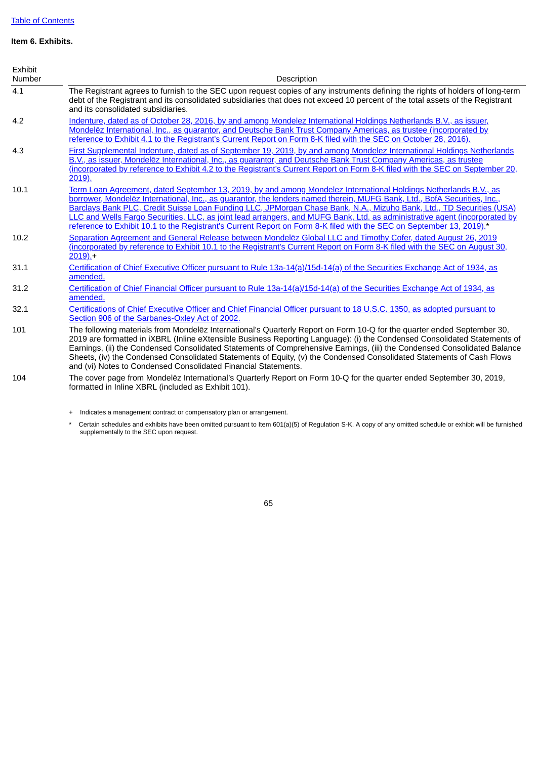[Table of Contents](#)

**Item 6. Exhibits.**

| Exhibit Number | Description |
|---|---|
| 4.1 | The Registrant agrees to furnish to the SEC upon request copies of any instruments defining the rights of holders of long-term debt of the Registrant and its consolidated subsidiaries that does not exceed 10 percent of the total assets of the Registrant and its consolidated subsidiaries. |
| 4.2 | Indenture, dated as of October 28, 2016, by and among Mondelez International Holdings Netherlands B.V., as issuer, Mondelēz International, Inc., as guarantor, and Deutsche Bank Trust Company Americas, as trustee (incorporated by reference to Exhibit 4.1 to the Registrant's Current Report on Form 8-K filed with the SEC on October 28, 2016). |
| 4.3 | First Supplemental Indenture, dated as of September 19, 2019, by and among Mondelez International Holdings Netherlands B.V., as issuer, Mondelēz International, Inc., as guarantor, and Deutsche Bank Trust Company Americas, as trustee (incorporated by reference to Exhibit 4.2 to the Registrant's Current Report on Form 8-K filed with the SEC on September 20, 2019). |
| 10.1 | Term Loan Agreement, dated September 13, 2019, by and among Mondelez International Holdings Netherlands B.V., as borrower, Mondelēz International, Inc., as guarantor, the lenders named therein, MUFG Bank, Ltd., BofA Securities, Inc., Barclays Bank PLC, Credit Suisse Loan Funding LLC, JPMorgan Chase Bank, N.A., Mizuho Bank, Ltd., TD Securities (USA) LLC and Wells Fargo Securities, LLC, as joint lead arrangers, and MUFG Bank, Ltd. as administrative agent (incorporated by reference to Exhibit 10.1 to the Registrant's Current Report on Form 8-K filed with the SEC on September 13, 2019).* |
| 10.2 | Separation Agreement and General Release between Mondelēz Global LLC and Timothy Cofer, dated August 26, 2019 (incorporated by reference to Exhibit 10.1 to the Registrant's Current Report on Form 8-K filed with the SEC on August 30, 2019).+ |
| 31.1 | Certification of Chief Executive Officer pursuant to Rule 13a-14(a)/15d-14(a) of the Securities Exchange Act of 1934, as amended. |
| 31.2 | Certification of Chief Financial Officer pursuant to Rule 13a-14(a)/15d-14(a) of the Securities Exchange Act of 1934, as amended. |
| 32.1 | Certifications of Chief Executive Officer and Chief Financial Officer pursuant to 18 U.S.C. 1350, as adopted pursuant to Section 906 of the Sarbanes-Oxley Act of 2002. |
| 101 | The following materials from Mondelēz International's Quarterly Report on Form 10-Q for the quarter ended September 30, 2019 are formatted in iXBRL (Inline eXtensible Business Reporting Language): (i) the Condensed Consolidated Statements of Earnings, (ii) the Condensed Consolidated Statements of Comprehensive Earnings, (iii) the Condensed Consolidated Balance Sheets, (iv) the Condensed Consolidated Statements of Equity, (v) the Condensed Consolidated Statements of Cash Flows and (vi) Notes to Condensed Consolidated Financial Statements. |
| 104 | The cover page from Mondelēz International's Quarterly Report on Form 10-Q for the quarter ended September 30, 2019, formatted in Inline XBRL (included as Exhibit 101). |

\+ Indicates a management contract or compensatory plan or arrangement.

\* Certain schedules and exhibits have been omitted pursuant to Item 601(a)(5) of Regulation S-K. A copy of any omitted schedule or exhibit will be furnished supplementally to the SEC upon request.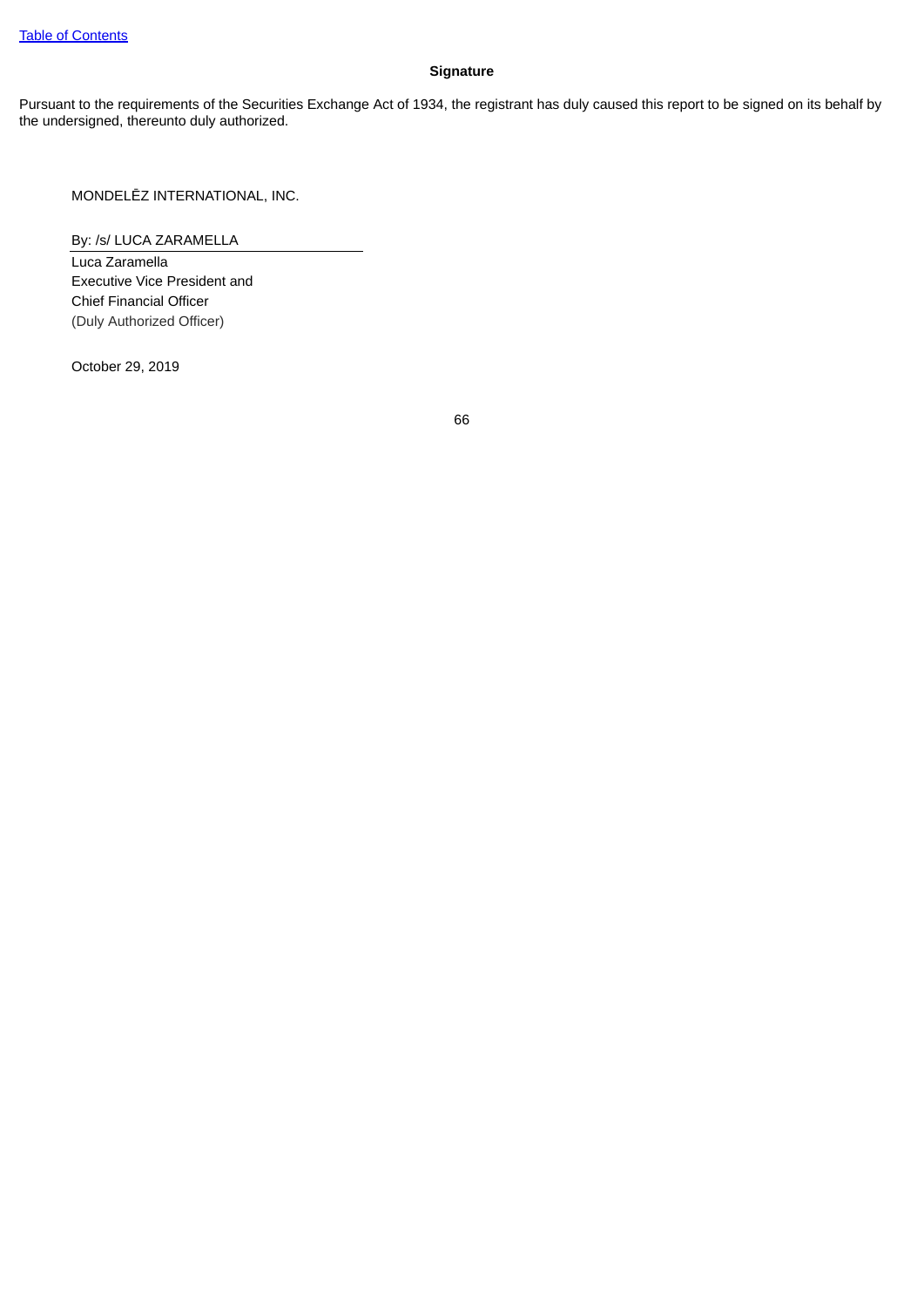Table of Contents

## Signature

Pursuant to the requirements of the Securities Exchange Act of 1934, the registrant has duly caused this report to be signed on its behalf by the undersigned, thereunto duly authorized.

MONDELĒZ INTERNATIONAL, INC.

By: /s/ LUCA ZARAMELLA

Luca Zaramella
Executive Vice President and
Chief Financial Officer
(Duly Authorized Officer)

October 29, 2019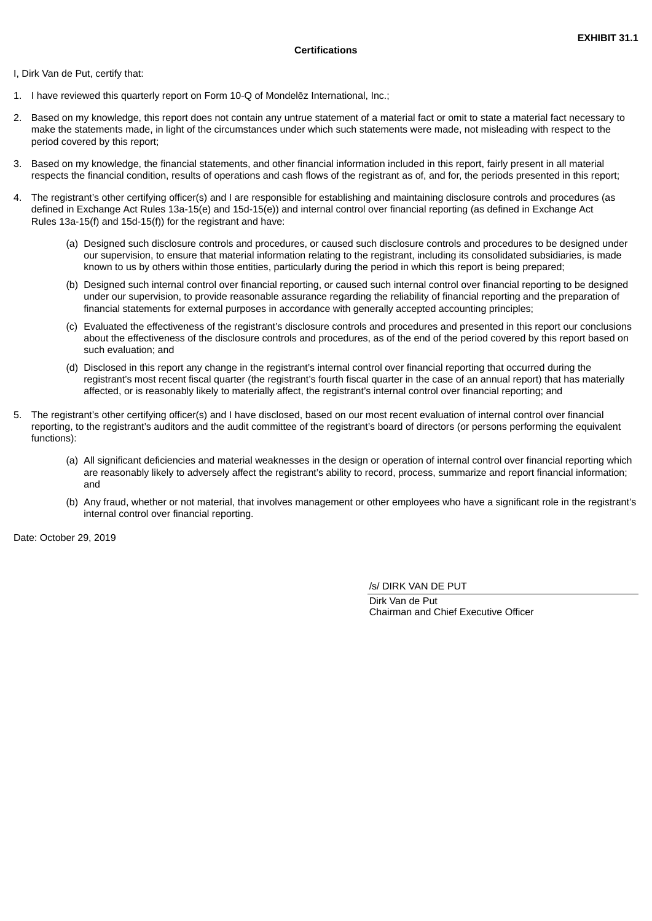**EXHIBIT 31.1**

**Certifications**

I, Dirk Van de Put, certify that:

1. I have reviewed this quarterly report on Form 10-Q of Mondelēz International, Inc.;

2. Based on my knowledge, this report does not contain any untrue statement of a material fact or omit to state a material fact necessary to make the statements made, in light of the circumstances under which such statements were made, not misleading with respect to the period covered by this report;

3. Based on my knowledge, the financial statements, and other financial information included in this report, fairly present in all material respects the financial condition, results of operations and cash flows of the registrant as of, and for, the periods presented in this report;

4. The registrant's other certifying officer(s) and I are responsible for establishing and maintaining disclosure controls and procedures (as defined in Exchange Act Rules 13a-15(e) and 15d-15(e)) and internal control over financial reporting (as defined in Exchange Act Rules 13a-15(f) and 15d-15(f)) for the registrant and have:

   (a) Designed such disclosure controls and procedures, or caused such disclosure controls and procedures to be designed under our supervision, to ensure that material information relating to the registrant, including its consolidated subsidiaries, is made known to us by others within those entities, particularly during the period in which this report is being prepared;

   (b) Designed such internal control over financial reporting, or caused such internal control over financial reporting to be designed under our supervision, to provide reasonable assurance regarding the reliability of financial reporting and the preparation of financial statements for external purposes in accordance with generally accepted accounting principles;

   (c) Evaluated the effectiveness of the registrant's disclosure controls and procedures and presented in this report our conclusions about the effectiveness of the disclosure controls and procedures, as of the end of the period covered by this report based on such evaluation; and

   (d) Disclosed in this report any change in the registrant's internal control over financial reporting that occurred during the registrant's most recent fiscal quarter (the registrant's fourth fiscal quarter in the case of an annual report) that has materially affected, or is reasonably likely to materially affect, the registrant's internal control over financial reporting; and

5. The registrant's other certifying officer(s) and I have disclosed, based on our most recent evaluation of internal control over financial reporting, to the registrant's auditors and the audit committee of the registrant's board of directors (or persons performing the equivalent functions):

   (a) All significant deficiencies and material weaknesses in the design or operation of internal control over financial reporting which are reasonably likely to adversely affect the registrant's ability to record, process, summarize and report financial information; and

   (b) Any fraud, whether or not material, that involves management or other employees who have a significant role in the registrant's internal control over financial reporting.

Date: October 29, 2019

/s/ DIRK VAN DE PUT

Dirk Van de Put
Chairman and Chief Executive Officer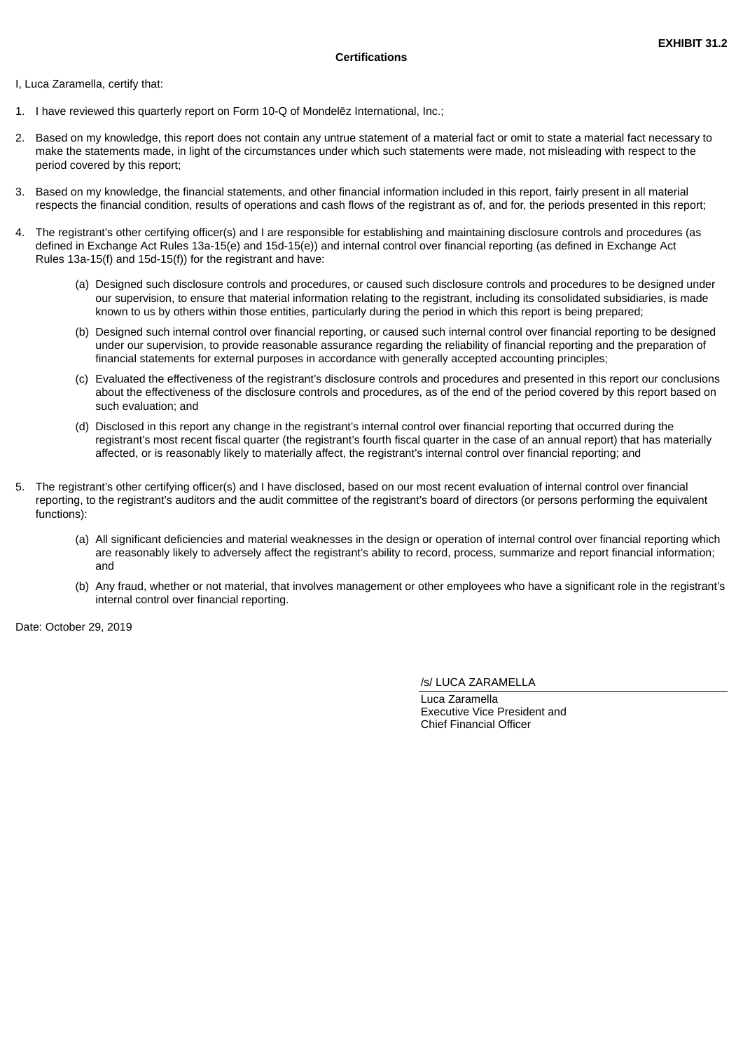**EXHIBIT 31.2**

**Certifications**

I, Luca Zaramella, certify that:

1. I have reviewed this quarterly report on Form 10-Q of Mondelēz International, Inc.;

2. Based on my knowledge, this report does not contain any untrue statement of a material fact or omit to state a material fact necessary to make the statements made, in light of the circumstances under which such statements were made, not misleading with respect to the period covered by this report;

3. Based on my knowledge, the financial statements, and other financial information included in this report, fairly present in all material respects the financial condition, results of operations and cash flows of the registrant as of, and for, the periods presented in this report;

4. The registrant's other certifying officer(s) and I are responsible for establishing and maintaining disclosure controls and procedures (as defined in Exchange Act Rules 13a-15(e) and 15d-15(e)) and internal control over financial reporting (as defined in Exchange Act Rules 13a-15(f) and 15d-15(f)) for the registrant and have:

   (a) Designed such disclosure controls and procedures, or caused such disclosure controls and procedures to be designed under our supervision, to ensure that material information relating to the registrant, including its consolidated subsidiaries, is made known to us by others within those entities, particularly during the period in which this report is being prepared;

   (b) Designed such internal control over financial reporting, or caused such internal control over financial reporting to be designed under our supervision, to provide reasonable assurance regarding the reliability of financial reporting and the preparation of financial statements for external purposes in accordance with generally accepted accounting principles;

   (c) Evaluated the effectiveness of the registrant's disclosure controls and procedures and presented in this report our conclusions about the effectiveness of the disclosure controls and procedures, as of the end of the period covered by this report based on such evaluation; and

   (d) Disclosed in this report any change in the registrant's internal control over financial reporting that occurred during the registrant's most recent fiscal quarter (the registrant's fourth fiscal quarter in the case of an annual report) that has materially affected, or is reasonably likely to materially affect, the registrant's internal control over financial reporting; and

5. The registrant's other certifying officer(s) and I have disclosed, based on our most recent evaluation of internal control over financial reporting, to the registrant's auditors and the audit committee of the registrant's board of directors (or persons performing the equivalent functions):

   (a) All significant deficiencies and material weaknesses in the design or operation of internal control over financial reporting which are reasonably likely to adversely affect the registrant's ability to record, process, summarize and report financial information; and

   (b) Any fraud, whether or not material, that involves management or other employees who have a significant role in the registrant's internal control over financial reporting.

Date: October 29, 2019

/s/ LUCA ZARAMELLA

Luca Zaramella
Executive Vice President and
Chief Financial Officer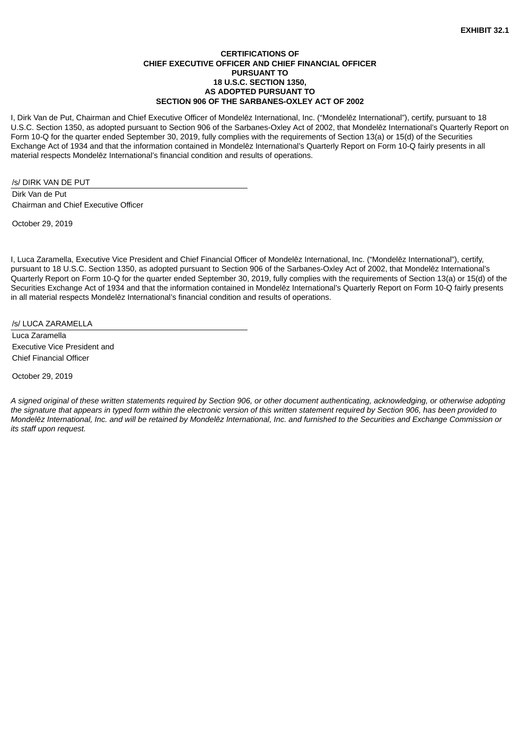**EXHIBIT 32.1**

**CERTIFICATIONS OF**
**CHIEF EXECUTIVE OFFICER AND CHIEF FINANCIAL OFFICER**
**PURSUANT TO**
**18 U.S.C. SECTION 1350,**
**AS ADOPTED PURSUANT TO**
**SECTION 906 OF THE SARBANES-OXLEY ACT OF 2002**

I, Dirk Van de Put, Chairman and Chief Executive Officer of Mondelēz International, Inc. (“Mondelēz International”), certify, pursuant to 18 U.S.C. Section 1350, as adopted pursuant to Section 906 of the Sarbanes-Oxley Act of 2002, that Mondelēz International’s Quarterly Report on Form 10-Q for the quarter ended September 30, 2019, fully complies with the requirements of Section 13(a) or 15(d) of the Securities Exchange Act of 1934 and that the information contained in Mondelēz International’s Quarterly Report on Form 10-Q fairly presents in all material respects Mondelēz International’s financial condition and results of operations.

/s/ DIRK VAN DE PUT

Dirk Van de Put
Chairman and Chief Executive Officer

October 29, 2019

I, Luca Zaramella, Executive Vice President and Chief Financial Officer of Mondelēz International, Inc. (“Mondelēz International”), certify, pursuant to 18 U.S.C. Section 1350, as adopted pursuant to Section 906 of the Sarbanes-Oxley Act of 2002, that Mondelēz International’s Quarterly Report on Form 10-Q for the quarter ended September 30, 2019, fully complies with the requirements of Section 13(a) or 15(d) of the Securities Exchange Act of 1934 and that the information contained in Mondelēz International’s Quarterly Report on Form 10-Q fairly presents in all material respects Mondelēz International’s financial condition and results of operations.

/s/ LUCA ZARAMELLA

Luca Zaramella
Executive Vice President and
Chief Financial Officer

October 29, 2019

*A signed original of these written statements required by Section 906, or other document authenticating, acknowledging, or otherwise adopting the signature that appears in typed form within the electronic version of this written statement required by Section 906, has been provided to Mondelēz International, Inc. and will be retained by Mondelēz International, Inc. and furnished to the Securities and Exchange Commission or its staff upon request.*